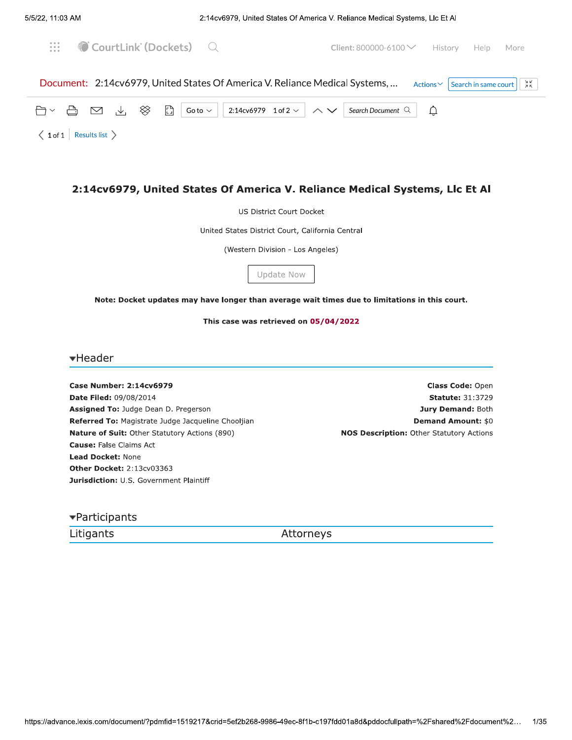# 2:14cv6979, United States Of America V. Reliance Medical Systems, Llc Et Al

US District Court Docket

United States District Court, California Central

(Western Division - Los Angeles)

Update Now

**Note: Docket updates may have longer than average wait times due to limitations in this court.**

**This case was retrieved on 05/04/2022**

## Header

**Case Number: 2:14cv6979**
**Date Filed:** 09/08/2014
**Assigned To:** Judge Dean D. Pregerson
**Referred To:** Magistrate Judge Jacqueline Chooljian
**Nature of Suit:** Other Statutory Actions (890)
**Cause:** False Claims Act
**Lead Docket:** None
**Other Docket:** 2:13cv03363
**Jurisdiction:** U.S. Government Plaintiff

**Class Code:** Open
**Statute:** 31:3729
**Jury Demand:** Both
**Demand Amount:** $0
**NOS Description:** Other Statutory Actions

## Participants

| Litigants | Attorneys |
| --- | --- |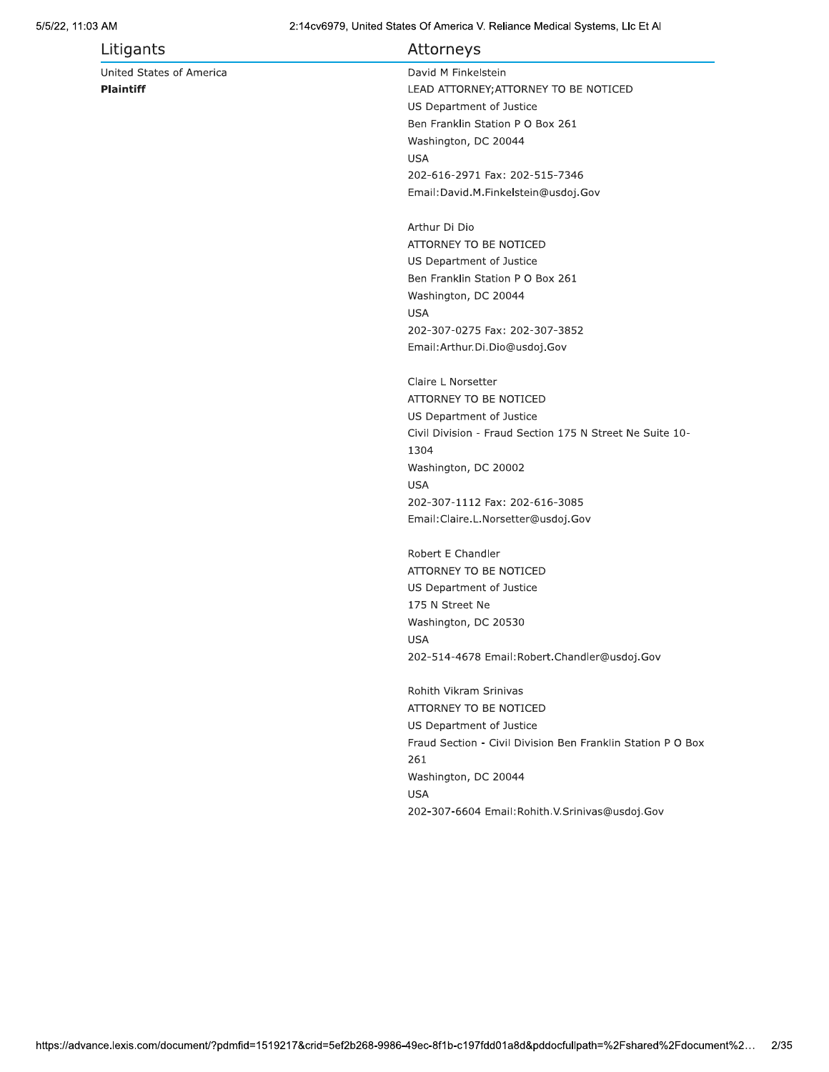| Litigants | Attorneys |
| --- | --- |
| United States of America<br>**Plaintiff** | David M Finkelstein<br>LEAD ATTORNEY;ATTORNEY TO BE NOTICED<br>US Department of Justice<br>Ben Franklin Station P O Box 261<br>Washington, DC 20044<br>USA<br>202-616-2971 Fax: 202-515-7346<br>Email:David.M.Finkelstein@usdoj.Gov<br><br>Arthur Di Dio<br>ATTORNEY TO BE NOTICED<br>US Department of Justice<br>Ben Franklin Station P O Box 261<br>Washington, DC 20044<br>USA<br>202-307-0275 Fax: 202-307-3852<br>Email:Arthur.Di.Dio@usdoj.Gov<br><br>Claire L Norsetter<br>ATTORNEY TO BE NOTICED<br>US Department of Justice<br>Civil Division - Fraud Section 175 N Street Ne Suite 10-1304<br>Washington, DC 20002<br>USA<br>202-307-1112 Fax: 202-616-3085<br>Email:Claire.L.Norsetter@usdoj.Gov<br><br>Robert E Chandler<br>ATTORNEY TO BE NOTICED<br>US Department of Justice<br>175 N Street Ne<br>Washington, DC 20530<br>USA<br>202-514-4678 Email:Robert.Chandler@usdoj.Gov<br><br>Rohith Vikram Srinivas<br>ATTORNEY TO BE NOTICED<br>US Department of Justice<br>Fraud Section - Civil Division Ben Franklin Station P O Box 261<br>Washington, DC 20044<br>USA<br>202-307-6604 Email:Rohith.V.Srinivas@usdoj.Gov |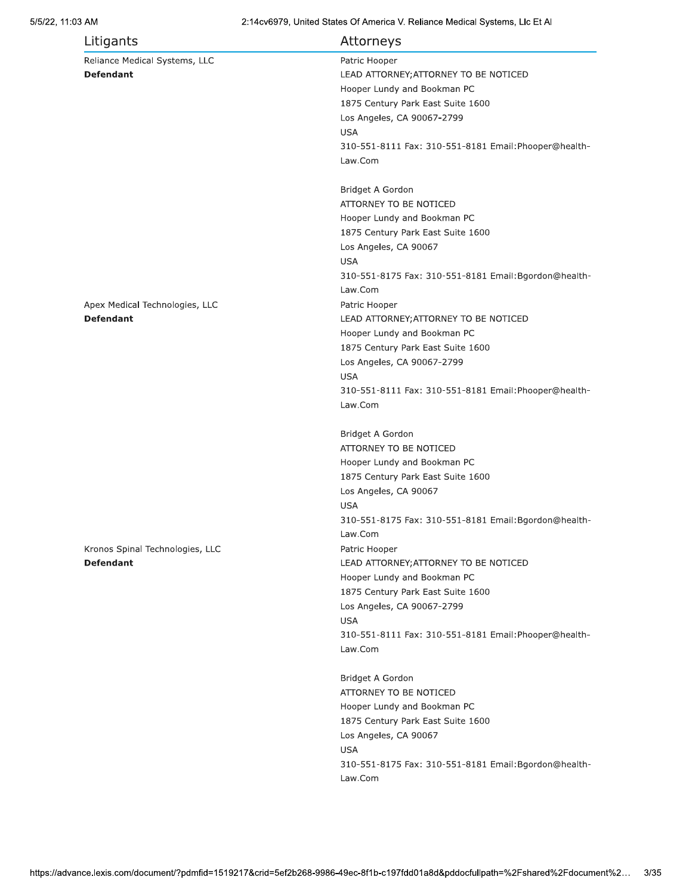| Litigants | Attorneys |
| --- | --- |
| Reliance Medical Systems, LLC<br>**Defendant** | Patric Hooper<br>LEAD ATTORNEY;ATTORNEY TO BE NOTICED<br>Hooper Lundy and Bookman PC<br>1875 Century Park East Suite 1600<br>Los Angeles, CA 90067-2799<br>USA<br>310-551-8111 Fax: 310-551-8181 Email:Phooper@health-Law.Com<br><br>Bridget A Gordon<br>ATTORNEY TO BE NOTICED<br>Hooper Lundy and Bookman PC<br>1875 Century Park East Suite 1600<br>Los Angeles, CA 90067<br>USA<br>310-551-8175 Fax: 310-551-8181 Email:Bgordon@health-Law.Com |
| Apex Medical Technologies, LLC<br>**Defendant** | Patric Hooper<br>LEAD ATTORNEY;ATTORNEY TO BE NOTICED<br>Hooper Lundy and Bookman PC<br>1875 Century Park East Suite 1600<br>Los Angeles, CA 90067-2799<br>USA<br>310-551-8111 Fax: 310-551-8181 Email:Phooper@health-Law.Com<br><br>Bridget A Gordon<br>ATTORNEY TO BE NOTICED<br>Hooper Lundy and Bookman PC<br>1875 Century Park East Suite 1600<br>Los Angeles, CA 90067<br>USA<br>310-551-8175 Fax: 310-551-8181 Email:Bgordon@health-Law.Com |
| Kronos Spinal Technologies, LLC<br>**Defendant** | Patric Hooper<br>LEAD ATTORNEY;ATTORNEY TO BE NOTICED<br>Hooper Lundy and Bookman PC<br>1875 Century Park East Suite 1600<br>Los Angeles, CA 90067-2799<br>USA<br>310-551-8111 Fax: 310-551-8181 Email:Phooper@health-Law.Com<br><br>Bridget A Gordon<br>ATTORNEY TO BE NOTICED<br>Hooper Lundy and Bookman PC<br>1875 Century Park East Suite 1600<br>Los Angeles, CA 90067<br>USA<br>310-551-8175 Fax: 310-551-8181 Email:Bgordon@health-Law.Com |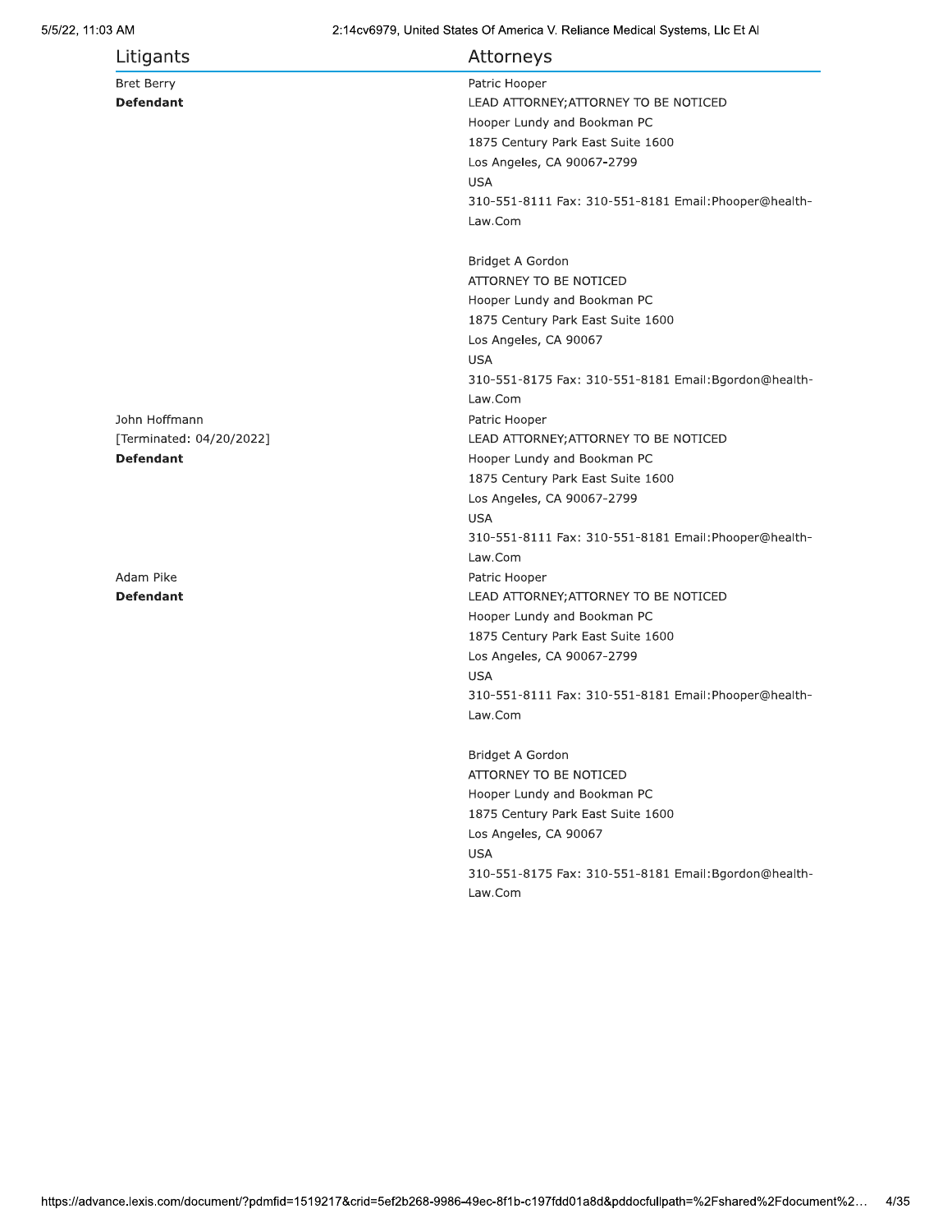| Litigants | Attorneys |
| --- | --- |
| Bret Berry<br>**Defendant** | Patric Hooper<br>LEAD ATTORNEY;ATTORNEY TO BE NOTICED<br>Hooper Lundy and Bookman PC<br>1875 Century Park East Suite 1600<br>Los Angeles, CA 90067-2799<br>USA<br>310-551-8111 Fax: 310-551-8181 Email:Phooper@health-Law.Com<br><br>Bridget A Gordon<br>ATTORNEY TO BE NOTICED<br>Hooper Lundy and Bookman PC<br>1875 Century Park East Suite 1600<br>Los Angeles, CA 90067<br>USA<br>310-551-8175 Fax: 310-551-8181 Email:Bgordon@health-Law.Com |
| John Hoffmann<br>[Terminated: 04/20/2022]<br>**Defendant** | Patric Hooper<br>LEAD ATTORNEY;ATTORNEY TO BE NOTICED<br>Hooper Lundy and Bookman PC<br>1875 Century Park East Suite 1600<br>Los Angeles, CA 90067-2799<br>USA<br>310-551-8111 Fax: 310-551-8181 Email:Phooper@health-Law.Com |
| Adam Pike<br>**Defendant** | Patric Hooper<br>LEAD ATTORNEY;ATTORNEY TO BE NOTICED<br>Hooper Lundy and Bookman PC<br>1875 Century Park East Suite 1600<br>Los Angeles, CA 90067-2799<br>USA<br>310-551-8111 Fax: 310-551-8181 Email:Phooper@health-Law.Com<br><br>Bridget A Gordon<br>ATTORNEY TO BE NOTICED<br>Hooper Lundy and Bookman PC<br>1875 Century Park East Suite 1600<br>Los Angeles, CA 90067<br>USA<br>310-551-8175 Fax: 310-551-8181 Email:Bgordon@health-Law.Com |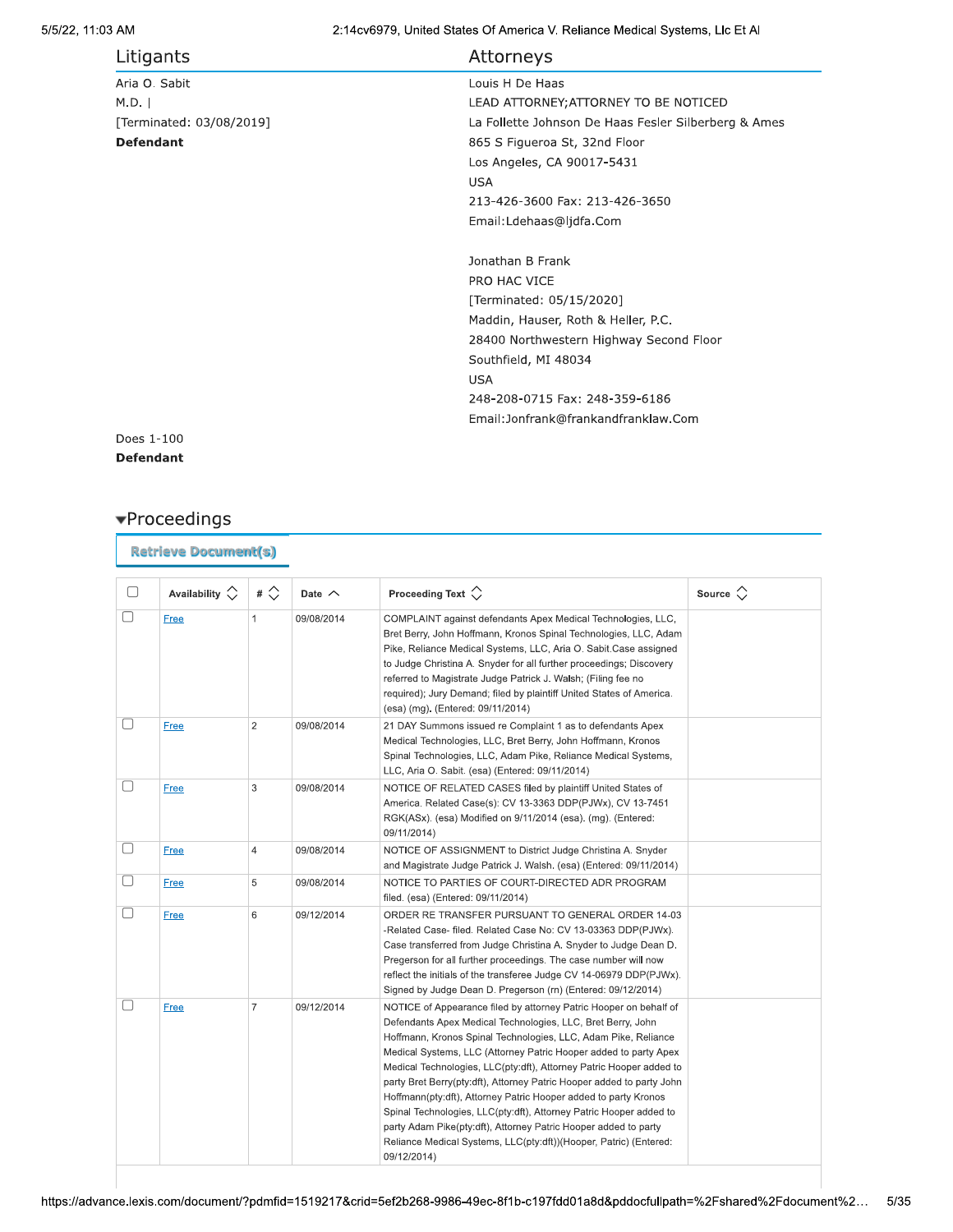## Litigants

## Attorneys

| Litigants | Attorneys |
|---|---|
| Aria O. Sabit<br>M.D. \|<br>[Terminated: 03/08/2019]<br>**Defendant** | Louis H De Haas<br>LEAD ATTORNEY;ATTORNEY TO BE NOTICED<br>La Follette Johnson De Haas Fesler Silberberg & Ames<br>865 S Figueroa St, 32nd Floor<br>Los Angeles, CA 90017-5431<br>USA<br>213-426-3600 Fax: 213-426-3650<br>Email:Ldehaas@ljdfa.Com<br><br>Jonathan B Frank<br>PRO HAC VICE<br>[Terminated: 05/15/2020]<br>Maddin, Hauser, Roth & Heller, P.C.<br>28400 Northwestern Highway Second Floor<br>Southfield, MI 48034<br>USA<br>248-208-0715 Fax: 248-359-6186<br>Email:Jonfrank@frankandfranklaw.Com |
| Does 1-100<br>**Defendant** | |

## ▾Proceedings

Retrieve Document(s)

| | Availability | # | Date | Proceeding Text | Source |
|---|---|---|---|---|---|
| ☐ | Free | 1 | 09/08/2014 | COMPLAINT against defendants Apex Medical Technologies, LLC, Bret Berry, John Hoffmann, Kronos Spinal Technologies, LLC, Adam Pike, Reliance Medical Systems, LLC, Aria O. Sabit.Case assigned to Judge Christina A. Snyder for all further proceedings; Discovery referred to Magistrate Judge Patrick J. Walsh; (Filing fee no required); Jury Demand; filed by plaintiff United States of America. (esa) (mg). (Entered: 09/11/2014) | |
| ☐ | Free | 2 | 09/08/2014 | 21 DAY Summons issued re Complaint 1 as to defendants Apex Medical Technologies, LLC, Bret Berry, John Hoffmann, Kronos Spinal Technologies, LLC, Adam Pike, Reliance Medical Systems, LLC, Aria O. Sabit. (esa) (Entered: 09/11/2014) | |
| ☐ | Free | 3 | 09/08/2014 | NOTICE OF RELATED CASES filed by plaintiff United States of America. Related Case(s): CV 13-3363 DDP(PJWx), CV 13-7451 RGK(ASx). (esa) Modified on 9/11/2014 (esa). (mg). (Entered: 09/11/2014) | |
| ☐ | Free | 4 | 09/08/2014 | NOTICE OF ASSIGNMENT to District Judge Christina A. Snyder and Magistrate Judge Patrick J. Walsh. (esa) (Entered: 09/11/2014) | |
| ☐ | Free | 5 | 09/08/2014 | NOTICE TO PARTIES OF COURT-DIRECTED ADR PROGRAM filed. (esa) (Entered: 09/11/2014) | |
| ☐ | Free | 6 | 09/12/2014 | ORDER RE TRANSFER PURSUANT TO GENERAL ORDER 14-03 -Related Case- filed. Related Case No: CV 13-03363 DDP(PJWx). Case transferred from Judge Christina A. Snyder to Judge Dean D. Pregerson for all further proceedings. The case number will now reflect the initials of the transferee Judge CV 14-06979 DDP(PJWx). Signed by Judge Dean D. Pregerson (rn) (Entered: 09/12/2014) | |
| ☐ | Free | 7 | 09/12/2014 | NOTICE of Appearance filed by attorney Patric Hooper on behalf of Defendants Apex Medical Technologies, LLC, Bret Berry, John Hoffmann, Kronos Spinal Technologies, LLC, Adam Pike, Reliance Medical Systems, LLC (Attorney Patric Hooper added to party Apex Medical Technologies, LLC(pty:dft), Attorney Patric Hooper added to party Bret Berry(pty:dft), Attorney Patric Hooper added to party John Hoffmann(pty:dft), Attorney Patric Hooper added to party Kronos Spinal Technologies, LLC(pty:dft), Attorney Patric Hooper added to party Adam Pike(pty:dft), Attorney Patric Hooper added to party Reliance Medical Systems, LLC(pty:dft))(Hooper, Patric) (Entered: 09/12/2014) | |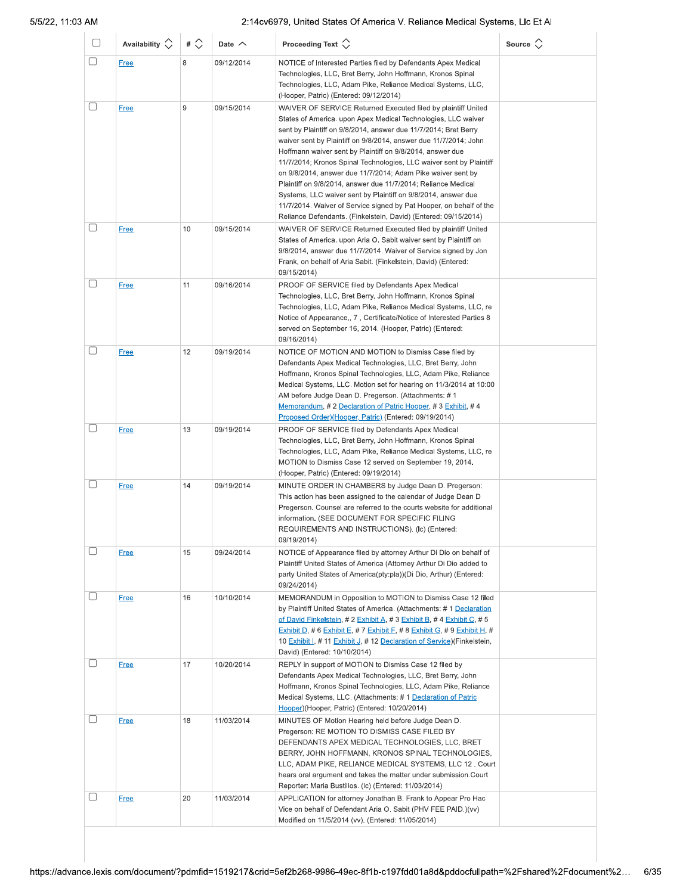| | Availability | # | Date | Proceeding Text | Source |
|---|---|---|---|---|---|
| | Free | 8 | 09/12/2014 | NOTICE of Interested Parties filed by Defendants Apex Medical Technologies, LLC, Bret Berry, John Hoffmann, Kronos Spinal Technologies, LLC, Adam Pike, Reliance Medical Systems, LLC, (Hooper, Patric) (Entered: 09/12/2014) | |
| | Free | 9 | 09/15/2014 | WAIVER OF SERVICE Returned Executed filed by plaintiff United States of America. upon Apex Medical Technologies, LLC waiver sent by Plaintiff on 9/8/2014, answer due 11/7/2014; Bret Berry waiver sent by Plaintiff on 9/8/2014, answer due 11/7/2014; John Hoffmann waiver sent by Plaintiff on 9/8/2014, answer due 11/7/2014; Kronos Spinal Technologies, LLC waiver sent by Plaintiff on 9/8/2014, answer due 11/7/2014; Adam Pike waiver sent by Plaintiff on 9/8/2014, answer due 11/7/2014; Reliance Medical Systems, LLC waiver sent by Plaintiff on 9/8/2014, answer due 11/7/2014. Waiver of Service signed by Pat Hooper, on behalf of the Reliance Defendants. (Finkelstein, David) (Entered: 09/15/2014) | |
| | Free | 10 | 09/15/2014 | WAIVER OF SERVICE Returned Executed filed by plaintiff United States of America. upon Aria O. Sabit waiver sent by Plaintiff on 9/8/2014, answer due 11/7/2014. Waiver of Service signed by Jon Frank, on behalf of Aria Sabit. (Finkelstein, David) (Entered: 09/15/2014) | |
| | Free | 11 | 09/16/2014 | PROOF OF SERVICE filed by Defendants Apex Medical Technologies, LLC, Bret Berry, John Hoffmann, Kronos Spinal Technologies, LLC, Adam Pike, Reliance Medical Systems, LLC, re Notice of Appearance,, 7 , Certificate/Notice of Interested Parties 8 served on September 16, 2014. (Hooper, Patric) (Entered: 09/16/2014) | |
| | Free | 12 | 09/19/2014 | NOTICE OF MOTION AND MOTION to Dismiss Case filed by Defendants Apex Medical Technologies, LLC, Bret Berry, John Hoffmann, Kronos Spinal Technologies, LLC, Adam Pike, Reliance Medical Systems, LLC. Motion set for hearing on 11/3/2014 at 10:00 AM before Judge Dean D. Pregerson. (Attachments: # 1 Memorandum, # 2 Declaration of Patric Hooper, # 3 Exhibit, # 4 Proposed Order)(Hooper, Patric) (Entered: 09/19/2014) | |
| | Free | 13 | 09/19/2014 | PROOF OF SERVICE filed by Defendants Apex Medical Technologies, LLC, Bret Berry, John Hoffmann, Kronos Spinal Technologies, LLC, Adam Pike, Reliance Medical Systems, LLC, re MOTION to Dismiss Case 12 served on September 19, 2014. (Hooper, Patric) (Entered: 09/19/2014) | |
| | Free | 14 | 09/19/2014 | MINUTE ORDER IN CHAMBERS by Judge Dean D. Pregerson: This action has been assigned to the calendar of Judge Dean D Pregerson. Counsel are referred to the courts website for additional information. (SEE DOCUMENT FOR SPECIFIC FILING REQUIREMENTS AND INSTRUCTIONS). (lc) (Entered: 09/19/2014) | |
| | Free | 15 | 09/24/2014 | NOTICE of Appearance filed by attorney Arthur Di Dio on behalf of Plaintiff United States of America (Attorney Arthur Di Dio added to party United States of America(pty:pla))(Di Dio, Arthur) (Entered: 09/24/2014) | |
| | Free | 16 | 10/10/2014 | MEMORANDUM in Opposition to MOTION to Dismiss Case 12 filed by Plaintiff United States of America. (Attachments: # 1 Declaration of David Finkelstein, # 2 Exhibit A, # 3 Exhibit B, # 4 Exhibit C, # 5 Exhibit D, # 6 Exhibit E, # 7 Exhibit F, # 8 Exhibit G, # 9 Exhibit H, # 10 Exhibit I, # 11 Exhibit J, # 12 Declaration of Service)(Finkelstein, David) (Entered: 10/10/2014) | |
| | Free | 17 | 10/20/2014 | REPLY in support of MOTION to Dismiss Case 12 filed by Defendants Apex Medical Technologies, LLC, Bret Berry, John Hoffmann, Kronos Spinal Technologies, LLC, Adam Pike, Reliance Medical Systems, LLC. (Attachments: # 1 Declaration of Patric Hooper)(Hooper, Patric) (Entered: 10/20/2014) | |
| | Free | 18 | 11/03/2014 | MINUTES OF Motion Hearing held before Judge Dean D. Pregerson: RE MOTION TO DISMISS CASE FILED BY DEFENDANTS APEX MEDICAL TECHNOLOGIES, LLC, BRET BERRY, JOHN HOFFMANN, KRONOS SPINAL TECHNOLOGIES, LLC, ADAM PIKE, RELIANCE MEDICAL SYSTEMS, LLC 12 . Court hears oral argument and takes the matter under submission.Court Reporter: Maria Bustillos. (lc) (Entered: 11/03/2014) | |
| | Free | 20 | 11/03/2014 | APPLICATION for attorney Jonathan B. Frank to Appear Pro Hac Vice on behalf of Defendant Aria O. Sabit (PHV FEE PAID.)(vv) Modified on 11/5/2014 (vv). (Entered: 11/05/2014) | |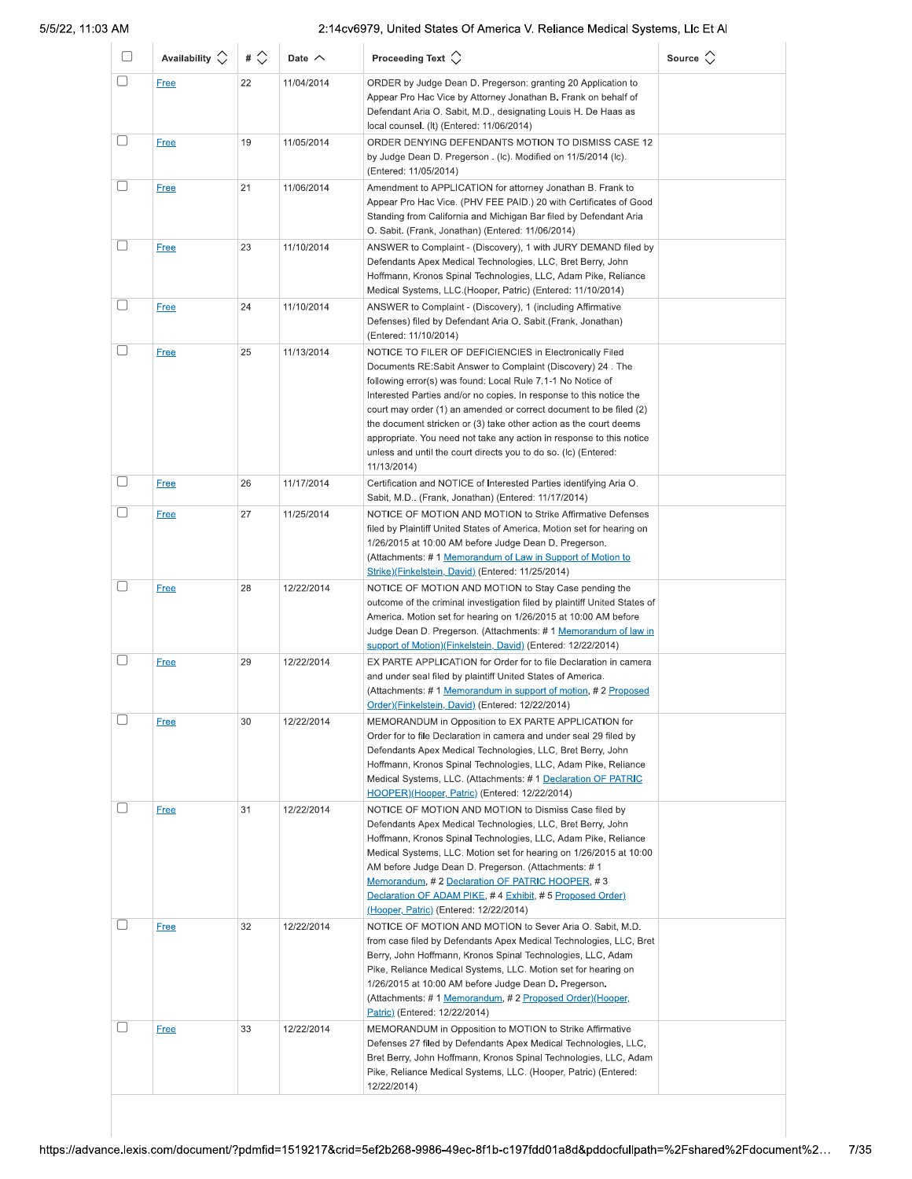| | Availability | # | Date | Proceeding Text | Source |
|---|---|---|---|---|---|
| | Free | 22 | 11/04/2014 | ORDER by Judge Dean D. Pregerson: granting 20 Application to Appear Pro Hac Vice by Attorney Jonathan B. Frank on behalf of Defendant Aria O. Sabit, M.D., designating Louis H. De Haas as local counsel. (lt) (Entered: 11/06/2014) | |
| | Free | 19 | 11/05/2014 | ORDER DENYING DEFENDANTS MOTION TO DISMISS CASE 12 by Judge Dean D. Pregerson . (lc). Modified on 11/5/2014 (lc). (Entered: 11/05/2014) | |
| | Free | 21 | 11/06/2014 | Amendment to APPLICATION for attorney Jonathan B. Frank to Appear Pro Hac Vice. (PHV FEE PAID.) 20 with Certificates of Good Standing from California and Michigan Bar filed by Defendant Aria O. Sabit. (Frank, Jonathan) (Entered: 11/06/2014) | |
| | Free | 23 | 11/10/2014 | ANSWER to Complaint - (Discovery), 1 with JURY DEMAND filed by Defendants Apex Medical Technologies, LLC, Bret Berry, John Hoffmann, Kronos Spinal Technologies, LLC, Adam Pike, Reliance Medical Systems, LLC.(Hooper, Patric) (Entered: 11/10/2014) | |
| | Free | 24 | 11/10/2014 | ANSWER to Complaint - (Discovery), 1 (including Affirmative Defenses) filed by Defendant Aria O. Sabit.(Frank, Jonathan) (Entered: 11/10/2014) | |
| | Free | 25 | 11/13/2014 | NOTICE TO FILER OF DEFICIENCIES in Electronically Filed Documents RE:Sabit Answer to Complaint (Discovery) 24 . The following error(s) was found: Local Rule 7.1-1 No Notice of Interested Parties and/or no copies. In response to this notice the court may order (1) an amended or correct document to be filed (2) the document stricken or (3) take other action as the court deems appropriate. You need not take any action in response to this notice unless and until the court directs you to do so. (lc) (Entered: 11/13/2014) | |
| | Free | 26 | 11/17/2014 | Certification and NOTICE of Interested Parties identifying Aria O. Sabit, M.D.. (Frank, Jonathan) (Entered: 11/17/2014) | |
| | Free | 27 | 11/25/2014 | NOTICE OF MOTION AND MOTION to Strike Affirmative Defenses filed by Plaintiff United States of America. Motion set for hearing on 1/26/2015 at 10:00 AM before Judge Dean D. Pregerson. (Attachments: # 1 Memorandum of Law in Support of Motion to Strike)(Finkelstein, David) (Entered: 11/25/2014) | |
| | Free | 28 | 12/22/2014 | NOTICE OF MOTION AND MOTION to Stay Case pending the outcome of the criminal investigation filed by plaintiff United States of America. Motion set for hearing on 1/26/2015 at 10:00 AM before Judge Dean D. Pregerson. (Attachments: # 1 Memorandum of law in support of Motion)(Finkelstein, David) (Entered: 12/22/2014) | |
| | Free | 29 | 12/22/2014 | EX PARTE APPLICATION for Order for to file Declaration in camera and under seal filed by plaintiff United States of America. (Attachments: # 1 Memorandum in support of motion, # 2 Proposed Order)(Finkelstein, David) (Entered: 12/22/2014) | |
| | Free | 30 | 12/22/2014 | MEMORANDUM in Opposition to EX PARTE APPLICATION for Order for to file Declaration in camera and under seal 29 filed by Defendants Apex Medical Technologies, LLC, Bret Berry, John Hoffmann, Kronos Spinal Technologies, LLC, Adam Pike, Reliance Medical Systems, LLC. (Attachments: # 1 Declaration OF PATRIC HOOPER)(Hooper, Patric) (Entered: 12/22/2014) | |
| | Free | 31 | 12/22/2014 | NOTICE OF MOTION AND MOTION to Dismiss Case filed by Defendants Apex Medical Technologies, LLC, Bret Berry, John Hoffmann, Kronos Spinal Technologies, LLC, Adam Pike, Reliance Medical Systems, LLC. Motion set for hearing on 1/26/2015 at 10:00 AM before Judge Dean D. Pregerson. (Attachments: # 1 Memorandum, # 2 Declaration OF PATRIC HOOPER, # 3 Declaration OF ADAM PIKE, # 4 Exhibit, # 5 Proposed Order)(Hooper, Patric) (Entered: 12/22/2014) | |
| | Free | 32 | 12/22/2014 | NOTICE OF MOTION AND MOTION to Sever Aria O. Sabit, M.D. from case filed by Defendants Apex Medical Technologies, LLC, Bret Berry, John Hoffmann, Kronos Spinal Technologies, LLC, Adam Pike, Reliance Medical Systems, LLC. Motion set for hearing on 1/26/2015 at 10:00 AM before Judge Dean D. Pregerson. (Attachments: # 1 Memorandum, # 2 Proposed Order)(Hooper, Patric) (Entered: 12/22/2014) | |
| | Free | 33 | 12/22/2014 | MEMORANDUM in Opposition to MOTION to Strike Affirmative Defenses 27 filed by Defendants Apex Medical Technologies, LLC, Bret Berry, John Hoffmann, Kronos Spinal Technologies, LLC, Adam Pike, Reliance Medical Systems, LLC. (Hooper, Patric) (Entered: 12/22/2014) | |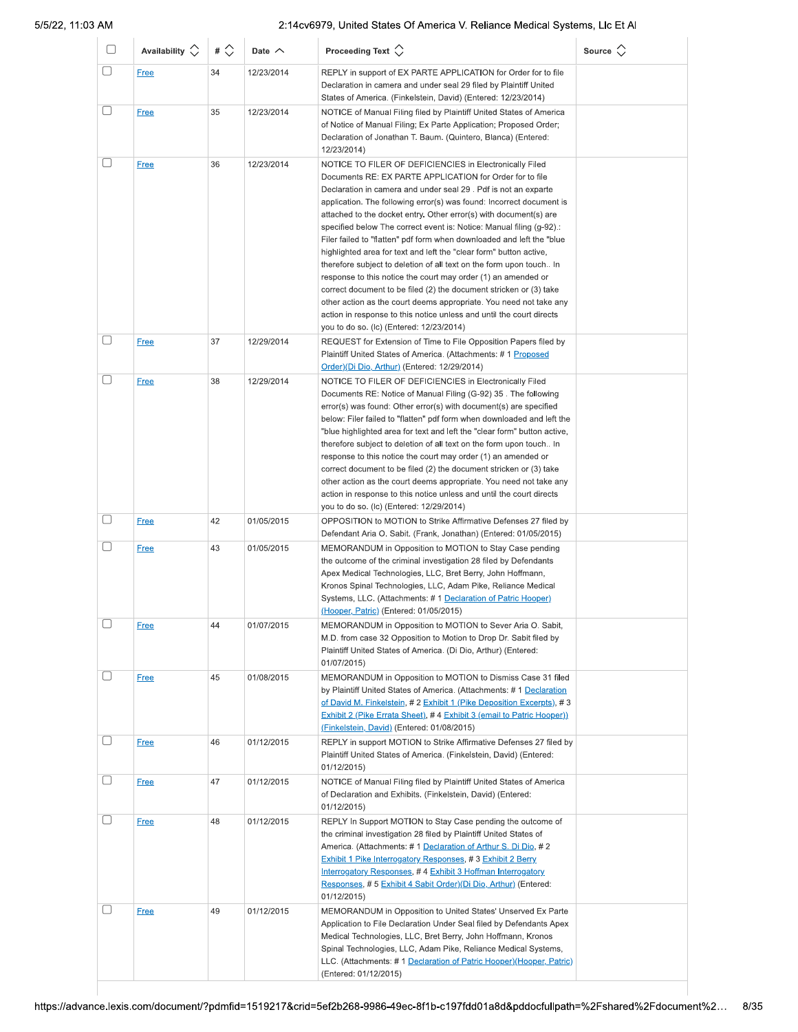| | Availability | # | Date | Proceeding Text | Source |
|---|---|---|---|---|---|
| | Free | 34 | 12/23/2014 | REPLY in support of EX PARTE APPLICATION for Order for to file Declaration in camera and under seal 29 filed by Plaintiff United States of America. (Finkelstein, David) (Entered: 12/23/2014) | |
| | Free | 35 | 12/23/2014 | NOTICE of Manual Filing filed by Plaintiff United States of America of Notice of Manual Filing; Ex Parte Application; Proposed Order; Declaration of Jonathan T. Baum. (Quintero, Blanca) (Entered: 12/23/2014) | |
| | Free | 36 | 12/23/2014 | NOTICE TO FILER OF DEFICIENCIES in Electronically Filed Documents RE: EX PARTE APPLICATION for Order for to file Declaration in camera and under seal 29 . Pdf is not an exparte application. The following error(s) was found: Incorrect document is attached to the docket entry. Other error(s) with document(s) are specified below The correct event is: Notice: Manual filing (g-92).: Filer failed to "flatten" pdf form when downloaded and left the "blue highlighted area for text and left the "clear form" button active, therefore subject to deletion of all text on the form upon touch.. In response to this notice the court may order (1) an amended or correct document to be filed (2) the document stricken or (3) take other action as the court deems appropriate. You need not take any action in response to this notice unless and until the court directs you to do so. (lc) (Entered: 12/23/2014) | |
| | Free | 37 | 12/29/2014 | REQUEST for Extension of Time to File Opposition Papers filed by Plaintiff United States of America. (Attachments: # 1 Proposed Order)(Di Dio, Arthur) (Entered: 12/29/2014) | |
| | Free | 38 | 12/29/2014 | NOTICE TO FILER OF DEFICIENCIES in Electronically Filed Documents RE: Notice of Manual Filing (G-92) 35 . The following error(s) was found: Other error(s) with document(s) are specified below: Filer failed to "flatten" pdf form when downloaded and left the "blue highlighted area for text and left the "clear form" button active, therefore subject to deletion of all text on the form upon touch.. In response to this notice the court may order (1) an amended or correct document to be filed (2) the document stricken or (3) take other action as the court deems appropriate. You need not take any action in response to this notice unless and until the court directs you to do so. (lc) (Entered: 12/29/2014) | |
| | Free | 42 | 01/05/2015 | OPPOSITION to MOTION to Strike Affirmative Defenses 27 filed by Defendant Aria O. Sabit. (Frank, Jonathan) (Entered: 01/05/2015) | |
| | Free | 43 | 01/05/2015 | MEMORANDUM in Opposition to MOTION to Stay Case pending the outcome of the criminal investigation 28 filed by Defendants Apex Medical Technologies, LLC, Bret Berry, John Hoffmann, Kronos Spinal Technologies, LLC, Adam Pike, Reliance Medical Systems, LLC. (Attachments: # 1 Declaration of Patric Hooper) (Hooper, Patric) (Entered: 01/05/2015) | |
| | Free | 44 | 01/07/2015 | MEMORANDUM in Opposition to MOTION to Sever Aria O. Sabit, M.D. from case 32 Opposition to Motion to Drop Dr. Sabit filed by Plaintiff United States of America. (Di Dio, Arthur) (Entered: 01/07/2015) | |
| | Free | 45 | 01/08/2015 | MEMORANDUM in Opposition to MOTION to Dismiss Case 31 filed by Plaintiff United States of America. (Attachments: # 1 Declaration of David M. Finkelstein, # 2 Exhibit 1 (Pike Deposition Excerpts), # 3 Exhibit 2 (Pike Errata Sheet), # 4 Exhibit 3 (email to Patric Hooper)) (Finkelstein, David) (Entered: 01/08/2015) | |
| | Free | 46 | 01/12/2015 | REPLY in support MOTION to Strike Affirmative Defenses 27 filed by Plaintiff United States of America. (Finkelstein, David) (Entered: 01/12/2015) | |
| | Free | 47 | 01/12/2015 | NOTICE of Manual Filing filed by Plaintiff United States of America of Declaration and Exhibits. (Finkelstein, David) (Entered: 01/12/2015) | |
| | Free | 48 | 01/12/2015 | REPLY In Support MOTION to Stay Case pending the outcome of the criminal investigation 28 filed by Plaintiff United States of America. (Attachments: # 1 Declaration of Arthur S. Di Dio, # 2 Exhibit 1 Pike Interrogatory Responses, # 3 Exhibit 2 Berry Interrogatory Responses, # 4 Exhibit 3 Hoffman Interrogatory Responses, # 5 Exhibit 4 Sabit Order)(Di Dio, Arthur) (Entered: 01/12/2015) | |
| | Free | 49 | 01/12/2015 | MEMORANDUM in Opposition to United States' Unserved Ex Parte Application to File Declaration Under Seal filed by Defendants Apex Medical Technologies, LLC, Bret Berry, John Hoffmann, Kronos Spinal Technologies, LLC, Adam Pike, Reliance Medical Systems, LLC. (Attachments: # 1 Declaration of Patric Hooper)(Hooper, Patric) (Entered: 01/12/2015) | |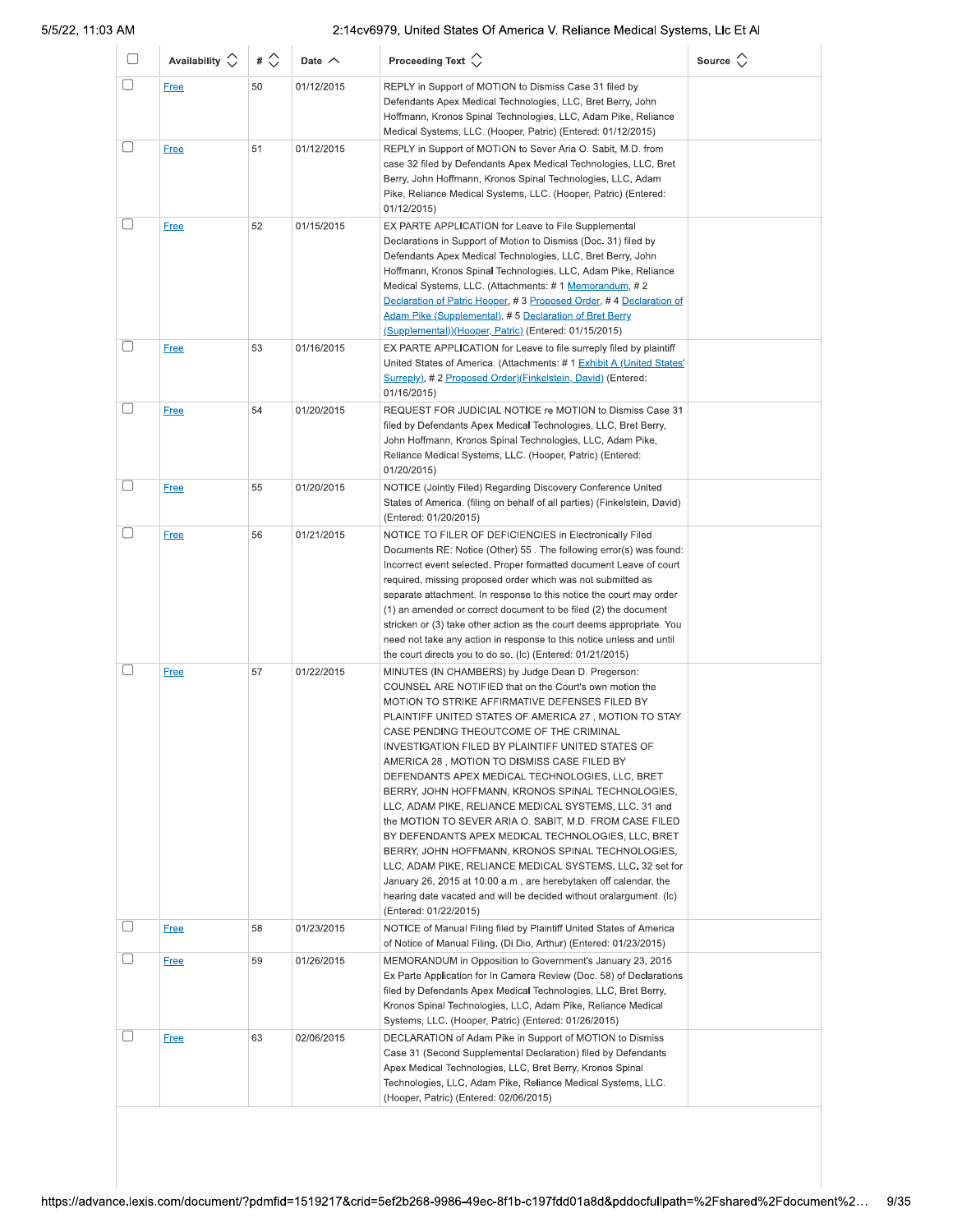| | Availability | # | Date | Proceeding Text | Source |
|---|---|---|---|---|---|
| | Free | 50 | 01/12/2015 | REPLY in Support of MOTION to Dismiss Case 31 filed by Defendants Apex Medical Technologies, LLC, Bret Berry, John Hoffmann, Kronos Spinal Technologies, LLC, Adam Pike, Reliance Medical Systems, LLC. (Hooper, Patric) (Entered: 01/12/2015) | |
| | Free | 51 | 01/12/2015 | REPLY in Support of MOTION to Sever Aria O. Sabit, M.D. from case 32 filed by Defendants Apex Medical Technologies, LLC, Bret Berry, John Hoffmann, Kronos Spinal Technologies, LLC, Adam Pike, Reliance Medical Systems, LLC. (Hooper, Patric) (Entered: 01/12/2015) | |
| | Free | 52 | 01/15/2015 | EX PARTE APPLICATION for Leave to File Supplemental Declarations in Support of Motion to Dismiss (Doc. 31) filed by Defendants Apex Medical Technologies, LLC, Bret Berry, John Hoffmann, Kronos Spinal Technologies, LLC, Adam Pike, Reliance Medical Systems, LLC. (Attachments: # 1 Memorandum, # 2 Declaration of Patric Hooper, # 3 Proposed Order, # 4 Declaration of Adam Pike (Supplemental), # 5 Declaration of Bret Berry (Supplemental))(Hooper, Patric) (Entered: 01/15/2015) | |
| | Free | 53 | 01/16/2015 | EX PARTE APPLICATION for Leave to file surreply filed by plaintiff United States of America. (Attachments: # 1 Exhibit A (United States' Surreply), # 2 Proposed Order)(Finkelstein, David) (Entered: 01/16/2015) | |
| | Free | 54 | 01/20/2015 | REQUEST FOR JUDICIAL NOTICE re MOTION to Dismiss Case 31 filed by Defendants Apex Medical Technologies, LLC, Bret Berry, John Hoffmann, Kronos Spinal Technologies, LLC, Adam Pike, Reliance Medical Systems, LLC. (Hooper, Patric) (Entered: 01/20/2015) | |
| | Free | 55 | 01/20/2015 | NOTICE (Jointly Filed) Regarding Discovery Conference United States of America. (filing on behalf of all parties) (Finkelstein, David) (Entered: 01/20/2015) | |
| | Free | 56 | 01/21/2015 | NOTICE TO FILER OF DEFICIENCIES in Electronically Filed Documents RE: Notice (Other) 55 . The following error(s) was found: Incorrect event selected. Proper formatted document Leave of court required, missing proposed order which was not submitted as separate attachment. In response to this notice the court may order (1) an amended or correct document to be filed (2) the document stricken or (3) take other action as the court deems appropriate. You need not take any action in response to this notice unless and until the court directs you to do so. (lc) (Entered: 01/21/2015) | |
| | Free | 57 | 01/22/2015 | MINUTES (IN CHAMBERS) by Judge Dean D. Pregerson: COUNSEL ARE NOTIFIED that on the Court's own motion the MOTION TO STRIKE AFFIRMATIVE DEFENSES FILED BY PLAINTIFF UNITED STATES OF AMERICA 27 , MOTION TO STAY CASE PENDING THEOUTCOME OF THE CRIMINAL INVESTIGATION FILED BY PLAINTIFF UNITED STATES OF AMERICA 28 , MOTION TO DISMISS CASE FILED BY DEFENDANTS APEX MEDICAL TECHNOLOGIES, LLC, BRET BERRY, JOHN HOFFMANN, KRONOS SPINAL TECHNOLOGIES, LLC, ADAM PIKE, RELIANCE MEDICAL SYSTEMS, LLC. 31 and the MOTION TO SEVER ARIA O. SABIT, M.D. FROM CASE FILED BY DEFENDANTS APEX MEDICAL TECHNOLOGIES, LLC, BRET BERRY, JOHN HOFFMANN, KRONOS SPINAL TECHNOLOGIES, LLC, ADAM PIKE, RELIANCE MEDICAL SYSTEMS, LLC. 32 set for January 26, 2015 at 10:00 a.m., are herebytaken off calendar, the hearing date vacated and will be decided without oralargument. (lc) (Entered: 01/22/2015) | |
| | Free | 58 | 01/23/2015 | NOTICE of Manual Filing filed by Plaintiff United States of America of Notice of Manual Filing. (Di Dio, Arthur) (Entered: 01/23/2015) | |
| | Free | 59 | 01/26/2015 | MEMORANDUM in Opposition to Government's January 23, 2015 Ex Parte Application for In Camera Review (Doc. 58) of Declarations filed by Defendants Apex Medical Technologies, LLC, Bret Berry, Kronos Spinal Technologies, LLC, Adam Pike, Reliance Medical Systems, LLC. (Hooper, Patric) (Entered: 01/26/2015) | |
| | Free | 63 | 02/06/2015 | DECLARATION of Adam Pike in Support of MOTION to Dismiss Case 31 (Second Supplemental Declaration) filed by Defendants Apex Medical Technologies, LLC, Bret Berry, Kronos Spinal Technologies, LLC, Adam Pike, Reliance Medical Systems, LLC. (Hooper, Patric) (Entered: 02/06/2015) | |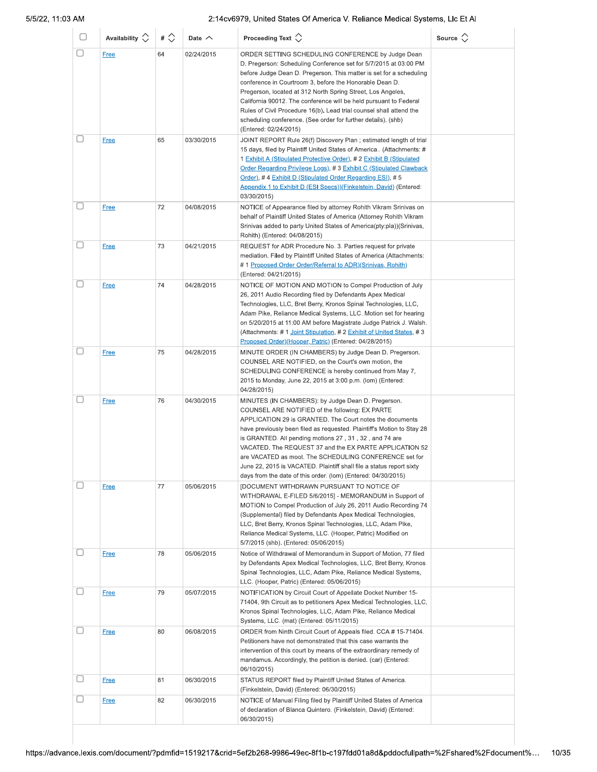| | Availability | # | Date | Proceeding Text | Source |
|---|---|---|---|---|---|
| | Free | 64 | 02/24/2015 | ORDER SETTING SCHEDULING CONFERENCE by Judge Dean D. Pregerson: Scheduling Conference set for 5/7/2015 at 03:00 PM before Judge Dean D. Pregerson. This matter is set for a scheduling conference in Courtroom 3, before the Honorable Dean D. Pregerson, located at 312 North Spring Street, Los Angeles, California 90012. The conference will be held pursuant to Federal Rules of Civil Procedure 16(b). Lead trial counsel shall attend the scheduling conference. (See order for further details). (shb) (Entered: 02/24/2015) | |
| | Free | 65 | 03/30/2015 | JOINT REPORT Rule 26(f) Discovery Plan ; estimated length of trial 15 days, filed by Plaintiff United States of America.. (Attachments: # 1 Exhibit A (Stipulated Protective Order), # 2 Exhibit B (Stipulated Order Regarding Privilege Logs), # 3 Exhibit C (Stipulated Clawback Order), # 4 Exhibit D (Stipulated Order Regarding ESI), # 5 Appendix 1 to Exhibit D (ESI Specs))(Finkelstein, David) (Entered: 03/30/2015) | |
| | Free | 72 | 04/08/2015 | NOTICE of Appearance filed by attorney Rohith Vikram Srinivas on behalf of Plaintiff United States of America (Attorney Rohith Vikram Srinivas added to party United States of America(pty:pla))(Srinivas, Rohith) (Entered: 04/08/2015) | |
| | Free | 73 | 04/21/2015 | REQUEST for ADR Procedure No. 3. Parties request for private mediation. Filed by Plaintiff United States of America (Attachments: # 1 Proposed Order Order/Referral to ADR)(Srinivas, Rohith) (Entered: 04/21/2015) | |
| | Free | 74 | 04/28/2015 | NOTICE OF MOTION AND MOTION to Compel Production of July 26, 2011 Audio Recording filed by Defendants Apex Medical Technologies, LLC, Bret Berry, Kronos Spinal Technologies, LLC, Adam Pike, Reliance Medical Systems, LLC. Motion set for hearing on 5/20/2015 at 11:00 AM before Magistrate Judge Patrick J. Walsh. (Attachments: # 1 Joint Stipulation, # 2 Exhibit of United States, # 3 Proposed Order)(Hooper, Patric) (Entered: 04/28/2015) | |
| | Free | 75 | 04/28/2015 | MINUTE ORDER (IN CHAMBERS) by Judge Dean D. Pregerson. COUNSEL ARE NOTIFIED, on the Court's own motion, the SCHEDULING CONFERENCE is hereby continued from May 7, 2015 to Monday, June 22, 2015 at 3:00 p.m. (lom) (Entered: 04/28/2015) | |
| | Free | 76 | 04/30/2015 | MINUTES (IN CHAMBERS): by Judge Dean D. Pregerson. COUNSEL ARE NOTIFIED of the following: EX PARTE APPLICATION 29 is GRANTED. The Court notes the documents have previously been filed as requested. Plaintiff's Motion to Stay 28 is GRANTED. All pending motions 27 , 31 , 32 , and 74 are VACATED. The REQUEST 37 and the EX PARTE APPLICATION 52 are VACATED as moot. The SCHEDULING CONFERENCE set for June 22, 2015 is VACATED. Plaintiff shall file a status report sixty days from the date of this order. (lom) (Entered: 04/30/2015) | |
| | Free | 77 | 05/06/2015 | [DOCUMENT WITHDRAWN PURSUANT TO NOTICE OF WITHDRAWAL E-FILED 5/6/2015] - MEMORANDUM in Support of MOTION to Compel Production of July 26, 2011 Audio Recording 74 (Supplemental) filed by Defendants Apex Medical Technologies, LLC, Bret Berry, Kronos Spinal Technologies, LLC, Adam Pike, Reliance Medical Systems, LLC. (Hooper, Patric) Modified on 5/7/2015 (shb). (Entered: 05/06/2015) | |
| | Free | 78 | 05/06/2015 | Notice of Withdrawal of Memorandum in Support of Motion, 77 filed by Defendants Apex Medical Technologies, LLC, Bret Berry, Kronos Spinal Technologies, LLC, Adam Pike, Reliance Medical Systems, LLC. (Hooper, Patric) (Entered: 05/06/2015) | |
| | Free | 79 | 05/07/2015 | NOTIFICATION by Circuit Court of Appellate Docket Number 15-71404, 9th Circuit as to petitioners Apex Medical Technologies, LLC, Kronos Spinal Technologies, LLC, Adam Pike, Reliance Medical Systems, LLC. (mat) (Entered: 05/11/2015) | |
| | Free | 80 | 06/08/2015 | ORDER from Ninth Circuit Court of Appeals filed. CCA # 15-71404. Petitioners have not demonstrated that this case warrants the intervention of this court by means of the extraordinary remedy of mandamus. Accordingly, the petition is denied. (car) (Entered: 06/10/2015) | |
| | Free | 81 | 06/30/2015 | STATUS REPORT filed by Plaintiff United States of America. (Finkelstein, David) (Entered: 06/30/2015) | |
| | Free | 82 | 06/30/2015 | NOTICE of Manual Filing filed by Plaintiff United States of America of declaration of Blanca Quintero. (Finkelstein, David) (Entered: 06/30/2015) | |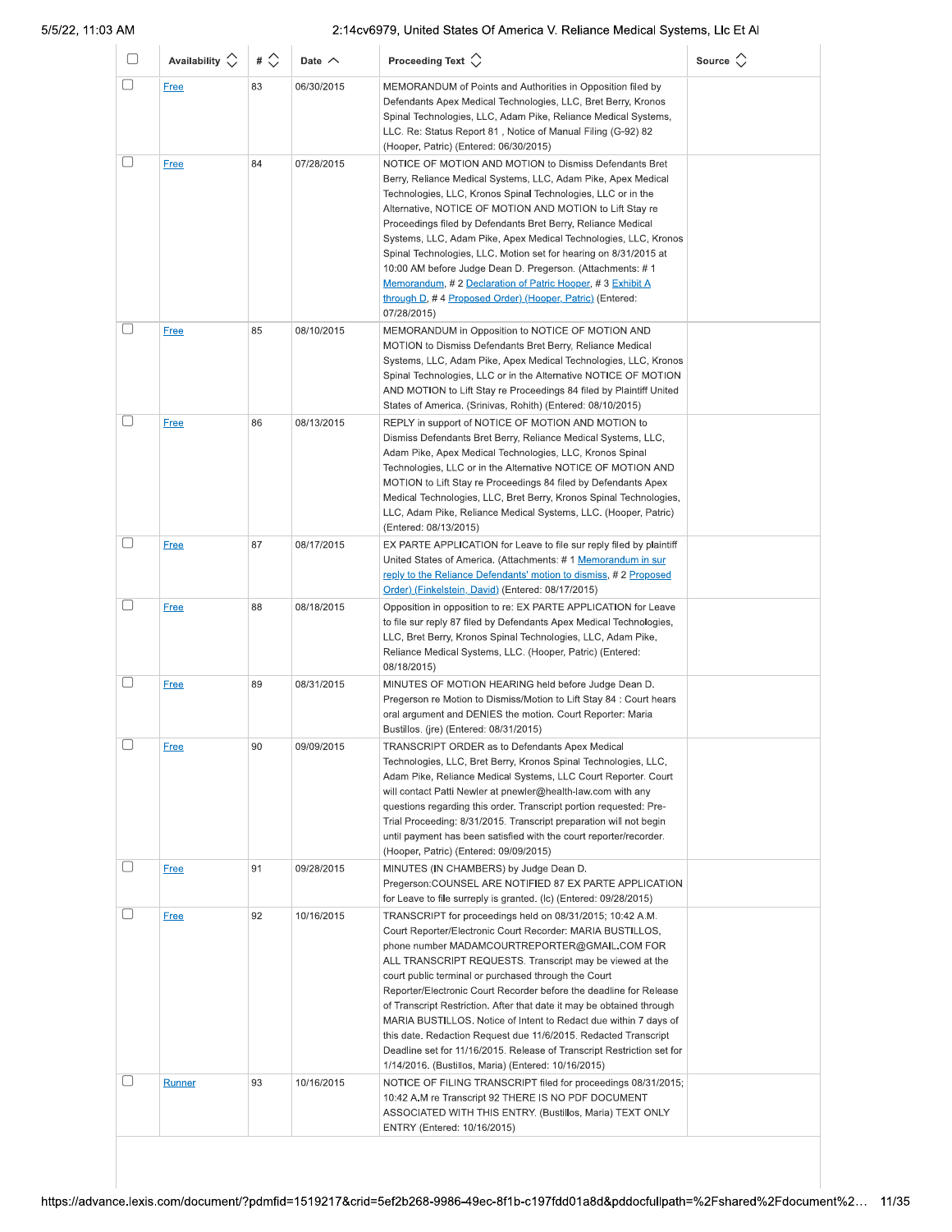| | Availability | # | Date | Proceeding Text | Source |
|---|---|---|---|---|---|
| | Free | 83 | 06/30/2015 | MEMORANDUM of Points and Authorities in Opposition filed by Defendants Apex Medical Technologies, LLC, Bret Berry, Kronos Spinal Technologies, LLC, Adam Pike, Reliance Medical Systems, LLC. Re: Status Report 81 , Notice of Manual Filing (G-92) 82 (Hooper, Patric) (Entered: 06/30/2015) | |
| | Free | 84 | 07/28/2015 | NOTICE OF MOTION AND MOTION to Dismiss Defendants Bret Berry, Reliance Medical Systems, LLC, Adam Pike, Apex Medical Technologies, LLC, Kronos Spinal Technologies, LLC or in the Alternative, NOTICE OF MOTION AND MOTION to Lift Stay re Proceedings filed by Defendants Bret Berry, Reliance Medical Systems, LLC, Adam Pike, Apex Medical Technologies, LLC, Kronos Spinal Technologies, LLC. Motion set for hearing on 8/31/2015 at 10:00 AM before Judge Dean D. Pregerson. (Attachments: # 1 Memorandum, # 2 Declaration of Patric Hooper, # 3 Exhibit A through D, # 4 Proposed Order) (Hooper, Patric) (Entered: 07/28/2015) | |
| | Free | 85 | 08/10/2015 | MEMORANDUM in Opposition to NOTICE OF MOTION AND MOTION to Dismiss Defendants Bret Berry, Reliance Medical Systems, LLC, Adam Pike, Apex Medical Technologies, LLC, Kronos Spinal Technologies, LLC or in the Alternative NOTICE OF MOTION AND MOTION to Lift Stay re Proceedings 84 filed by Plaintiff United States of America. (Srinivas, Rohith) (Entered: 08/10/2015) | |
| | Free | 86 | 08/13/2015 | REPLY in support of NOTICE OF MOTION AND MOTION to Dismiss Defendants Bret Berry, Reliance Medical Systems, LLC, Adam Pike, Apex Medical Technologies, LLC, Kronos Spinal Technologies, LLC or in the Alternative NOTICE OF MOTION AND MOTION to Lift Stay re Proceedings 84 filed by Defendants Apex Medical Technologies, LLC, Bret Berry, Kronos Spinal Technologies, LLC, Adam Pike, Reliance Medical Systems, LLC. (Hooper, Patric) (Entered: 08/13/2015) | |
| | Free | 87 | 08/17/2015 | EX PARTE APPLICATION for Leave to file sur reply filed by plaintiff United States of America. (Attachments: # 1 Memorandum in sur reply to the Reliance Defendants' motion to dismiss, # 2 Proposed Order) (Finkelstein, David) (Entered: 08/17/2015) | |
| | Free | 88 | 08/18/2015 | Opposition in opposition to re: EX PARTE APPLICATION for Leave to file sur reply 87 filed by Defendants Apex Medical Technologies, LLC, Bret Berry, Kronos Spinal Technologies, LLC, Adam Pike, Reliance Medical Systems, LLC. (Hooper, Patric) (Entered: 08/18/2015) | |
| | Free | 89 | 08/31/2015 | MINUTES OF MOTION HEARING held before Judge Dean D. Pregerson re Motion to Dismiss/Motion to Lift Stay 84 : Court hears oral argument and DENIES the motion. Court Reporter: Maria Bustillos. (jre) (Entered: 08/31/2015) | |
| | Free | 90 | 09/09/2015 | TRANSCRIPT ORDER as to Defendants Apex Medical Technologies, LLC, Bret Berry, Kronos Spinal Technologies, LLC, Adam Pike, Reliance Medical Systems, LLC Court Reporter. Court will contact Patti Newler at pnewler@health-law.com with any questions regarding this order. Transcript portion requested: Pre-Trial Proceeding: 8/31/2015. Transcript preparation will not begin until payment has been satisfied with the court reporter/recorder. (Hooper, Patric) (Entered: 09/09/2015) | |
| | Free | 91 | 09/28/2015 | MINUTES (IN CHAMBERS) by Judge Dean D. Pregerson:COUNSEL ARE NOTIFIED 87 EX PARTE APPLICATION for Leave to file surreply is granted. (lc) (Entered: 09/28/2015) | |
| | Free | 92 | 10/16/2015 | TRANSCRIPT for proceedings held on 08/31/2015; 10:42 A.M. Court Reporter/Electronic Court Recorder: MARIA BUSTILLOS, phone number MADAMCOURTREPORTER@GMAIL.COM FOR ALL TRANSCRIPT REQUESTS. Transcript may be viewed at the court public terminal or purchased through the Court Reporter/Electronic Court Recorder before the deadline for Release of Transcript Restriction. After that date it may be obtained through MARIA BUSTILLOS. Notice of Intent to Redact due within 7 days of this date. Redaction Request due 11/6/2015. Redacted Transcript Deadline set for 11/16/2015. Release of Transcript Restriction set for 1/14/2016. (Bustillos, Maria) (Entered: 10/16/2015) | |
| | Runner | 93 | 10/16/2015 | NOTICE OF FILING TRANSCRIPT filed for proceedings 08/31/2015; 10:42 A.M re Transcript 92 THERE IS NO PDF DOCUMENT ASSOCIATED WITH THIS ENTRY. (Bustillos, Maria) TEXT ONLY ENTRY (Entered: 10/16/2015) | |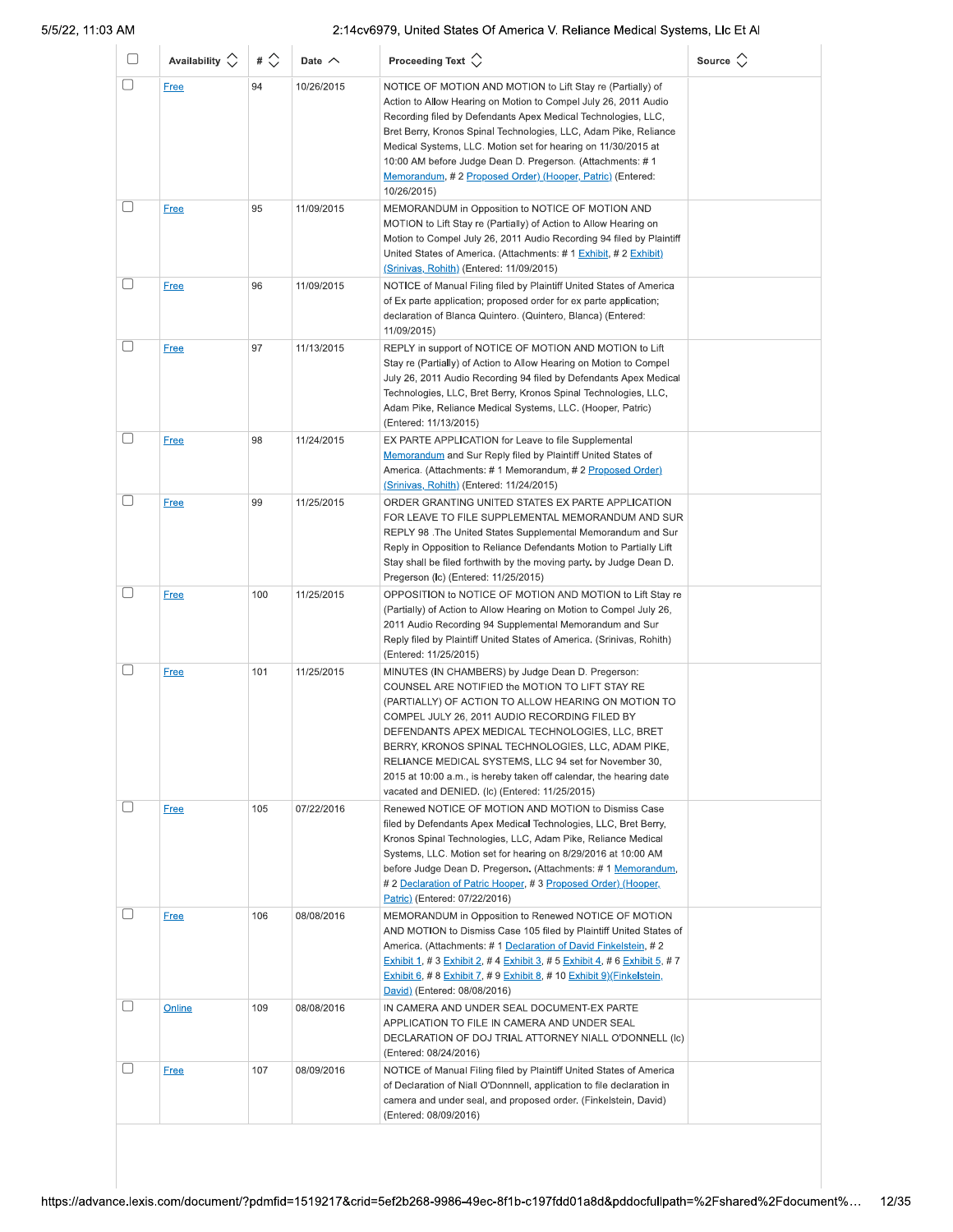| | Availability | # | Date | Proceeding Text | Source |
|---|---|---|---|---|---|
| | Free | 94 | 10/26/2015 | NOTICE OF MOTION AND MOTION to Lift Stay re (Partially) of Action to Allow Hearing on Motion to Compel July 26, 2011 Audio Recording filed by Defendants Apex Medical Technologies, LLC, Bret Berry, Kronos Spinal Technologies, LLC, Adam Pike, Reliance Medical Systems, LLC. Motion set for hearing on 11/30/2015 at 10:00 AM before Judge Dean D. Pregerson. (Attachments: # 1 Memorandum, # 2 Proposed Order) (Hooper, Patric) (Entered: 10/26/2015) | |
| | Free | 95 | 11/09/2015 | MEMORANDUM in Opposition to NOTICE OF MOTION AND MOTION to Lift Stay re (Partially) of Action to Allow Hearing on Motion to Compel July 26, 2011 Audio Recording 94 filed by Plaintiff United States of America. (Attachments: # 1 Exhibit, # 2 Exhibit) (Srinivas, Rohith) (Entered: 11/09/2015) | |
| | Free | 96 | 11/09/2015 | NOTICE of Manual Filing filed by Plaintiff United States of America of Ex parte application; proposed order for ex parte application; declaration of Blanca Quintero. (Quintero, Blanca) (Entered: 11/09/2015) | |
| | Free | 97 | 11/13/2015 | REPLY in support of NOTICE OF MOTION AND MOTION to Lift Stay re (Partially) of Action to Allow Hearing on Motion to Compel July 26, 2011 Audio Recording 94 filed by Defendants Apex Medical Technologies, LLC, Bret Berry, Kronos Spinal Technologies, LLC, Adam Pike, Reliance Medical Systems, LLC. (Hooper, Patric) (Entered: 11/13/2015) | |
| | Free | 98 | 11/24/2015 | EX PARTE APPLICATION for Leave to file Supplemental Memorandum and Sur Reply filed by Plaintiff United States of America. (Attachments: # 1 Memorandum, # 2 Proposed Order) (Srinivas, Rohith) (Entered: 11/24/2015) | |
| | Free | 99 | 11/25/2015 | ORDER GRANTING UNITED STATES EX PARTE APPLICATION FOR LEAVE TO FILE SUPPLEMENTAL MEMORANDUM AND SUR REPLY 98 .The United States Supplemental Memorandum and Sur Reply in Opposition to Reliance Defendants Motion to Partially Lift Stay shall be filed forthwith by the moving party. by Judge Dean D. Pregerson (lc) (Entered: 11/25/2015) | |
| | Free | 100 | 11/25/2015 | OPPOSITION to NOTICE OF MOTION AND MOTION to Lift Stay re (Partially) of Action to Allow Hearing on Motion to Compel July 26, 2011 Audio Recording 94 Supplemental Memorandum and Sur Reply filed by Plaintiff United States of America. (Srinivas, Rohith) (Entered: 11/25/2015) | |
| | Free | 101 | 11/25/2015 | MINUTES (IN CHAMBERS) by Judge Dean D. Pregerson: COUNSEL ARE NOTIFIED the MOTION TO LIFT STAY RE (PARTIALLY) OF ACTION TO ALLOW HEARING ON MOTION TO COMPEL JULY 26, 2011 AUDIO RECORDING FILED BY DEFENDANTS APEX MEDICAL TECHNOLOGIES, LLC, BRET BERRY, KRONOS SPINAL TECHNOLOGIES, LLC, ADAM PIKE, RELIANCE MEDICAL SYSTEMS, LLC 94 set for November 30, 2015 at 10:00 a.m., is hereby taken off calendar, the hearing date vacated and DENIED. (lc) (Entered: 11/25/2015) | |
| | Free | 105 | 07/22/2016 | Renewed NOTICE OF MOTION AND MOTION to Dismiss Case filed by Defendants Apex Medical Technologies, LLC, Bret Berry, Kronos Spinal Technologies, LLC, Adam Pike, Reliance Medical Systems, LLC. Motion set for hearing on 8/29/2016 at 10:00 AM before Judge Dean D. Pregerson. (Attachments: # 1 Memorandum, # 2 Declaration of Patric Hooper, # 3 Proposed Order) (Hooper, Patric) (Entered: 07/22/2016) | |
| | Free | 106 | 08/08/2016 | MEMORANDUM in Opposition to Renewed NOTICE OF MOTION AND MOTION to Dismiss Case 105 filed by Plaintiff United States of America. (Attachments: # 1 Declaration of David Finkelstein, # 2 Exhibit 1, # 3 Exhibit 2, # 4 Exhibit 3, # 5 Exhibit 4, # 6 Exhibit 5, # 7 Exhibit 6, # 8 Exhibit 7, # 9 Exhibit 8, # 10 Exhibit 9)(Finkelstein, David) (Entered: 08/08/2016) | |
| | Online | 109 | 08/08/2016 | IN CAMERA AND UNDER SEAL DOCUMENT-EX PARTE APPLICATION TO FILE IN CAMERA AND UNDER SEAL DECLARATION OF DOJ TRIAL ATTORNEY NIALL O'DONNELL (lc) (Entered: 08/24/2016) | |
| | Free | 107 | 08/09/2016 | NOTICE of Manual Filing filed by Plaintiff United States of America of Declaration of Niall O'Donnnell, application to file declaration in camera and under seal, and proposed order. (Finkelstein, David) (Entered: 08/09/2016) | |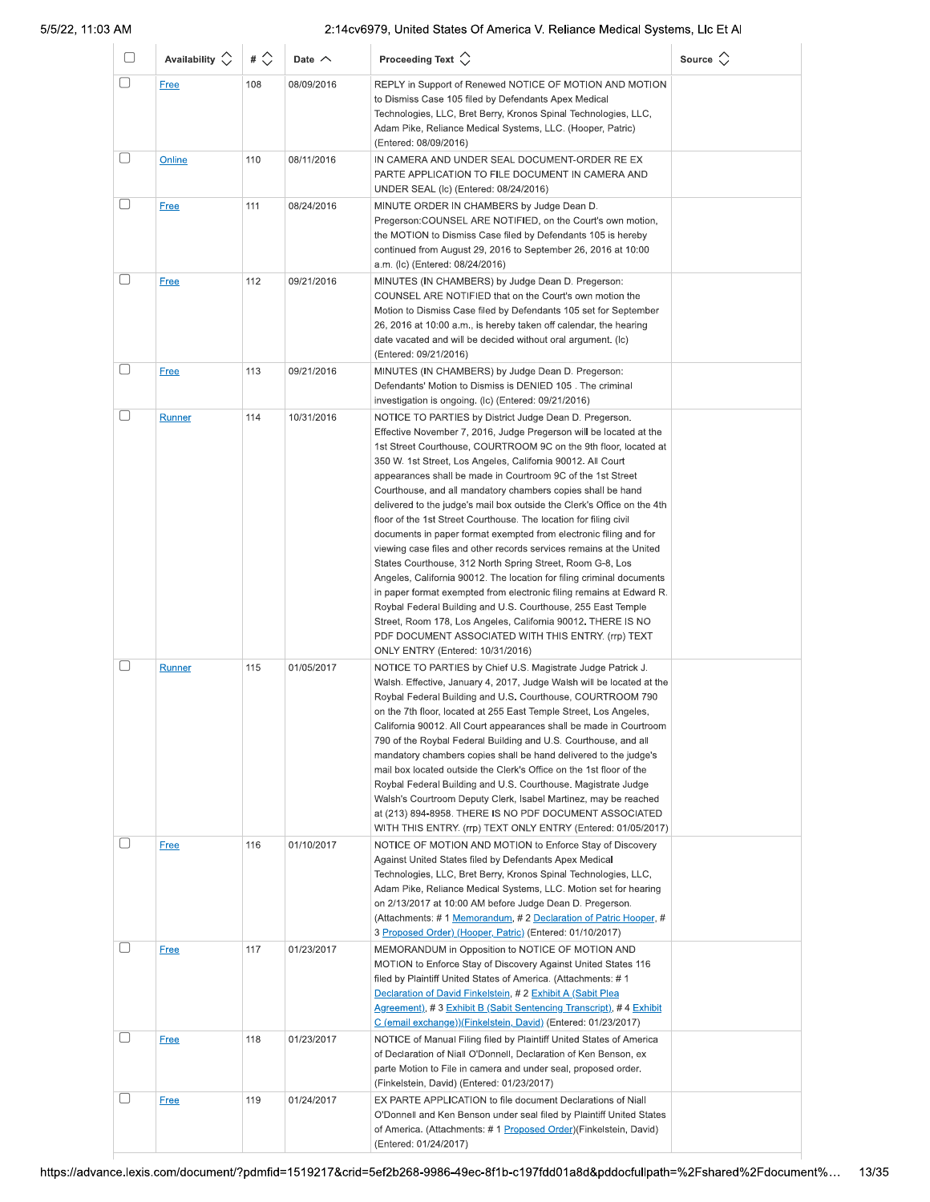| | Availability | # | Date | Proceeding Text | Source |
|---|---|---|---|---|---|
| | Free | 108 | 08/09/2016 | REPLY in Support of Renewed NOTICE OF MOTION AND MOTION to Dismiss Case 105 filed by Defendants Apex Medical Technologies, LLC, Bret Berry, Kronos Spinal Technologies, LLC, Adam Pike, Reliance Medical Systems, LLC. (Hooper, Patric) (Entered: 08/09/2016) | |
| | Online | 110 | 08/11/2016 | IN CAMERA AND UNDER SEAL DOCUMENT-ORDER RE EX PARTE APPLICATION TO FILE DOCUMENT IN CAMERA AND UNDER SEAL (lc) (Entered: 08/24/2016) | |
| | Free | 111 | 08/24/2016 | MINUTE ORDER IN CHAMBERS by Judge Dean D. Pregerson:COUNSEL ARE NOTIFIED, on the Court's own motion, the MOTION to Dismiss Case filed by Defendants 105 is hereby continued from August 29, 2016 to September 26, 2016 at 10:00 a.m. (lc) (Entered: 08/24/2016) | |
| | Free | 112 | 09/21/2016 | MINUTES (IN CHAMBERS) by Judge Dean D. Pregerson: COUNSEL ARE NOTIFIED that on the Court's own motion the Motion to Dismiss Case filed by Defendants 105 set for September 26, 2016 at 10:00 a.m., is hereby taken off calendar, the hearing date vacated and will be decided without oral argument. (lc) (Entered: 09/21/2016) | |
| | Free | 113 | 09/21/2016 | MINUTES (IN CHAMBERS) by Judge Dean D. Pregerson: Defendants' Motion to Dismiss is DENIED 105 . The criminal investigation is ongoing. (lc) (Entered: 09/21/2016) | |
| | Runner | 114 | 10/31/2016 | NOTICE TO PARTIES by District Judge Dean D. Pregerson. Effective November 7, 2016, Judge Pregerson will be located at the 1st Street Courthouse, COURTROOM 9C on the 9th floor, located at 350 W. 1st Street, Los Angeles, California 90012. All Court appearances shall be made in Courtroom 9C of the 1st Street Courthouse, and all mandatory chambers copies shall be hand delivered to the judge's mail box outside the Clerk's Office on the 4th floor of the 1st Street Courthouse. The location for filing civil documents in paper format exempted from electronic filing and for viewing case files and other records services remains at the United States Courthouse, 312 North Spring Street, Room G-8, Los Angeles, California 90012. The location for filing criminal documents in paper format exempted from electronic filing remains at Edward R. Roybal Federal Building and U.S. Courthouse, 255 East Temple Street, Room 178, Los Angeles, California 90012. THERE IS NO PDF DOCUMENT ASSOCIATED WITH THIS ENTRY. (rrp) TEXT ONLY ENTRY (Entered: 10/31/2016) | |
| | Runner | 115 | 01/05/2017 | NOTICE TO PARTIES by Chief U.S. Magistrate Judge Patrick J. Walsh. Effective, January 4, 2017, Judge Walsh will be located at the Roybal Federal Building and U.S. Courthouse, COURTROOM 790 on the 7th floor, located at 255 East Temple Street, Los Angeles, California 90012. All Court appearances shall be made in Courtroom 790 of the Roybal Federal Building and U.S. Courthouse, and all mandatory chambers copies shall be hand delivered to the judge's mail box located outside the Clerk's Office on the 1st floor of the Roybal Federal Building and U.S. Courthouse. Magistrate Judge Walsh's Courtroom Deputy Clerk, Isabel Martinez, may be reached at (213) 894-8958. THERE IS NO PDF DOCUMENT ASSOCIATED WITH THIS ENTRY. (rrp) TEXT ONLY ENTRY (Entered: 01/05/2017) | |
| | Free | 116 | 01/10/2017 | NOTICE OF MOTION AND MOTION to Enforce Stay of Discovery Against United States filed by Defendants Apex Medical Technologies, LLC, Bret Berry, Kronos Spinal Technologies, LLC, Adam Pike, Reliance Medical Systems, LLC. Motion set for hearing on 2/13/2017 at 10:00 AM before Judge Dean D. Pregerson. (Attachments: # 1 Memorandum, # 2 Declaration of Patric Hooper, # 3 Proposed Order) (Hooper, Patric) (Entered: 01/10/2017) | |
| | Free | 117 | 01/23/2017 | MEMORANDUM in Opposition to NOTICE OF MOTION AND MOTION to Enforce Stay of Discovery Against United States 116 filed by Plaintiff United States of America. (Attachments: # 1 Declaration of David Finkelstein, # 2 Exhibit A (Sabit Plea Agreement), # 3 Exhibit B (Sabit Sentencing Transcript), # 4 Exhibit C (email exchange))(Finkelstein, David) (Entered: 01/23/2017) | |
| | Free | 118 | 01/23/2017 | NOTICE of Manual Filing filed by Plaintiff United States of America of Declaration of Niall O'Donnell, Declaration of Ken Benson, ex parte Motion to File in camera and under seal, proposed order. (Finkelstein, David) (Entered: 01/23/2017) | |
| | Free | 119 | 01/24/2017 | EX PARTE APPLICATION to file document Declarations of Niall O'Donnell and Ken Benson under seal filed by Plaintiff United States of America. (Attachments: # 1 Proposed Order)(Finkelstein, David) (Entered: 01/24/2017) | |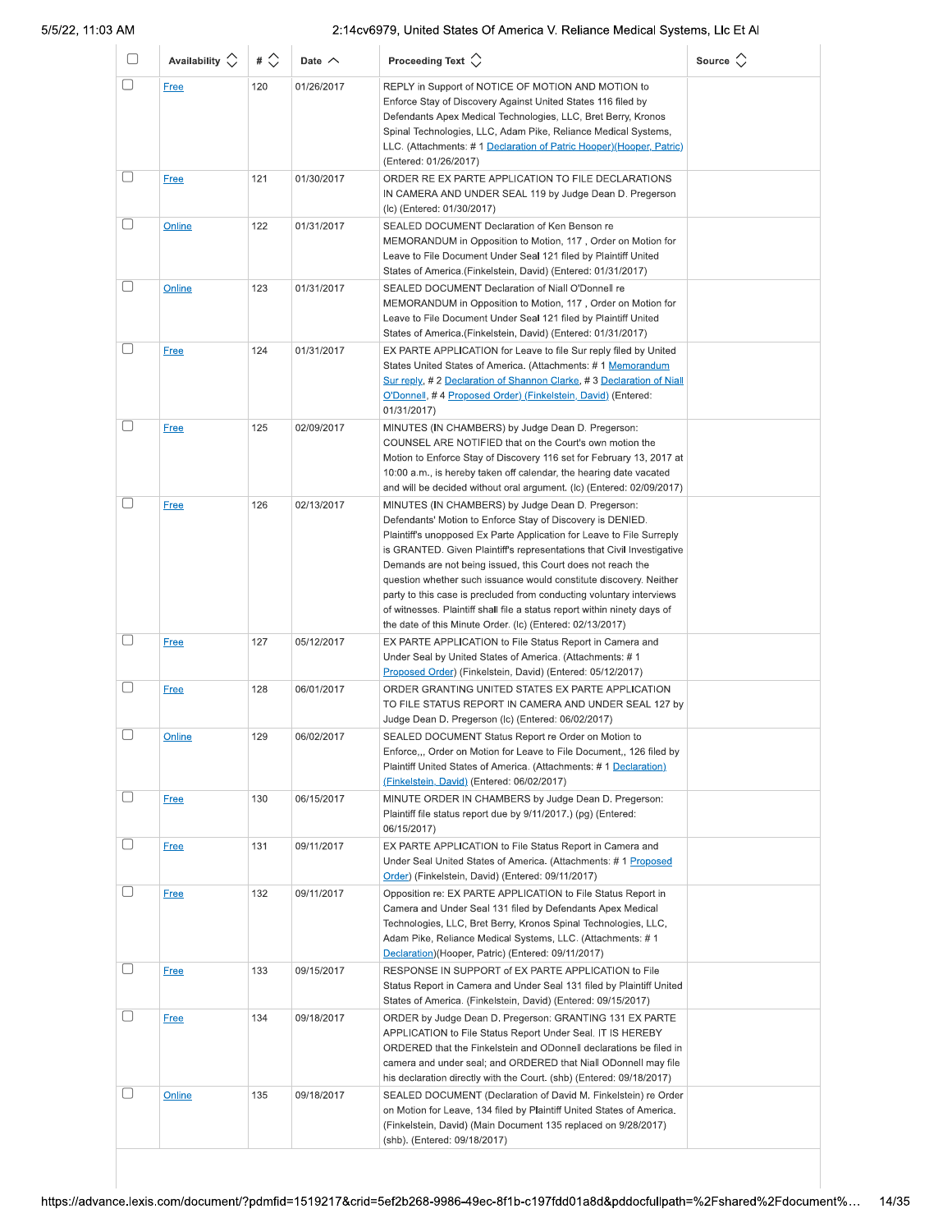| | Availability | # | Date | Proceeding Text | Source |
|---|---|---|---|---|---|
| | Free | 120 | 01/26/2017 | REPLY in Support of NOTICE OF MOTION AND MOTION to Enforce Stay of Discovery Against United States 116 filed by Defendants Apex Medical Technologies, LLC, Bret Berry, Kronos Spinal Technologies, LLC, Adam Pike, Reliance Medical Systems, LLC. (Attachments: # 1 Declaration of Patric Hooper)(Hooper, Patric) (Entered: 01/26/2017) | |
| | Free | 121 | 01/30/2017 | ORDER RE EX PARTE APPLICATION TO FILE DECLARATIONS IN CAMERA AND UNDER SEAL 119 by Judge Dean D. Pregerson (lc) (Entered: 01/30/2017) | |
| | Online | 122 | 01/31/2017 | SEALED DOCUMENT Declaration of Ken Benson re MEMORANDUM in Opposition to Motion, 117 , Order on Motion for Leave to File Document Under Seal 121 filed by Plaintiff United States of America.(Finkelstein, David) (Entered: 01/31/2017) | |
| | Online | 123 | 01/31/2017 | SEALED DOCUMENT Declaration of Niall O'Donnell re MEMORANDUM in Opposition to Motion, 117 , Order on Motion for Leave to File Document Under Seal 121 filed by Plaintiff United States of America.(Finkelstein, David) (Entered: 01/31/2017) | |
| | Free | 124 | 01/31/2017 | EX PARTE APPLICATION for Leave to file Sur reply filed by United States United States of America. (Attachments: # 1 Memorandum Sur reply, # 2 Declaration of Shannon Clarke, # 3 Declaration of Niall O'Donnell, # 4 Proposed Order) (Finkelstein, David) (Entered: 01/31/2017) | |
| | Free | 125 | 02/09/2017 | MINUTES (IN CHAMBERS) by Judge Dean D. Pregerson: COUNSEL ARE NOTIFIED that on the Court's own motion the Motion to Enforce Stay of Discovery 116 set for February 13, 2017 at 10:00 a.m., is hereby taken off calendar, the hearing date vacated and will be decided without oral argument. (lc) (Entered: 02/09/2017) | |
| | Free | 126 | 02/13/2017 | MINUTES (IN CHAMBERS) by Judge Dean D. Pregerson: Defendants' Motion to Enforce Stay of Discovery is DENIED. Plaintiff's unopposed Ex Parte Application for Leave to File Surreply is GRANTED. Given Plaintiff's representations that Civil Investigative Demands are not being issued, this Court does not reach the question whether such issuance would constitute discovery. Neither party to this case is precluded from conducting voluntary interviews of witnesses. Plaintiff shall file a status report within ninety days of the date of this Minute Order. (lc) (Entered: 02/13/2017) | |
| | Free | 127 | 05/12/2017 | EX PARTE APPLICATION to File Status Report in Camera and Under Seal by United States of America. (Attachments: # 1 Proposed Order) (Finkelstein, David) (Entered: 05/12/2017) | |
| | Free | 128 | 06/01/2017 | ORDER GRANTING UNITED STATES EX PARTE APPLICATION TO FILE STATUS REPORT IN CAMERA AND UNDER SEAL 127 by Judge Dean D. Pregerson (lc) (Entered: 06/02/2017) | |
| | Online | 129 | 06/02/2017 | SEALED DOCUMENT Status Report re Order on Motion to Enforce,,, Order on Motion for Leave to File Document,, 126 filed by Plaintiff United States of America. (Attachments: # 1 Declaration) (Finkelstein, David) (Entered: 06/02/2017) | |
| | Free | 130 | 06/15/2017 | MINUTE ORDER IN CHAMBERS by Judge Dean D. Pregerson: Plaintiff file status report due by 9/11/2017.) (pg) (Entered: 06/15/2017) | |
| | Free | 131 | 09/11/2017 | EX PARTE APPLICATION to File Status Report in Camera and Under Seal United States of America. (Attachments: # 1 Proposed Order) (Finkelstein, David) (Entered: 09/11/2017) | |
| | Free | 132 | 09/11/2017 | Opposition re: EX PARTE APPLICATION to File Status Report in Camera and Under Seal 131 filed by Defendants Apex Medical Technologies, LLC, Bret Berry, Kronos Spinal Technologies, LLC, Adam Pike, Reliance Medical Systems, LLC. (Attachments: # 1 Declaration)(Hooper, Patric) (Entered: 09/11/2017) | |
| | Free | 133 | 09/15/2017 | RESPONSE IN SUPPORT of EX PARTE APPLICATION to File Status Report in Camera and Under Seal 131 filed by Plaintiff United States of America. (Finkelstein, David) (Entered: 09/15/2017) | |
| | Free | 134 | 09/18/2017 | ORDER by Judge Dean D. Pregerson: GRANTING 131 EX PARTE APPLICATION to File Status Report Under Seal. IT IS HEREBY ORDERED that the Finkelstein and ODonnell declarations be filed in camera and under seal; and ORDERED that Niall ODonnell may file his declaration directly with the Court. (shb) (Entered: 09/18/2017) | |
| | Online | 135 | 09/18/2017 | SEALED DOCUMENT (Declaration of David M. Finkelstein) re Order on Motion for Leave, 134 filed by Plaintiff United States of America. (Finkelstein, David) (Main Document 135 replaced on 9/28/2017) (shb). (Entered: 09/18/2017) | |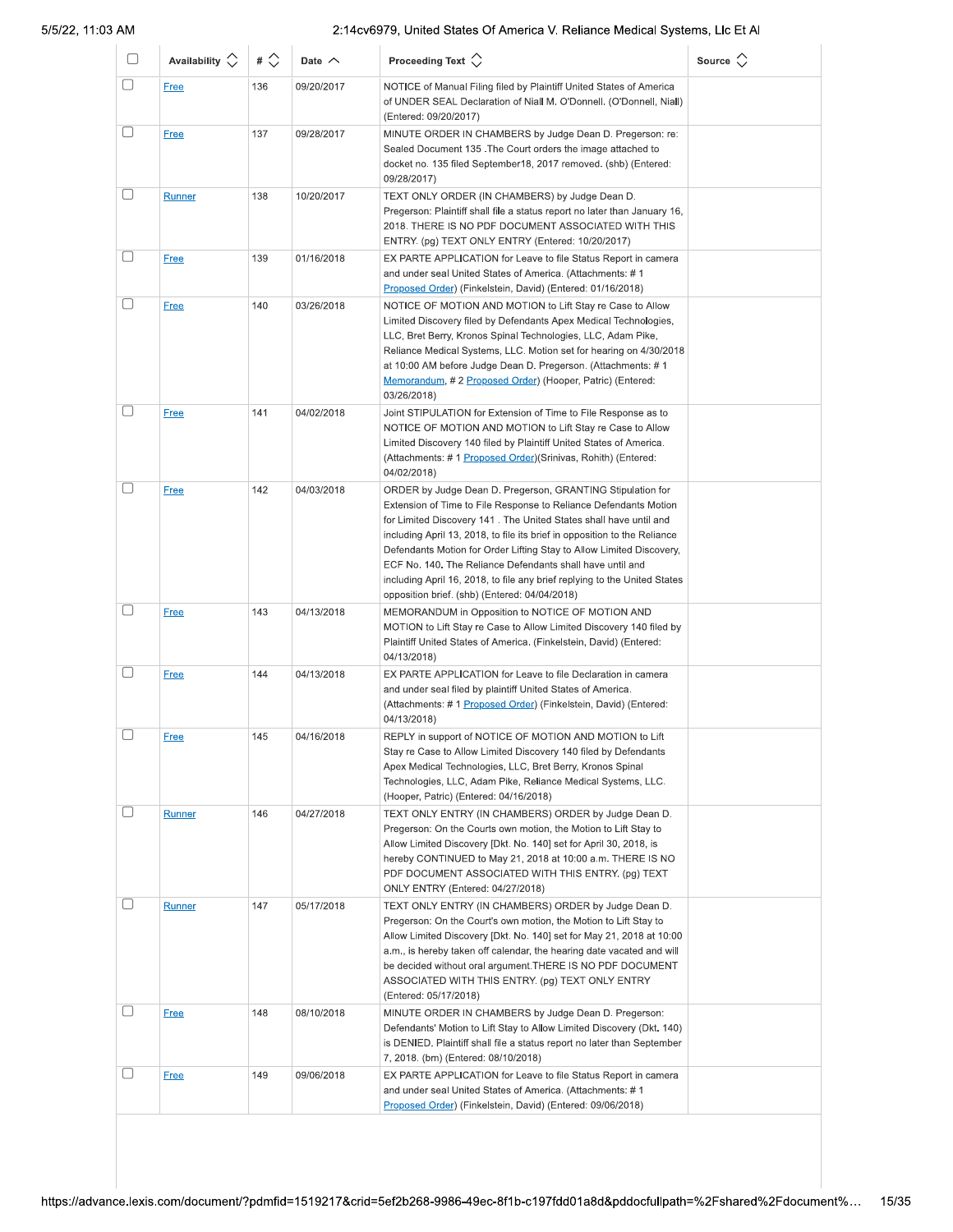| | Availability | # | Date | Proceeding Text | Source |
|---|---|---|---|---|---|
| | Free | 136 | 09/20/2017 | NOTICE of Manual Filing filed by Plaintiff United States of America of UNDER SEAL Declaration of Niall M. O'Donnell. (O'Donnell, Niall) (Entered: 09/20/2017) | |
| | Free | 137 | 09/28/2017 | MINUTE ORDER IN CHAMBERS by Judge Dean D. Pregerson: re: Sealed Document 135 .The Court orders the image attached to docket no. 135 filed September18, 2017 removed. (shb) (Entered: 09/28/2017) | |
| | Runner | 138 | 10/20/2017 | TEXT ONLY ORDER (IN CHAMBERS) by Judge Dean D. Pregerson: Plaintiff shall file a status report no later than January 16, 2018. THERE IS NO PDF DOCUMENT ASSOCIATED WITH THIS ENTRY. (pg) TEXT ONLY ENTRY (Entered: 10/20/2017) | |
| | Free | 139 | 01/16/2018 | EX PARTE APPLICATION for Leave to file Status Report in camera and under seal United States of America. (Attachments: # 1 Proposed Order) (Finkelstein, David) (Entered: 01/16/2018) | |
| | Free | 140 | 03/26/2018 | NOTICE OF MOTION AND MOTION to Lift Stay re Case to Allow Limited Discovery filed by Defendants Apex Medical Technologies, LLC, Bret Berry, Kronos Spinal Technologies, LLC, Adam Pike, Reliance Medical Systems, LLC. Motion set for hearing on 4/30/2018 at 10:00 AM before Judge Dean D. Pregerson. (Attachments: # 1 Memorandum, # 2 Proposed Order) (Hooper, Patric) (Entered: 03/26/2018) | |
| | Free | 141 | 04/02/2018 | Joint STIPULATION for Extension of Time to File Response as to NOTICE OF MOTION AND MOTION to Lift Stay re Case to Allow Limited Discovery 140 filed by Plaintiff United States of America. (Attachments: # 1 Proposed Order)(Srinivas, Rohith) (Entered: 04/02/2018) | |
| | Free | 142 | 04/03/2018 | ORDER by Judge Dean D. Pregerson, GRANTING Stipulation for Extension of Time to File Response to Reliance Defendants Motion for Limited Discovery 141 . The United States shall have until and including April 13, 2018, to file its brief in opposition to the Reliance Defendants Motion for Order Lifting Stay to Allow Limited Discovery, ECF No. 140. The Reliance Defendants shall have until and including April 16, 2018, to file any brief replying to the United States opposition brief. (shb) (Entered: 04/04/2018) | |
| | Free | 143 | 04/13/2018 | MEMORANDUM in Opposition to NOTICE OF MOTION AND MOTION to Lift Stay re Case to Allow Limited Discovery 140 filed by Plaintiff United States of America. (Finkelstein, David) (Entered: 04/13/2018) | |
| | Free | 144 | 04/13/2018 | EX PARTE APPLICATION for Leave to file Declaration in camera and under seal filed by plaintiff United States of America. (Attachments: # 1 Proposed Order) (Finkelstein, David) (Entered: 04/13/2018) | |
| | Free | 145 | 04/16/2018 | REPLY in support of NOTICE OF MOTION AND MOTION to Lift Stay re Case to Allow Limited Discovery 140 filed by Defendants Apex Medical Technologies, LLC, Bret Berry, Kronos Spinal Technologies, LLC, Adam Pike, Reliance Medical Systems, LLC. (Hooper, Patric) (Entered: 04/16/2018) | |
| | Runner | 146 | 04/27/2018 | TEXT ONLY ENTRY (IN CHAMBERS) ORDER by Judge Dean D. Pregerson: On the Courts own motion, the Motion to Lift Stay to Allow Limited Discovery [Dkt. No. 140] set for April 30, 2018, is hereby CONTINUED to May 21, 2018 at 10:00 a.m. THERE IS NO PDF DOCUMENT ASSOCIATED WITH THIS ENTRY. (pg) TEXT ONLY ENTRY (Entered: 04/27/2018) | |
| | Runner | 147 | 05/17/2018 | TEXT ONLY ENTRY (IN CHAMBERS) ORDER by Judge Dean D. Pregerson: On the Court's own motion, the Motion to Lift Stay to Allow Limited Discovery [Dkt. No. 140] set for May 21, 2018 at 10:00 a.m., is hereby taken off calendar, the hearing date vacated and will be decided without oral argument.THERE IS NO PDF DOCUMENT ASSOCIATED WITH THIS ENTRY. (pg) TEXT ONLY ENTRY (Entered: 05/17/2018) | |
| | Free | 148 | 08/10/2018 | MINUTE ORDER IN CHAMBERS by Judge Dean D. Pregerson: Defendants' Motion to Lift Stay to Allow Limited Discovery (Dkt. 140) is DENIED. Plaintiff shall file a status report no later than September 7, 2018. (bm) (Entered: 08/10/2018) | |
| | Free | 149 | 09/06/2018 | EX PARTE APPLICATION for Leave to file Status Report in camera and under seal United States of America. (Attachments: # 1 Proposed Order) (Finkelstein, David) (Entered: 09/06/2018) | |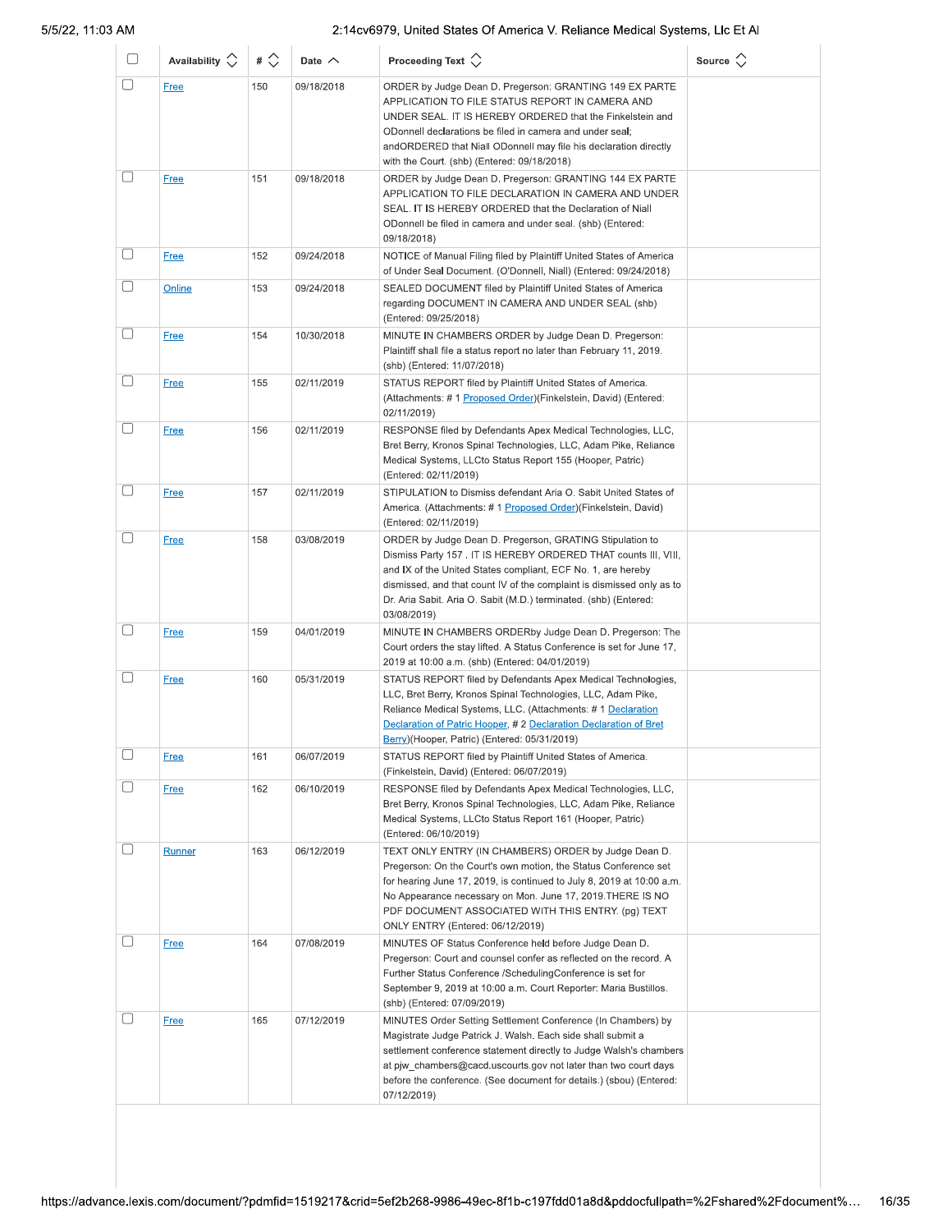| | Availability | # | Date | Proceeding Text | Source |
|---|---|---|---|---|---|
| | Free | 150 | 09/18/2018 | ORDER by Judge Dean D. Pregerson: GRANTING 149 EX PARTE APPLICATION TO FILE STATUS REPORT IN CAMERA AND UNDER SEAL. IT IS HEREBY ORDERED that the Finkelstein and ODonnell declarations be filed in camera and under seal; andORDERED that Niall ODonnell may file his declaration directly with the Court. (shb) (Entered: 09/18/2018) | |
| | Free | 151 | 09/18/2018 | ORDER by Judge Dean D. Pregerson: GRANTING 144 EX PARTE APPLICATION TO FILE DECLARATION IN CAMERA AND UNDER SEAL. IT IS HEREBY ORDERED that the Declaration of Niall ODonnell be filed in camera and under seal. (shb) (Entered: 09/18/2018) | |
| | Free | 152 | 09/24/2018 | NOTICE of Manual Filing filed by Plaintiff United States of America of Under Seal Document. (O'Donnell, Niall) (Entered: 09/24/2018) | |
| | Online | 153 | 09/24/2018 | SEALED DOCUMENT filed by Plaintiff United States of America regarding DOCUMENT IN CAMERA AND UNDER SEAL (shb) (Entered: 09/25/2018) | |
| | Free | 154 | 10/30/2018 | MINUTE IN CHAMBERS ORDER by Judge Dean D. Pregerson: Plaintiff shall file a status report no later than February 11, 2019. (shb) (Entered: 11/07/2018) | |
| | Free | 155 | 02/11/2019 | STATUS REPORT filed by Plaintiff United States of America. (Attachments: # 1 Proposed Order)(Finkelstein, David) (Entered: 02/11/2019) | |
| | Free | 156 | 02/11/2019 | RESPONSE filed by Defendants Apex Medical Technologies, LLC, Bret Berry, Kronos Spinal Technologies, LLC, Adam Pike, Reliance Medical Systems, LLCto Status Report 155 (Hooper, Patric) (Entered: 02/11/2019) | |
| | Free | 157 | 02/11/2019 | STIPULATION to Dismiss defendant Aria O. Sabit United States of America. (Attachments: # 1 Proposed Order)(Finkelstein, David) (Entered: 02/11/2019) | |
| | Free | 158 | 03/08/2019 | ORDER by Judge Dean D. Pregerson, GRATING Stipulation to Dismiss Party 157 . IT IS HEREBY ORDERED THAT counts III, VIII, and IX of the United States compliant, ECF No. 1, are hereby dismissed, and that count IV of the complaint is dismissed only as to Dr. Aria Sabit. Aria O. Sabit (M.D.) terminated. (shb) (Entered: 03/08/2019) | |
| | Free | 159 | 04/01/2019 | MINUTE IN CHAMBERS ORDERby Judge Dean D. Pregerson: The Court orders the stay lifted. A Status Conference is set for June 17, 2019 at 10:00 a.m. (shb) (Entered: 04/01/2019) | |
| | Free | 160 | 05/31/2019 | STATUS REPORT filed by Defendants Apex Medical Technologies, LLC, Bret Berry, Kronos Spinal Technologies, LLC, Adam Pike, Reliance Medical Systems, LLC. (Attachments: # 1 Declaration Declaration of Patric Hooper, # 2 Declaration Declaration of Bret Berry)(Hooper, Patric) (Entered: 05/31/2019) | |
| | Free | 161 | 06/07/2019 | STATUS REPORT filed by Plaintiff United States of America. (Finkelstein, David) (Entered: 06/07/2019) | |
| | Free | 162 | 06/10/2019 | RESPONSE filed by Defendants Apex Medical Technologies, LLC, Bret Berry, Kronos Spinal Technologies, LLC, Adam Pike, Reliance Medical Systems, LLCto Status Report 161 (Hooper, Patric) (Entered: 06/10/2019) | |
| | Runner | 163 | 06/12/2019 | TEXT ONLY ENTRY (IN CHAMBERS) ORDER by Judge Dean D. Pregerson: On the Court's own motion, the Status Conference set for hearing June 17, 2019, is continued to July 8, 2019 at 10:00 a.m. No Appearance necessary on Mon. June 17, 2019.THERE IS NO PDF DOCUMENT ASSOCIATED WITH THIS ENTRY. (pg) TEXT ONLY ENTRY (Entered: 06/12/2019) | |
| | Free | 164 | 07/08/2019 | MINUTES OF Status Conference held before Judge Dean D. Pregerson: Court and counsel confer as reflected on the record. A Further Status Conference /SchedulingConference is set for September 9, 2019 at 10:00 a.m. Court Reporter: Maria Bustillos. (shb) (Entered: 07/09/2019) | |
| | Free | 165 | 07/12/2019 | MINUTES Order Setting Settlement Conference (In Chambers) by Magistrate Judge Patrick J. Walsh. Each side shall submit a settlement conference statement directly to Judge Walsh's chambers at pjw_chambers@cacd.uscourts.gov not later than two court days before the conference. (See document for details.) (sbou) (Entered: 07/12/2019) | |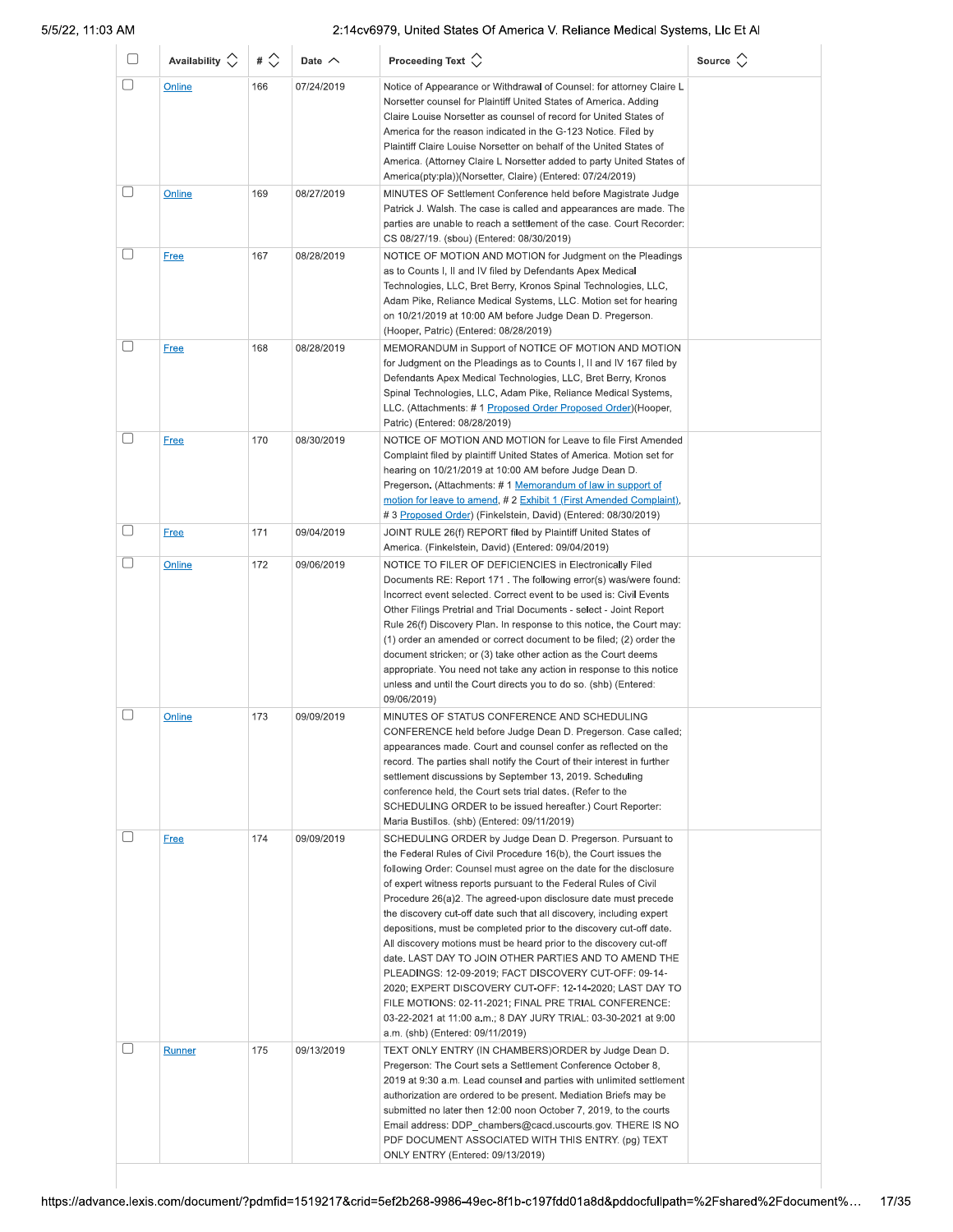| | Availability | # | Date | Proceeding Text | Source |
|---|---|---|---|---|---|
| | Online | 166 | 07/24/2019 | Notice of Appearance or Withdrawal of Counsel: for attorney Claire L Norsetter counsel for Plaintiff United States of America. Adding Claire Louise Norsetter as counsel of record for United States of America for the reason indicated in the G-123 Notice. Filed by Plaintiff Claire Louise Norsetter on behalf of the United States of America. (Attorney Claire L Norsetter added to party United States of America(pty:pla))(Norsetter, Claire) (Entered: 07/24/2019) | |
| | Online | 169 | 08/27/2019 | MINUTES OF Settlement Conference held before Magistrate Judge Patrick J. Walsh. The case is called and appearances are made. The parties are unable to reach a settlement of the case. Court Recorder: CS 08/27/19. (sbou) (Entered: 08/30/2019) | |
| | Free | 167 | 08/28/2019 | NOTICE OF MOTION AND MOTION for Judgment on the Pleadings as to Counts I, II and IV filed by Defendants Apex Medical Technologies, LLC, Bret Berry, Kronos Spinal Technologies, LLC, Adam Pike, Reliance Medical Systems, LLC. Motion set for hearing on 10/21/2019 at 10:00 AM before Judge Dean D. Pregerson. (Hooper, Patric) (Entered: 08/28/2019) | |
| | Free | 168 | 08/28/2019 | MEMORANDUM in Support of NOTICE OF MOTION AND MOTION for Judgment on the Pleadings as to Counts I, II and IV 167 filed by Defendants Apex Medical Technologies, LLC, Bret Berry, Kronos Spinal Technologies, LLC, Adam Pike, Reliance Medical Systems, LLC. (Attachments: # 1 Proposed Order Proposed Order)(Hooper, Patric) (Entered: 08/28/2019) | |
| | Free | 170 | 08/30/2019 | NOTICE OF MOTION AND MOTION for Leave to file First Amended Complaint filed by plaintiff United States of America. Motion set for hearing on 10/21/2019 at 10:00 AM before Judge Dean D. Pregerson. (Attachments: # 1 Memorandum of law in support of motion for leave to amend, # 2 Exhibit 1 (First Amended Complaint), # 3 Proposed Order) (Finkelstein, David) (Entered: 08/30/2019) | |
| | Free | 171 | 09/04/2019 | JOINT RULE 26(f) REPORT filed by Plaintiff United States of America. (Finkelstein, David) (Entered: 09/04/2019) | |
| | Online | 172 | 09/06/2019 | NOTICE TO FILER OF DEFICIENCIES in Electronically Filed Documents RE: Report 171 . The following error(s) was/were found: Incorrect event selected. Correct event to be used is: Civil Events Other Filings Pretrial and Trial Documents - select - Joint Report Rule 26(f) Discovery Plan. In response to this notice, the Court may: (1) order an amended or correct document to be filed; (2) order the document stricken; or (3) take other action as the Court deems appropriate. You need not take any action in response to this notice unless and until the Court directs you to do so. (shb) (Entered: 09/06/2019) | |
| | Online | 173 | 09/09/2019 | MINUTES OF STATUS CONFERENCE AND SCHEDULING CONFERENCE held before Judge Dean D. Pregerson. Case called; appearances made. Court and counsel confer as reflected on the record. The parties shall notify the Court of their interest in further settlement discussions by September 13, 2019. Scheduling conference held, the Court sets trial dates. (Refer to the SCHEDULING ORDER to be issued hereafter.) Court Reporter: Maria Bustillos. (shb) (Entered: 09/11/2019) | |
| | Free | 174 | 09/09/2019 | SCHEDULING ORDER by Judge Dean D. Pregerson. Pursuant to the Federal Rules of Civil Procedure 16(b), the Court issues the following Order: Counsel must agree on the date for the disclosure of expert witness reports pursuant to the Federal Rules of Civil Procedure 26(a)2. The agreed-upon disclosure date must precede the discovery cut-off date such that all discovery, including expert depositions, must be completed prior to the discovery cut-off date. All discovery motions must be heard prior to the discovery cut-off date. LAST DAY TO JOIN OTHER PARTIES AND TO AMEND THE PLEADINGS: 12-09-2019; FACT DISCOVERY CUT-OFF: 09-14-2020; EXPERT DISCOVERY CUT-OFF: 12-14-2020; LAST DAY TO FILE MOTIONS: 02-11-2021; FINAL PRE TRIAL CONFERENCE: 03-22-2021 at 11:00 a.m.; 8 DAY JURY TRIAL: 03-30-2021 at 9:00 a.m. (shb) (Entered: 09/11/2019) | |
| | Runner | 175 | 09/13/2019 | TEXT ONLY ENTRY (IN CHAMBERS)ORDER by Judge Dean D. Pregerson: The Court sets a Settlement Conference October 8, 2019 at 9:30 a.m. Lead counsel and parties with unlimited settlement authorization are ordered to be present. Mediation Briefs may be submitted no later then 12:00 noon October 7, 2019, to the courts Email address: DDP_chambers@cacd.uscourts.gov. THERE IS NO PDF DOCUMENT ASSOCIATED WITH THIS ENTRY. (pg) TEXT ONLY ENTRY (Entered: 09/13/2019) | |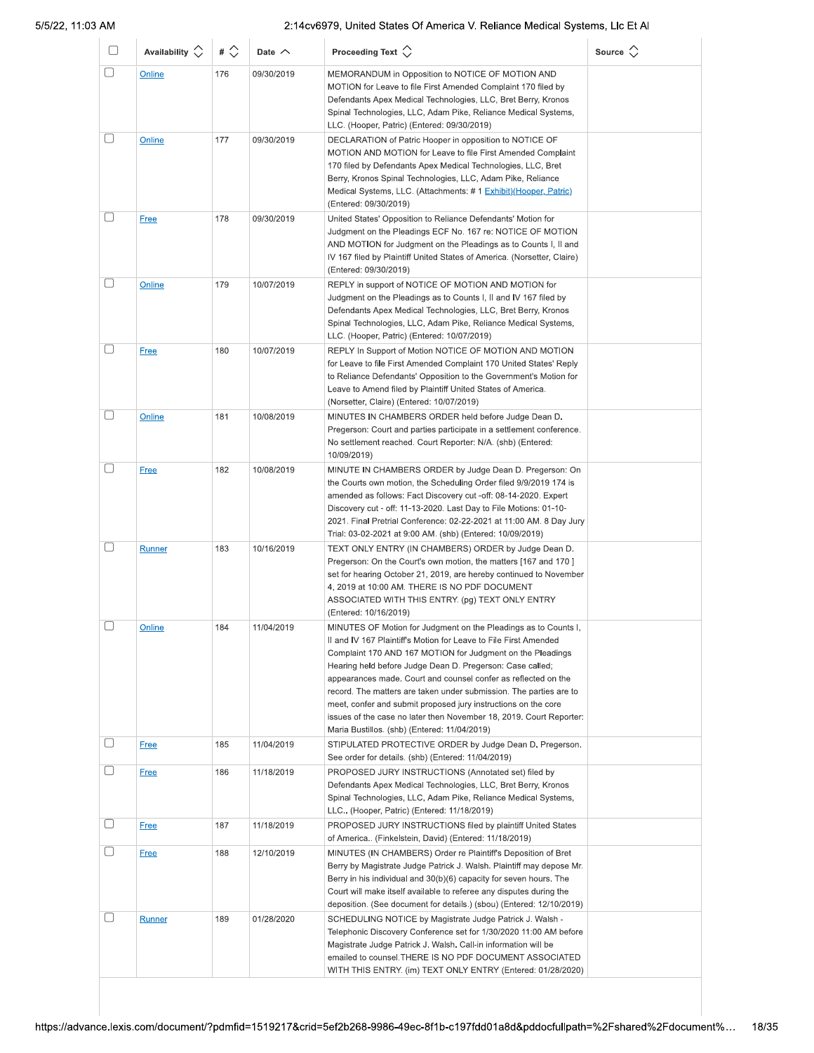| | Availability | # | Date | Proceeding Text | Source |
|---|---|---|---|---|---|
| | Online | 176 | 09/30/2019 | MEMORANDUM in Opposition to NOTICE OF MOTION AND MOTION for Leave to file First Amended Complaint 170 filed by Defendants Apex Medical Technologies, LLC, Bret Berry, Kronos Spinal Technologies, LLC, Adam Pike, Reliance Medical Systems, LLC. (Hooper, Patric) (Entered: 09/30/2019) | |
| | Online | 177 | 09/30/2019 | DECLARATION of Patric Hooper in opposition to NOTICE OF MOTION AND MOTION for Leave to file First Amended Complaint 170 filed by Defendants Apex Medical Technologies, LLC, Bret Berry, Kronos Spinal Technologies, LLC, Adam Pike, Reliance Medical Systems, LLC. (Attachments: # 1 Exhibit)(Hooper, Patric) (Entered: 09/30/2019) | |
| | Free | 178 | 09/30/2019 | United States' Opposition to Reliance Defendants' Motion for Judgment on the Pleadings ECF No. 167 re: NOTICE OF MOTION AND MOTION for Judgment on the Pleadings as to Counts I, II and IV 167 filed by Plaintiff United States of America. (Norsetter, Claire) (Entered: 09/30/2019) | |
| | Online | 179 | 10/07/2019 | REPLY in support of NOTICE OF MOTION AND MOTION for Judgment on the Pleadings as to Counts I, II and IV 167 filed by Defendants Apex Medical Technologies, LLC, Bret Berry, Kronos Spinal Technologies, LLC, Adam Pike, Reliance Medical Systems, LLC. (Hooper, Patric) (Entered: 10/07/2019) | |
| | Free | 180 | 10/07/2019 | REPLY In Support of Motion NOTICE OF MOTION AND MOTION for Leave to file First Amended Complaint 170 United States' Reply to Reliance Defendants' Opposition to the Government's Motion for Leave to Amend filed by Plaintiff United States of America. (Norsetter, Claire) (Entered: 10/07/2019) | |
| | Online | 181 | 10/08/2019 | MINUTES IN CHAMBERS ORDER held before Judge Dean D. Pregerson: Court and parties participate in a settlement conference. No settlement reached. Court Reporter: N/A. (shb) (Entered: 10/09/2019) | |
| | Free | 182 | 10/08/2019 | MINUTE IN CHAMBERS ORDER by Judge Dean D. Pregerson: On the Courts own motion, the Scheduling Order filed 9/9/2019 174 is amended as follows: Fact Discovery cut -off: 08-14-2020. Expert Discovery cut - off: 11-13-2020. Last Day to File Motions: 01-10-2021. Final Pretrial Conference: 02-22-2021 at 11:00 AM. 8 Day Jury Trial: 03-02-2021 at 9:00 AM. (shb) (Entered: 10/09/2019) | |
| | Runner | 183 | 10/16/2019 | TEXT ONLY ENTRY (IN CHAMBERS) ORDER by Judge Dean D. Pregerson: On the Court's own motion, the matters [167 and 170 ] set for hearing October 21, 2019, are hereby continued to November 4, 2019 at 10:00 AM. THERE IS NO PDF DOCUMENT ASSOCIATED WITH THIS ENTRY. (pg) TEXT ONLY ENTRY (Entered: 10/16/2019) | |
| | Online | 184 | 11/04/2019 | MINUTES OF Motion for Judgment on the Pleadings as to Counts I, II and IV 167 Plaintiff's Motion for Leave to File First Amended Complaint 170 AND 167 MOTION for Judgment on the Pleadings Hearing held before Judge Dean D. Pregerson: Case called; appearances made. Court and counsel confer as reflected on the record. The matters are taken under submission. The parties are to meet, confer and submit proposed jury instructions on the core issues of the case no later then November 18, 2019. Court Reporter: Maria Bustillos. (shb) (Entered: 11/04/2019) | |
| | Free | 185 | 11/04/2019 | STIPULATED PROTECTIVE ORDER by Judge Dean D. Pregerson. See order for details. (shb) (Entered: 11/04/2019) | |
| | Free | 186 | 11/18/2019 | PROPOSED JURY INSTRUCTIONS (Annotated set) filed by Defendants Apex Medical Technologies, LLC, Bret Berry, Kronos Spinal Technologies, LLC, Adam Pike, Reliance Medical Systems, LLC.. (Hooper, Patric) (Entered: 11/18/2019) | |
| | Free | 187 | 11/18/2019 | PROPOSED JURY INSTRUCTIONS filed by plaintiff United States of America.. (Finkelstein, David) (Entered: 11/18/2019) | |
| | Free | 188 | 12/10/2019 | MINUTES (IN CHAMBERS) Order re Plaintiff's Deposition of Bret Berry by Magistrate Judge Patrick J. Walsh. Plaintiff may depose Mr. Berry in his individual and 30(b)(6) capacity for seven hours. The Court will make itself available to referee any disputes during the deposition. (See document for details.) (sbou) (Entered: 12/10/2019) | |
| | Runner | 189 | 01/28/2020 | SCHEDULING NOTICE by Magistrate Judge Patrick J. Walsh - Telephonic Discovery Conference set for 1/30/2020 11:00 AM before Magistrate Judge Patrick J. Walsh. Call-in information will be emailed to counsel.THERE IS NO PDF DOCUMENT ASSOCIATED WITH THIS ENTRY. (im) TEXT ONLY ENTRY (Entered: 01/28/2020) | |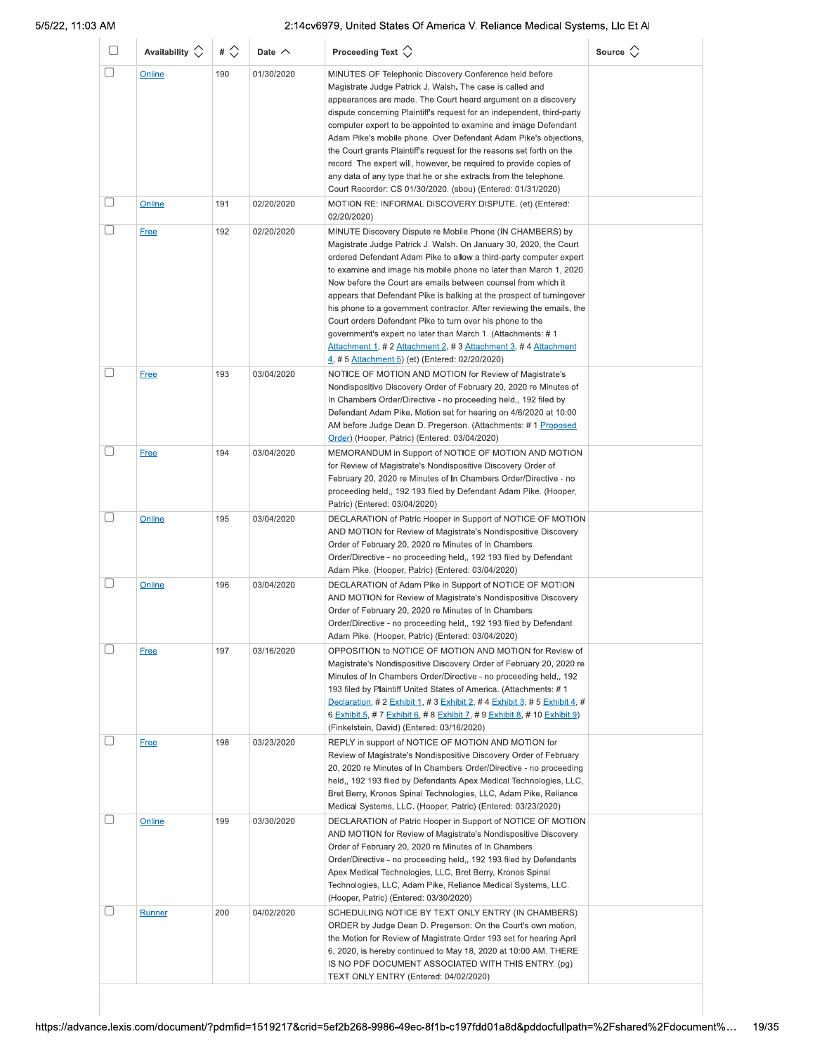| | Availability | # | Date | Proceeding Text | Source |
|---|---|---|---|---|---|
| | Online | 190 | 01/30/2020 | MINUTES OF Telephonic Discovery Conference held before Magistrate Judge Patrick J. Walsh. The case is called and appearances are made. The Court heard argument on a discovery dispute concerning Plaintiff's request for an independent, third-party computer expert to be appointed to examine and image Defendant Adam Pike's mobile phone. Over Defendant Adam Pike's objections, the Court grants Plaintiff's request for the reasons set forth on the record. The expert will, however, be required to provide copies of any data of any type that he or she extracts from the telephone. Court Recorder: CS 01/30/2020. (sbou) (Entered: 01/31/2020) | |
| | Online | 191 | 02/20/2020 | MOTION RE: INFORMAL DISCOVERY DISPUTE. (et) (Entered: 02/20/2020) | |
| | Free | 192 | 02/20/2020 | MINUTE Discovery Dispute re Mobile Phone (IN CHAMBERS) by Magistrate Judge Patrick J. Walsh. On January 30, 2020, the Court ordered Defendant Adam Pike to allow a third-party computer expert to examine and image his mobile phone no later than March 1, 2020. Now before the Court are emails between counsel from which it appears that Defendant Pike is balking at the prospect of turningover his phone to a government contractor. After reviewing the emails, the Court orders Defendant Pike to turn over his phone to the government's expert no later than March 1. (Attachments: # 1 Attachment 1, # 2 Attachment 2, # 3 Attachment 3, # 4 Attachment 4, # 5 Attachment 5) (et) (Entered: 02/20/2020) | |
| | Free | 193 | 03/04/2020 | NOTICE OF MOTION AND MOTION for Review of Magistrate's Nondispositive Discovery Order of February 20, 2020 re Minutes of In Chambers Order/Directive - no proceeding held,, 192 filed by Defendant Adam Pike. Motion set for hearing on 4/6/2020 at 10:00 AM before Judge Dean D. Pregerson. (Attachments: # 1 Proposed Order) (Hooper, Patric) (Entered: 03/04/2020) | |
| | Free | 194 | 03/04/2020 | MEMORANDUM in Support of NOTICE OF MOTION AND MOTION for Review of Magistrate's Nondispositive Discovery Order of February 20, 2020 re Minutes of In Chambers Order/Directive - no proceeding held,, 192 193 filed by Defendant Adam Pike. (Hooper, Patric) (Entered: 03/04/2020) | |
| | Online | 195 | 03/04/2020 | DECLARATION of Patric Hooper in Support of NOTICE OF MOTION AND MOTION for Review of Magistrate's Nondispositive Discovery Order of February 20, 2020 re Minutes of In Chambers Order/Directive - no proceeding held,, 192 193 filed by Defendant Adam Pike. (Hooper, Patric) (Entered: 03/04/2020) | |
| | Online | 196 | 03/04/2020 | DECLARATION of Adam Pike in Support of NOTICE OF MOTION AND MOTION for Review of Magistrate's Nondispositive Discovery Order of February 20, 2020 re Minutes of In Chambers Order/Directive - no proceeding held,, 192 193 filed by Defendant Adam Pike. (Hooper, Patric) (Entered: 03/04/2020) | |
| | Free | 197 | 03/16/2020 | OPPOSITION to NOTICE OF MOTION AND MOTION for Review of Magistrate's Nondispositive Discovery Order of February 20, 2020 re Minutes of In Chambers Order/Directive - no proceeding held,, 192 193 filed by Plaintiff United States of America. (Attachments: # 1 Declaration, # 2 Exhibit 1, # 3 Exhibit 2, # 4 Exhibit 3, # 5 Exhibit 4, # 6 Exhibit 5, # 7 Exhibit 6, # 8 Exhibit 7, # 9 Exhibit 8, # 10 Exhibit 9) (Finkelstein, David) (Entered: 03/16/2020) | |
| | Free | 198 | 03/23/2020 | REPLY in support of NOTICE OF MOTION AND MOTION for Review of Magistrate's Nondispositive Discovery Order of February 20, 2020 re Minutes of In Chambers Order/Directive - no proceeding held,, 192 193 filed by Defendants Apex Medical Technologies, LLC, Bret Berry, Kronos Spinal Technologies, LLC, Adam Pike, Reliance Medical Systems, LLC. (Hooper, Patric) (Entered: 03/23/2020) | |
| | Online | 199 | 03/30/2020 | DECLARATION of Patric Hooper in Support of NOTICE OF MOTION AND MOTION for Review of Magistrate's Nondispositive Discovery Order of February 20, 2020 re Minutes of In Chambers Order/Directive - no proceeding held,, 192 193 filed by Defendants Apex Medical Technologies, LLC, Bret Berry, Kronos Spinal Technologies, LLC, Adam Pike, Reliance Medical Systems, LLC. (Hooper, Patric) (Entered: 03/30/2020) | |
| | Runner | 200 | 04/02/2020 | SCHEDULING NOTICE BY TEXT ONLY ENTRY (IN CHAMBERS) ORDER by Judge Dean D. Pregerson: On the Court's own motion, the Motion for Review of Magistrate Order 193 set for hearing April 6, 2020, is hereby continued to May 18, 2020 at 10:00 AM. THERE IS NO PDF DOCUMENT ASSOCIATED WITH THIS ENTRY. (pg) TEXT ONLY ENTRY (Entered: 04/02/2020) | |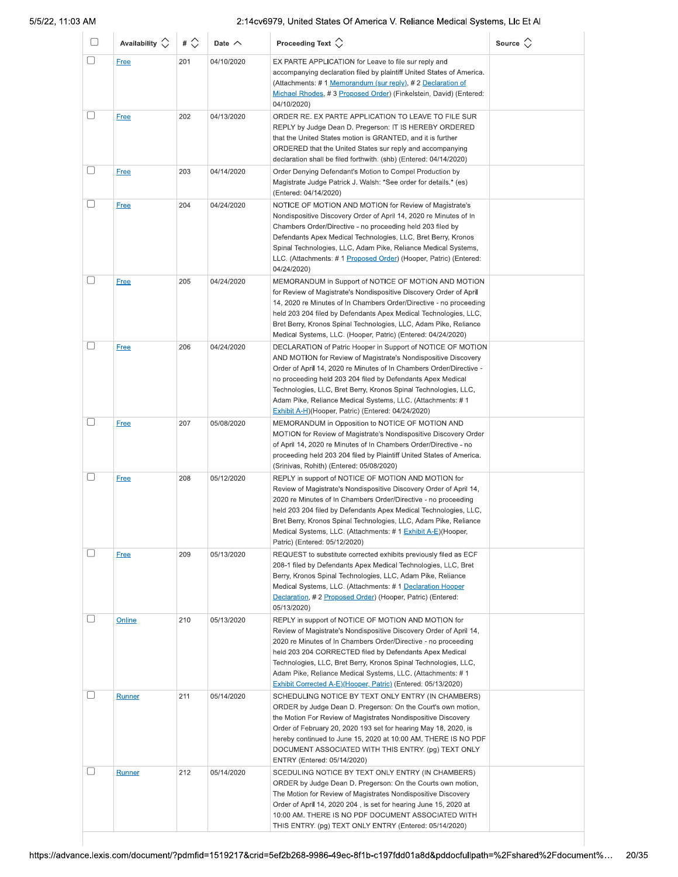| | Availability | # | Date | Proceeding Text | Source |
|---|---|---|---|---|---|
| | Free | 201 | 04/10/2020 | EX PARTE APPLICATION for Leave to file sur reply and accompanying declaration filed by plaintiff United States of America. (Attachments: # 1 Memorandum (sur reply), # 2 Declaration of Michael Rhodes, # 3 Proposed Order) (Finkelstein, David) (Entered: 04/10/2020) | |
| | Free | 202 | 04/13/2020 | ORDER RE. EX PARTE APPLICATION TO LEAVE TO FILE SUR REPLY by Judge Dean D. Pregerson: IT IS HEREBY ORDERED that the United States motion is GRANTED, and it is further ORDERED that the United States sur reply and accompanying declaration shall be filed forthwith. (shb) (Entered: 04/14/2020) | |
| | Free | 203 | 04/14/2020 | Order Denying Defendant's Motion to Compel Production by Magistrate Judge Patrick J. Walsh: *See order for details.* (es) (Entered: 04/14/2020) | |
| | Free | 204 | 04/24/2020 | NOTICE OF MOTION AND MOTION for Review of Magistrate's Nondispositive Discovery Order of April 14, 2020 re Minutes of In Chambers Order/Directive - no proceeding held 203 filed by Defendants Apex Medical Technologies, LLC, Bret Berry, Kronos Spinal Technologies, LLC, Adam Pike, Reliance Medical Systems, LLC. (Attachments: # 1 Proposed Order) (Hooper, Patric) (Entered: 04/24/2020) | |
| | Free | 205 | 04/24/2020 | MEMORANDUM in Support of NOTICE OF MOTION AND MOTION for Review of Magistrate's Nondispositive Discovery Order of April 14, 2020 re Minutes of In Chambers Order/Directive - no proceeding held 203 204 filed by Defendants Apex Medical Technologies, LLC, Bret Berry, Kronos Spinal Technologies, LLC, Adam Pike, Reliance Medical Systems, LLC. (Hooper, Patric) (Entered: 04/24/2020) | |
| | Free | 206 | 04/24/2020 | DECLARATION of Patric Hooper in Support of NOTICE OF MOTION AND MOTION for Review of Magistrate's Nondispositive Discovery Order of April 14, 2020 re Minutes of In Chambers Order/Directive - no proceeding held 203 204 filed by Defendants Apex Medical Technologies, LLC, Bret Berry, Kronos Spinal Technologies, LLC, Adam Pike, Reliance Medical Systems, LLC. (Attachments: # 1 Exhibit A-H)(Hooper, Patric) (Entered: 04/24/2020) | |
| | Free | 207 | 05/08/2020 | MEMORANDUM in Opposition to NOTICE OF MOTION AND MOTION for Review of Magistrate's Nondispositive Discovery Order of April 14, 2020 re Minutes of In Chambers Order/Directive - no proceeding held 203 204 filed by Plaintiff United States of America. (Srinivas, Rohith) (Entered: 05/08/2020) | |
| | Free | 208 | 05/12/2020 | REPLY in support of NOTICE OF MOTION AND MOTION for Review of Magistrate's Nondispositive Discovery Order of April 14, 2020 re Minutes of In Chambers Order/Directive - no proceeding held 203 204 filed by Defendants Apex Medical Technologies, LLC, Bret Berry, Kronos Spinal Technologies, LLC, Adam Pike, Reliance Medical Systems, LLC. (Attachments: # 1 Exhibit A-E)(Hooper, Patric) (Entered: 05/12/2020) | |
| | Free | 209 | 05/13/2020 | REQUEST to substitute corrected exhibits previously filed as ECF 208-1 filed by Defendants Apex Medical Technologies, LLC, Bret Berry, Kronos Spinal Technologies, LLC, Adam Pike, Reliance Medical Systems, LLC. (Attachments: # 1 Declaration Hooper Declaration, # 2 Proposed Order) (Hooper, Patric) (Entered: 05/13/2020) | |
| | Online | 210 | 05/13/2020 | REPLY in support of NOTICE OF MOTION AND MOTION for Review of Magistrate's Nondispositive Discovery Order of April 14, 2020 re Minutes of In Chambers Order/Directive - no proceeding held 203 204 CORRECTED filed by Defendants Apex Medical Technologies, LLC, Bret Berry, Kronos Spinal Technologies, LLC, Adam Pike, Reliance Medical Systems, LLC. (Attachments: # 1 Exhibit Corrected A-E)(Hooper, Patric) (Entered: 05/13/2020) | |
| | Runner | 211 | 05/14/2020 | SCHEDULING NOTICE BY TEXT ONLY ENTRY (IN CHAMBERS) ORDER by Judge Dean D. Pregerson: On the Court's own motion, the Motion For Review of Magistrates Nondispositive Discovery Order of February 20, 2020 193 set for hearing May 18, 2020, is hereby continued to June 15, 2020 at 10:00 AM. THERE IS NO PDF DOCUMENT ASSOCIATED WITH THIS ENTRY. (pg) TEXT ONLY ENTRY (Entered: 05/14/2020) | |
| | Runner | 212 | 05/14/2020 | SCEDULING NOTICE BY TEXT ONLY ENTRY (IN CHAMBERS) ORDER by Judge Dean D. Pregerson: On the Courts own motion, The Motion for Review of Magistrates Nondispositive Discovery Order of April 14, 2020 204 , is set for hearing June 15, 2020 at 10:00 AM. THERE IS NO PDF DOCUMENT ASSOCIATED WITH THIS ENTRY. (pg) TEXT ONLY ENTRY (Entered: 05/14/2020) | |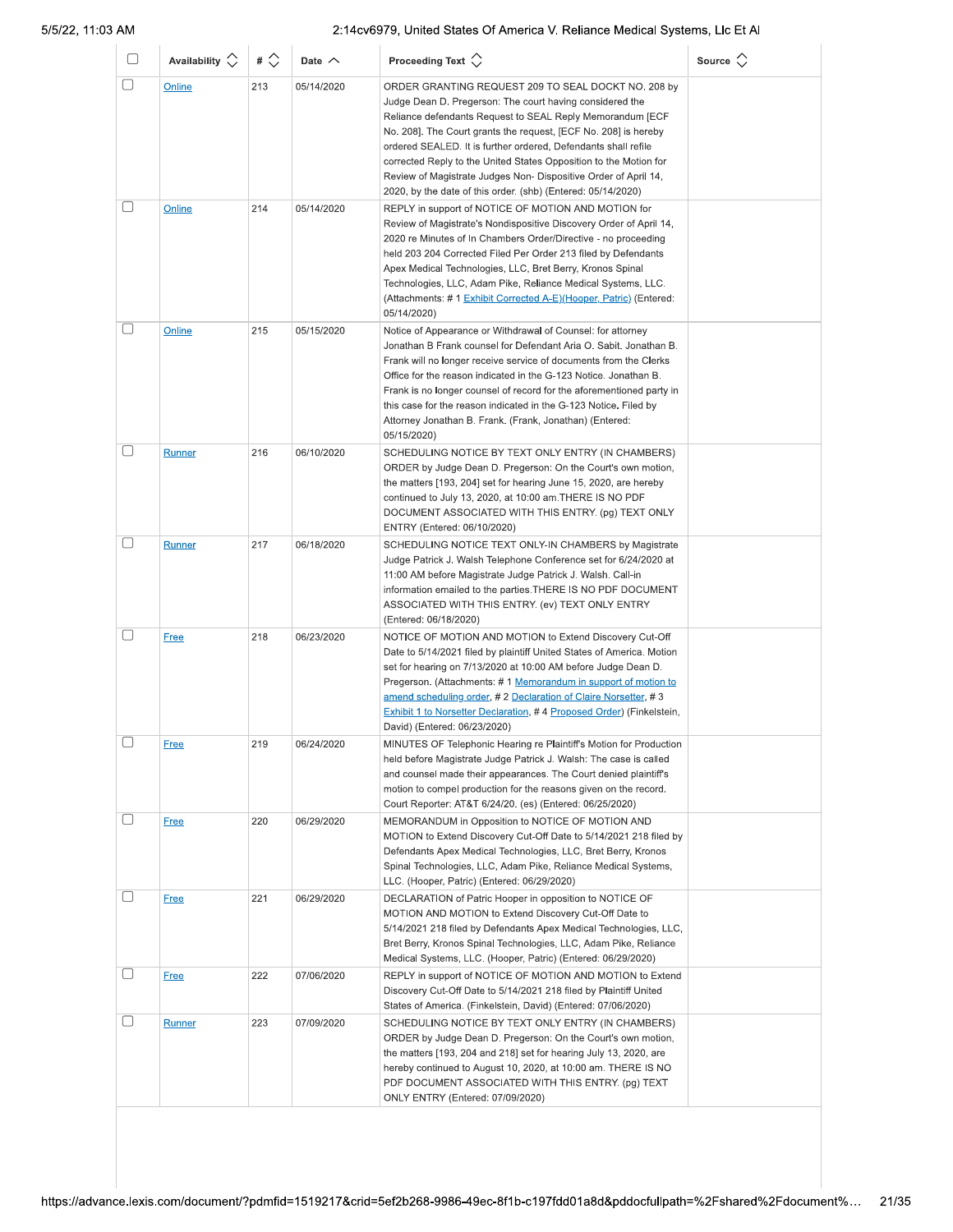| | Availability | # | Date | Proceeding Text | Source |
|---|---|---|---|---|---|
| | Online | 213 | 05/14/2020 | ORDER GRANTING REQUEST 209 TO SEAL DOCKT NO. 208 by Judge Dean D. Pregerson: The court having considered the Reliance defendants Request to SEAL Reply Memorandum [ECF No. 208]. The Court grants the request, [ECF No. 208] is hereby ordered SEALED. It is further ordered, Defendants shall refile corrected Reply to the United States Opposition to the Motion for Review of Magistrate Judges Non- Dispositive Order of April 14, 2020, by the date of this order. (shb) (Entered: 05/14/2020) | |
| | Online | 214 | 05/14/2020 | REPLY in support of NOTICE OF MOTION AND MOTION for Review of Magistrate's Nondispositive Discovery Order of April 14, 2020 re Minutes of In Chambers Order/Directive - no proceeding held 203 204 Corrected Filed Per Order 213 filed by Defendants Apex Medical Technologies, LLC, Bret Berry, Kronos Spinal Technologies, LLC, Adam Pike, Reliance Medical Systems, LLC. (Attachments: # 1 Exhibit Corrected A-E)(Hooper, Patric) (Entered: 05/14/2020) | |
| | Online | 215 | 05/15/2020 | Notice of Appearance or Withdrawal of Counsel: for attorney Jonathan B Frank counsel for Defendant Aria O. Sabit. Jonathan B. Frank will no longer receive service of documents from the Clerks Office for the reason indicated in the G-123 Notice. Jonathan B. Frank is no longer counsel of record for the aforementioned party in this case for the reason indicated in the G-123 Notice. Filed by Attorney Jonathan B. Frank. (Frank, Jonathan) (Entered: 05/15/2020) | |
| | Runner | 216 | 06/10/2020 | SCHEDULING NOTICE BY TEXT ONLY ENTRY (IN CHAMBERS) ORDER by Judge Dean D. Pregerson: On the Court's own motion, the matters [193, 204] set for hearing June 15, 2020, are hereby continued to July 13, 2020, at 10:00 am.THERE IS NO PDF DOCUMENT ASSOCIATED WITH THIS ENTRY. (pg) TEXT ONLY ENTRY (Entered: 06/10/2020) | |
| | Runner | 217 | 06/18/2020 | SCHEDULING NOTICE TEXT ONLY-IN CHAMBERS by Magistrate Judge Patrick J. Walsh Telephone Conference set for 6/24/2020 at 11:00 AM before Magistrate Judge Patrick J. Walsh. Call-in information emailed to the parties.THERE IS NO PDF DOCUMENT ASSOCIATED WITH THIS ENTRY. (ev) TEXT ONLY ENTRY (Entered: 06/18/2020) | |
| | Free | 218 | 06/23/2020 | NOTICE OF MOTION AND MOTION to Extend Discovery Cut-Off Date to 5/14/2021 filed by plaintiff United States of America. Motion set for hearing on 7/13/2020 at 10:00 AM before Judge Dean D. Pregerson. (Attachments: # 1 Memorandum in support of motion to amend scheduling order, # 2 Declaration of Claire Norsetter, # 3 Exhibit 1 to Norsetter Declaration, # 4 Proposed Order) (Finkelstein, David) (Entered: 06/23/2020) | |
| | Free | 219 | 06/24/2020 | MINUTES OF Telephonic Hearing re Plaintiff's Motion for Production held before Magistrate Judge Patrick J. Walsh: The case is called and counsel made their appearances. The Court denied plaintiff's motion to compel production for the reasons given on the record. Court Reporter: AT&T 6/24/20. (es) (Entered: 06/25/2020) | |
| | Free | 220 | 06/29/2020 | MEMORANDUM in Opposition to NOTICE OF MOTION AND MOTION to Extend Discovery Cut-Off Date to 5/14/2021 218 filed by Defendants Apex Medical Technologies, LLC, Bret Berry, Kronos Spinal Technologies, LLC, Adam Pike, Reliance Medical Systems, LLC. (Hooper, Patric) (Entered: 06/29/2020) | |
| | Free | 221 | 06/29/2020 | DECLARATION of Patric Hooper in opposition to NOTICE OF MOTION AND MOTION to Extend Discovery Cut-Off Date to 5/14/2021 218 filed by Defendants Apex Medical Technologies, LLC, Bret Berry, Kronos Spinal Technologies, LLC, Adam Pike, Reliance Medical Systems, LLC. (Hooper, Patric) (Entered: 06/29/2020) | |
| | Free | 222 | 07/06/2020 | REPLY in support of NOTICE OF MOTION AND MOTION to Extend Discovery Cut-Off Date to 5/14/2021 218 filed by Plaintiff United States of America. (Finkelstein, David) (Entered: 07/06/2020) | |
| | Runner | 223 | 07/09/2020 | SCHEDULING NOTICE BY TEXT ONLY ENTRY (IN CHAMBERS) ORDER by Judge Dean D. Pregerson: On the Court's own motion, the matters [193, 204 and 218] set for hearing July 13, 2020, are hereby continued to August 10, 2020, at 10:00 am. THERE IS NO PDF DOCUMENT ASSOCIATED WITH THIS ENTRY. (pg) TEXT ONLY ENTRY (Entered: 07/09/2020) | |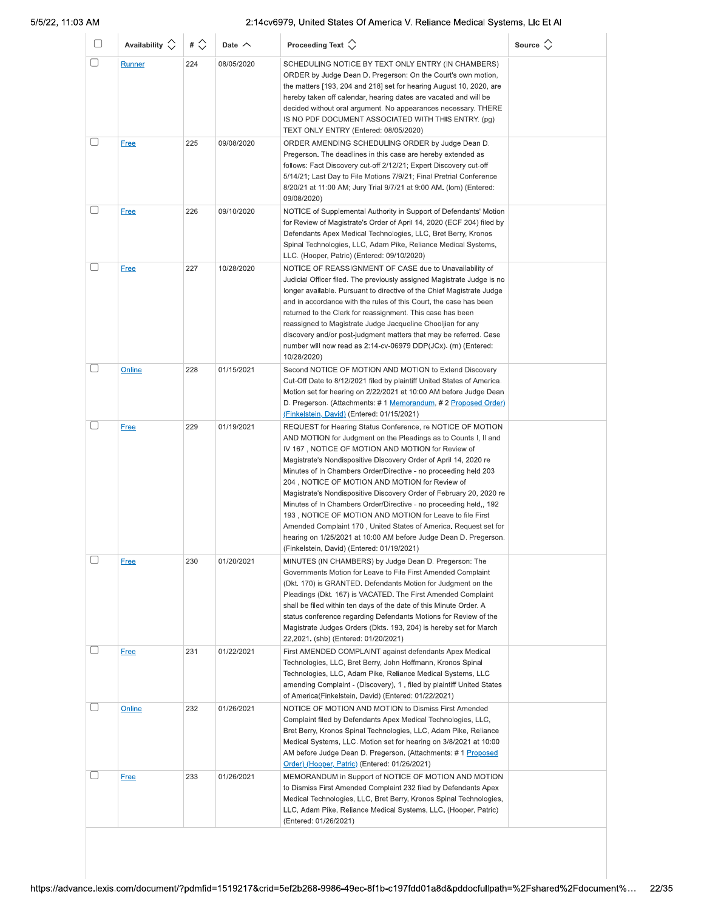| | Availability | # | Date | Proceeding Text | Source |
|---|---|---|---|---|---|
| | Runner | 224 | 08/05/2020 | SCHEDULING NOTICE BY TEXT ONLY ENTRY (IN CHAMBERS) ORDER by Judge Dean D. Pregerson: On the Court's own motion, the matters [193, 204 and 218] set for hearing August 10, 2020, are hereby taken off calendar, hearing dates are vacated and will be decided without oral argument. No appearances necessary. THERE IS NO PDF DOCUMENT ASSOCIATED WITH THIS ENTRY. (pg) TEXT ONLY ENTRY (Entered: 08/05/2020) | |
| | Free | 225 | 09/08/2020 | ORDER AMENDING SCHEDULING ORDER by Judge Dean D. Pregerson. The deadlines in this case are hereby extended as follows: Fact Discovery cut-off 2/12/21; Expert Discovery cut-off 5/14/21; Last Day to File Motions 7/9/21; Final Pretrial Conference 8/20/21 at 11:00 AM; Jury Trial 9/7/21 at 9:00 AM. (lom) (Entered: 09/08/2020) | |
| | Free | 226 | 09/10/2020 | NOTICE of Supplemental Authority in Support of Defendants' Motion for Review of Magistrate's Order of April 14, 2020 (ECF 204) filed by Defendants Apex Medical Technologies, LLC, Bret Berry, Kronos Spinal Technologies, LLC, Adam Pike, Reliance Medical Systems, LLC. (Hooper, Patric) (Entered: 09/10/2020) | |
| | Free | 227 | 10/28/2020 | NOTICE OF REASSIGNMENT OF CASE due to Unavailability of Judicial Officer filed. The previously assigned Magistrate Judge is no longer available. Pursuant to directive of the Chief Magistrate Judge and in accordance with the rules of this Court, the case has been returned to the Clerk for reassignment. This case has been reassigned to Magistrate Judge Jacqueline Chooljian for any discovery and/or post-judgment matters that may be referred. Case number will now read as 2:14-cv-06979 DDP(JCx). (m) (Entered: 10/28/2020) | |
| | Online | 228 | 01/15/2021 | Second NOTICE OF MOTION AND MOTION to Extend Discovery Cut-Off Date to 8/12/2021 filed by plaintiff United States of America. Motion set for hearing on 2/22/2021 at 10:00 AM before Judge Dean D. Pregerson. (Attachments: # 1 Memorandum, # 2 Proposed Order) (Finkelstein, David) (Entered: 01/15/2021) | |
| | Free | 229 | 01/19/2021 | REQUEST for Hearing Status Conference, re NOTICE OF MOTION AND MOTION for Judgment on the Pleadings as to Counts I, II and IV 167 , NOTICE OF MOTION AND MOTION for Review of Magistrate's Nondispositive Discovery Order of April 14, 2020 re Minutes of In Chambers Order/Directive - no proceeding held 203 204 , NOTICE OF MOTION AND MOTION for Review of Magistrate's Nondispositive Discovery Order of February 20, 2020 re Minutes of In Chambers Order/Directive - no proceeding held,, 192 193 , NOTICE OF MOTION AND MOTION for Leave to file First Amended Complaint 170 , United States of America. Request set for hearing on 1/25/2021 at 10:00 AM before Judge Dean D. Pregerson. (Finkelstein, David) (Entered: 01/19/2021) | |
| | Free | 230 | 01/20/2021 | MINUTES (IN CHAMBERS) by Judge Dean D. Pregerson: The Governments Motion for Leave to File First Amended Complaint (Dkt. 170) is GRANTED. Defendants Motion for Judgment on the Pleadings (Dkt. 167) is VACATED. The First Amended Complaint shall be filed within ten days of the date of this Minute Order. A status conference regarding Defendants Motions for Review of the Magistrate Judges Orders (Dkts. 193, 204) is hereby set for March 22,2021. (shb) (Entered: 01/20/2021) | |
| | Free | 231 | 01/22/2021 | First AMENDED COMPLAINT against defendants Apex Medical Technologies, LLC, Bret Berry, John Hoffmann, Kronos Spinal Technologies, LLC, Adam Pike, Reliance Medical Systems, LLC amending Complaint - (Discovery), 1 , filed by plaintiff United States of America(Finkelstein, David) (Entered: 01/22/2021) | |
| | Online | 232 | 01/26/2021 | NOTICE OF MOTION AND MOTION to Dismiss First Amended Complaint filed by Defendants Apex Medical Technologies, LLC, Bret Berry, Kronos Spinal Technologies, LLC, Adam Pike, Reliance Medical Systems, LLC. Motion set for hearing on 3/8/2021 at 10:00 AM before Judge Dean D. Pregerson. (Attachments: # 1 Proposed Order) (Hooper, Patric) (Entered: 01/26/2021) | |
| | Free | 233 | 01/26/2021 | MEMORANDUM in Support of NOTICE OF MOTION AND MOTION to Dismiss First Amended Complaint 232 filed by Defendants Apex Medical Technologies, LLC, Bret Berry, Kronos Spinal Technologies, LLC, Adam Pike, Reliance Medical Systems, LLC. (Hooper, Patric) (Entered: 01/26/2021) | |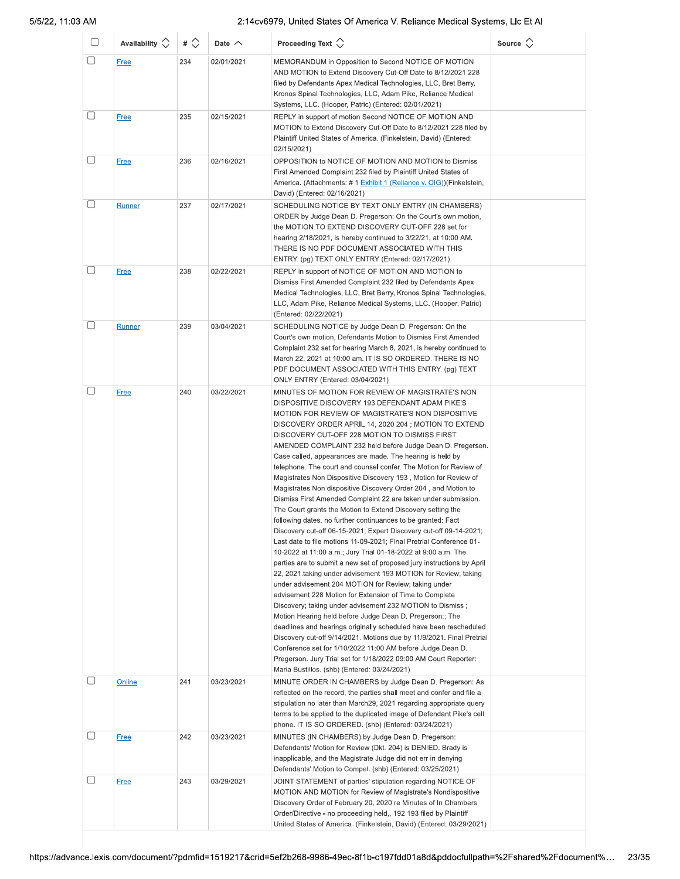| | Availability | # | Date | Proceeding Text | Source |
|---|---|---|---|---|---|
| ☐ | Free | 234 | 02/01/2021 | MEMORANDUM in Opposition to Second NOTICE OF MOTION AND MOTION to Extend Discovery Cut-Off Date to 8/12/2021 228 filed by Defendants Apex Medical Technologies, LLC, Bret Berry, Kronos Spinal Technologies, LLC, Adam Pike, Reliance Medical Systems, LLC. (Hooper, Patric) (Entered: 02/01/2021) | |
| ☐ | Free | 235 | 02/15/2021 | REPLY in support of motion Second NOTICE OF MOTION AND MOTION to Extend Discovery Cut-Off Date to 8/12/2021 228 filed by Plaintiff United States of America. (Finkelstein, David) (Entered: 02/15/2021) | |
| ☐ | Free | 236 | 02/16/2021 | OPPOSITION to NOTICE OF MOTION AND MOTION to Dismiss First Amended Complaint 232 filed by Plaintiff United States of America. (Attachments: # 1 Exhibit 1 (Reliance v. OIG))(Finkelstein, David) (Entered: 02/16/2021) | |
| ☐ | Runner | 237 | 02/17/2021 | SCHEDULING NOTICE BY TEXT ONLY ENTRY (IN CHAMBERS) ORDER by Judge Dean D. Pregerson: On the Court's own motion, the MOTION TO EXTEND DISCOVERY CUT-OFF 228 set for hearing 2/18/2021, is hereby continued to 3/22/21, at 10:00 AM. THERE IS NO PDF DOCUMENT ASSOCIATED WITH THIS ENTRY. (pg) TEXT ONLY ENTRY (Entered: 02/17/2021) | |
| ☐ | Free | 238 | 02/22/2021 | REPLY in support of NOTICE OF MOTION AND MOTION to Dismiss First Amended Complaint 232 filed by Defendants Apex Medical Technologies, LLC, Bret Berry, Kronos Spinal Technologies, LLC, Adam Pike, Reliance Medical Systems, LLC. (Hooper, Patric) (Entered: 02/22/2021) | |
| ☐ | Runner | 239 | 03/04/2021 | SCHEDULING NOTICE by Judge Dean D. Pregerson: On the Court's own motion, Defendants Motion to Dismiss First Amended Complaint 232 set for hearing March 8, 2021, is hereby continued to March 22, 2021 at 10:00 am. IT IS SO ORDERED. THERE IS NO PDF DOCUMENT ASSOCIATED WITH THIS ENTRY. (pg) TEXT ONLY ENTRY (Entered: 03/04/2021) | |
| ☐ | Free | 240 | 03/22/2021 | MINUTES OF MOTION FOR REVIEW OF MAGISTRATE'S NON DISPOSITIVE DISCOVERY 193 DEFENDANT ADAM PIKE'S MOTION FOR REVIEW OF MAGISTRATE'S NON DISPOSITIVE DISCOVERY ORDER APRIL 14, 2020 204 ; MOTION TO EXTEND DISCOVERY CUT-OFF 228 MOTION TO DISMISS FIRST AMENDED COMPLAINT 232 held before Judge Dean D. Pregerson. Case called, appearances are made. The hearing is held by telephone. The court and counsel confer. The Motion for Review of Magistrates Non Dispositive Discovery 193 , Motion for Review of Magistrates Non dispositive Discovery Order 204 , and Motion to Dismiss First Amended Complaint 22 are taken under submission. The Court grants the Motion to Extend Discovery setting the following dates, no further continuances to be granted: Fact Discovery cut-off 06-15-2021; Expert Discovery cut-off 09-14-2021; Last date to file motions 11-09-2021; Final Pretrial Conference 01-10-2022 at 11:00 a.m.; Jury Trial 01-18-2022 at 9:00 a.m. The parties are to submit a new set of proposed jury instructions by April 22, 2021.taking under advisement 193 MOTION for Review; taking under advisement 204 MOTION for Review; taking under advisement 228 Motion for Extension of Time to Complete Discovery; taking under advisement 232 MOTION to Dismiss ; Motion Hearing held before Judge Dean D. Pregerson.; The deadlines and hearings originally scheduled have been rescheduled Discovery cut-off 9/14/2021. Motions due by 11/9/2021. Final Pretrial Conference set for 1/10/2022 11:00 AM before Judge Dean D. Pregerson. Jury Trial set for 1/18/2022 09:00 AM Court Reporter: Maria Bustillos. (shb) (Entered: 03/24/2021) | |
| ☐ | Online | 241 | 03/23/2021 | MINUTE ORDER IN CHAMBERS by Judge Dean D. Pregerson: As reflected on the record, the parties shall meet and confer and file a stipulation no later than March29, 2021 regarding appropriate query terms to be applied to the duplicated image of Defendant Pike's cell phone. IT IS SO ORDERED. (shb) (Entered: 03/24/2021) | |
| ☐ | Free | 242 | 03/23/2021 | MINUTES (IN CHAMBERS) by Judge Dean D. Pregerson: Defendants' Motion for Review (Dkt. 204) is DENIED. Brady is inapplicable, and the Magistrate Judge did not err in denying Defendants' Motion to Compel. (shb) (Entered: 03/25/2021) | |
| ☐ | Free | 243 | 03/29/2021 | JOINT STATEMENT of parties' stipulation regarding NOTICE OF MOTION AND MOTION for Review of Magistrate's Nondispositive Discovery Order of February 20, 2020 re Minutes of In Chambers Order/Directive - no proceeding held,, 192 193 filed by Plaintiff United States of America. (Finkelstein, David) (Entered: 03/29/2021) | |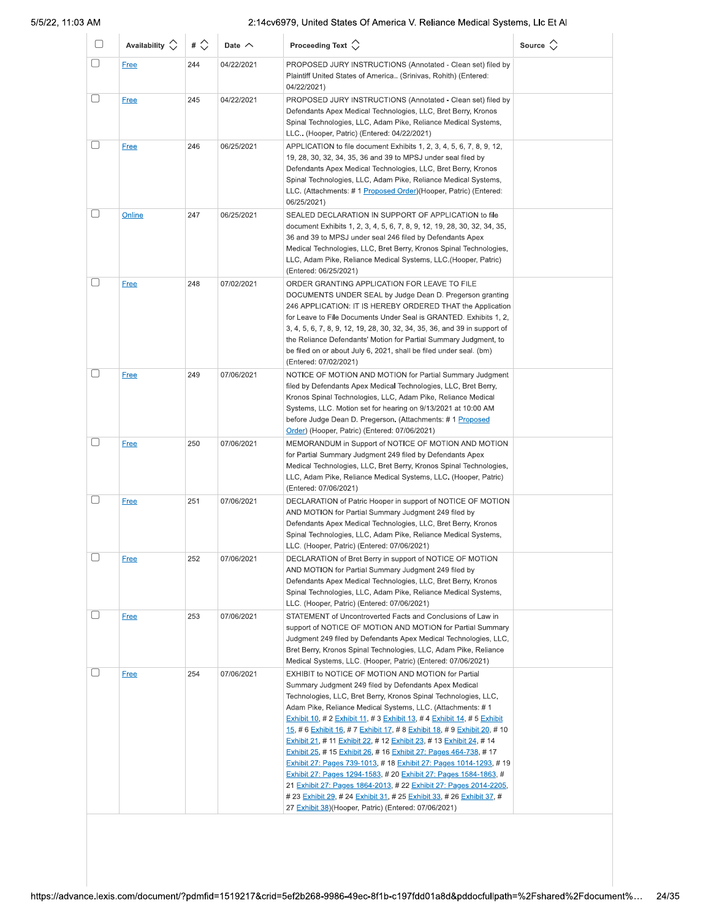| ☐ | Availability | # | Date | Proceeding Text | Source |
|---|---|---|---|---|---|
| ☐ | Free | 244 | 04/22/2021 | PROPOSED JURY INSTRUCTIONS (Annotated - Clean set) filed by Plaintiff United States of America.. (Srinivas, Rohith) (Entered: 04/22/2021) | |
| ☐ | Free | 245 | 04/22/2021 | PROPOSED JURY INSTRUCTIONS (Annotated - Clean set) filed by Defendants Apex Medical Technologies, LLC, Bret Berry, Kronos Spinal Technologies, LLC, Adam Pike, Reliance Medical Systems, LLC.. (Hooper, Patric) (Entered: 04/22/2021) | |
| ☐ | Free | 246 | 06/25/2021 | APPLICATION to file document Exhibits 1, 2, 3, 4, 5, 6, 7, 8, 9, 12, 19, 28, 30, 32, 34, 35, 36 and 39 to MPSJ under seal filed by Defendants Apex Medical Technologies, LLC, Bret Berry, Kronos Spinal Technologies, LLC, Adam Pike, Reliance Medical Systems, LLC. (Attachments: # 1 Proposed Order)(Hooper, Patric) (Entered: 06/25/2021) | |
| ☐ | Online | 247 | 06/25/2021 | SEALED DECLARATION IN SUPPORT OF APPLICATION to file document Exhibits 1, 2, 3, 4, 5, 6, 7, 8, 9, 12, 19, 28, 30, 32, 34, 35, 36 and 39 to MPSJ under seal 246 filed by Defendants Apex Medical Technologies, LLC, Bret Berry, Kronos Spinal Technologies, LLC, Adam Pike, Reliance Medical Systems, LLC.(Hooper, Patric) (Entered: 06/25/2021) | |
| ☐ | Free | 248 | 07/02/2021 | ORDER GRANTING APPLICATION FOR LEAVE TO FILE DOCUMENTS UNDER SEAL by Judge Dean D. Pregerson granting 246 APPLICATION: IT IS HEREBY ORDERED THAT the Application for Leave to File Documents Under Seal is GRANTED. Exhibits 1, 2, 3, 4, 5, 6, 7, 8, 9, 12, 19, 28, 30, 32, 34, 35, 36, and 39 in support of the Reliance Defendants' Motion for Partial Summary Judgment, to be filed on or about July 6, 2021, shall be filed under seal. (bm) (Entered: 07/02/2021) | |
| ☐ | Free | 249 | 07/06/2021 | NOTICE OF MOTION AND MOTION for Partial Summary Judgment filed by Defendants Apex Medical Technologies, LLC, Bret Berry, Kronos Spinal Technologies, LLC, Adam Pike, Reliance Medical Systems, LLC. Motion set for hearing on 9/13/2021 at 10:00 AM before Judge Dean D. Pregerson. (Attachments: # 1 Proposed Order) (Hooper, Patric) (Entered: 07/06/2021) | |
| ☐ | Free | 250 | 07/06/2021 | MEMORANDUM in Support of NOTICE OF MOTION AND MOTION for Partial Summary Judgment 249 filed by Defendants Apex Medical Technologies, LLC, Bret Berry, Kronos Spinal Technologies, LLC, Adam Pike, Reliance Medical Systems, LLC. (Hooper, Patric) (Entered: 07/06/2021) | |
| ☐ | Free | 251 | 07/06/2021 | DECLARATION of Patric Hooper in support of NOTICE OF MOTION AND MOTION for Partial Summary Judgment 249 filed by Defendants Apex Medical Technologies, LLC, Bret Berry, Kronos Spinal Technologies, LLC, Adam Pike, Reliance Medical Systems, LLC. (Hooper, Patric) (Entered: 07/06/2021) | |
| ☐ | Free | 252 | 07/06/2021 | DECLARATION of Bret Berry in support of NOTICE OF MOTION AND MOTION for Partial Summary Judgment 249 filed by Defendants Apex Medical Technologies, LLC, Bret Berry, Kronos Spinal Technologies, LLC, Adam Pike, Reliance Medical Systems, LLC. (Hooper, Patric) (Entered: 07/06/2021) | |
| ☐ | Free | 253 | 07/06/2021 | STATEMENT of Uncontroverted Facts and Conclusions of Law in support of NOTICE OF MOTION AND MOTION for Partial Summary Judgment 249 filed by Defendants Apex Medical Technologies, LLC, Bret Berry, Kronos Spinal Technologies, LLC, Adam Pike, Reliance Medical Systems, LLC. (Hooper, Patric) (Entered: 07/06/2021) | |
| ☐ | Free | 254 | 07/06/2021 | EXHIBIT to NOTICE OF MOTION AND MOTION for Partial Summary Judgment 249 filed by Defendants Apex Medical Technologies, LLC, Bret Berry, Kronos Spinal Technologies, LLC, Adam Pike, Reliance Medical Systems, LLC. (Attachments: # 1 Exhibit 10, # 2 Exhibit 11, # 3 Exhibit 13, # 4 Exhibit 14, # 5 Exhibit 15, # 6 Exhibit 16, # 7 Exhibit 17, # 8 Exhibit 18, # 9 Exhibit 20, # 10 Exhibit 21, # 11 Exhibit 22, # 12 Exhibit 23, # 13 Exhibit 24, # 14 Exhibit 25, # 15 Exhibit 26, # 16 Exhibit 27: Pages 464-738, # 17 Exhibit 27: Pages 739-1013, # 18 Exhibit 27: Pages 1014-1293, # 19 Exhibit 27: Pages 1294-1583, # 20 Exhibit 27: Pages 1584-1863, # 21 Exhibit 27: Pages 1864-2013, # 22 Exhibit 27: Pages 2014-2205, # 23 Exhibit 29, # 24 Exhibit 31, # 25 Exhibit 33, # 26 Exhibit 37, # 27 Exhibit 38)(Hooper, Patric) (Entered: 07/06/2021) | |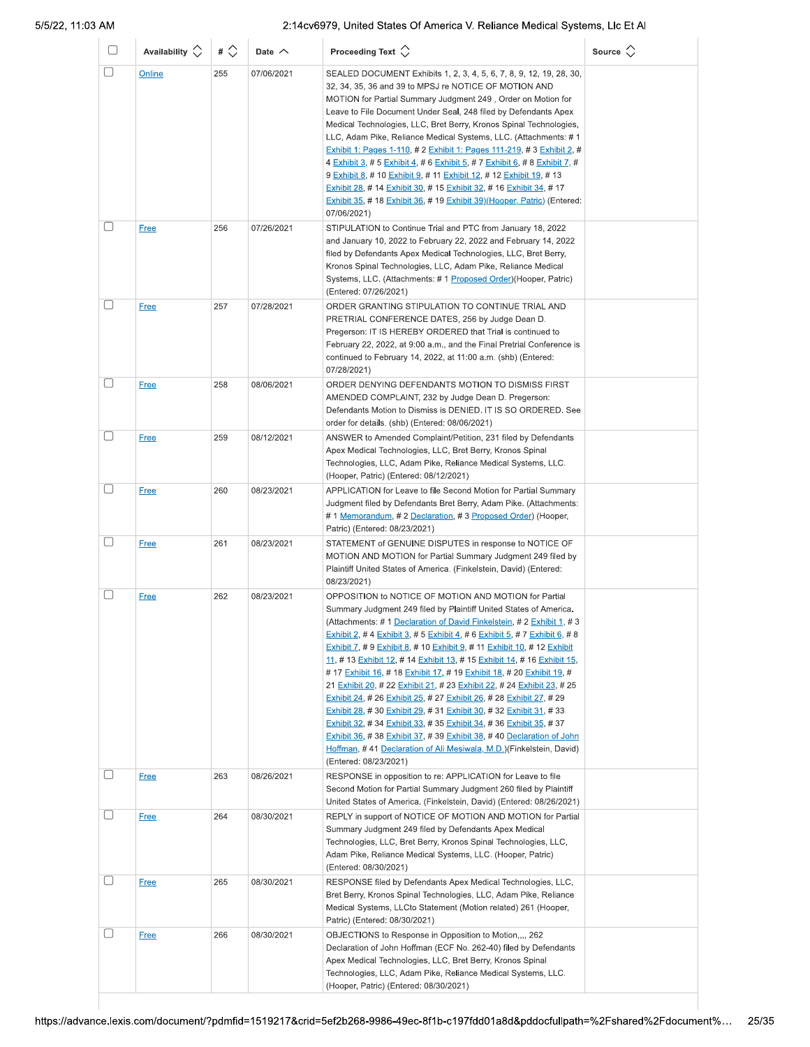| | Availability | # | Date | Proceeding Text | Source |
|---|---|---|---|---|---|
| | Online | 255 | 07/06/2021 | SEALED DOCUMENT Exhibits 1, 2, 3, 4, 5, 6, 7, 8, 9, 12, 19, 28, 30, 32, 34, 35, 36 and 39 to MPSJ re NOTICE OF MOTION AND MOTION for Partial Summary Judgment 249 , Order on Motion for Leave to File Document Under Seal, 248 filed by Defendants Apex Medical Technologies, LLC, Bret Berry, Kronos Spinal Technologies, LLC, Adam Pike, Reliance Medical Systems, LLC. (Attachments: # 1 Exhibit 1: Pages 1-110, # 2 Exhibit 1: Pages 111-219, # 3 Exhibit 2, # 4 Exhibit 3, # 5 Exhibit 4, # 6 Exhibit 5, # 7 Exhibit 6, # 8 Exhibit 7, # 9 Exhibit 8, # 10 Exhibit 9, # 11 Exhibit 12, # 12 Exhibit 19, # 13 Exhibit 28, # 14 Exhibit 30, # 15 Exhibit 32, # 16 Exhibit 34, # 17 Exhibit 35, # 18 Exhibit 36, # 19 Exhibit 39)(Hooper, Patric) (Entered: 07/06/2021) | |
| | Free | 256 | 07/26/2021 | STIPULATION to Continue Trial and PTC from January 18, 2022 and January 10, 2022 to February 22, 2022 and February 14, 2022 filed by Defendants Apex Medical Technologies, LLC, Bret Berry, Kronos Spinal Technologies, LLC, Adam Pike, Reliance Medical Systems, LLC. (Attachments: # 1 Proposed Order)(Hooper, Patric) (Entered: 07/26/2021) | |
| | Free | 257 | 07/28/2021 | ORDER GRANTING STIPULATION TO CONTINUE TRIAL AND PRETRIAL CONFERENCE DATES, 256 by Judge Dean D. Pregerson: IT IS HEREBY ORDERED that Trial is continued to February 22, 2022, at 9:00 a.m., and the Final Pretrial Conference is continued to February 14, 2022, at 11:00 a.m. (shb) (Entered: 07/28/2021) | |
| | Free | 258 | 08/06/2021 | ORDER DENYING DEFENDANTS MOTION TO DISMISS FIRST AMENDED COMPLAINT, 232 by Judge Dean D. Pregerson: Defendants Motion to Dismiss is DENIED. IT IS SO ORDERED. See order for details. (shb) (Entered: 08/06/2021) | |
| | Free | 259 | 08/12/2021 | ANSWER to Amended Complaint/Petition, 231 filed by Defendants Apex Medical Technologies, LLC, Bret Berry, Kronos Spinal Technologies, LLC, Adam Pike, Reliance Medical Systems, LLC. (Hooper, Patric) (Entered: 08/12/2021) | |
| | Free | 260 | 08/23/2021 | APPLICATION for Leave to file Second Motion for Partial Summary Judgment filed by Defendants Bret Berry, Adam Pike. (Attachments: # 1 Memorandum, # 2 Declaration, # 3 Proposed Order) (Hooper, Patric) (Entered: 08/23/2021) | |
| | Free | 261 | 08/23/2021 | STATEMENT of GENUINE DISPUTES in response to NOTICE OF MOTION AND MOTION for Partial Summary Judgment 249 filed by Plaintiff United States of America. (Finkelstein, David) (Entered: 08/23/2021) | |
| | Free | 262 | 08/23/2021 | OPPOSITION to NOTICE OF MOTION AND MOTION for Partial Summary Judgment 249 filed by Plaintiff United States of America. (Attachments: # 1 Declaration of David Finkelstein, # 2 Exhibit 1, # 3 Exhibit 2, # 4 Exhibit 3, # 5 Exhibit 4, # 6 Exhibit 5, # 7 Exhibit 6, # 8 Exhibit 7, # 9 Exhibit 8, # 10 Exhibit 9, # 11 Exhibit 10, # 12 Exhibit 11, # 13 Exhibit 12, # 14 Exhibit 13, # 15 Exhibit 14, # 16 Exhibit 15, # 17 Exhibit 16, # 18 Exhibit 17, # 19 Exhibit 18, # 20 Exhibit 19, # 21 Exhibit 20, # 22 Exhibit 21, # 23 Exhibit 22, # 24 Exhibit 23, # 25 Exhibit 24, # 26 Exhibit 25, # 27 Exhibit 26, # 28 Exhibit 27, # 29 Exhibit 28, # 30 Exhibit 29, # 31 Exhibit 30, # 32 Exhibit 31, # 33 Exhibit 32, # 34 Exhibit 33, # 35 Exhibit 34, # 36 Exhibit 35, # 37 Exhibit 36, # 38 Exhibit 37, # 39 Exhibit 38, # 40 Declaration of John Hoffman, # 41 Declaration of Ali Mesiwala, M.D.)(Finkelstein, David) (Entered: 08/23/2021) | |
| | Free | 263 | 08/26/2021 | RESPONSE in opposition to re: APPLICATION for Leave to file Second Motion for Partial Summary Judgment 260 filed by Plaintiff United States of America. (Finkelstein, David) (Entered: 08/26/2021) | |
| | Free | 264 | 08/30/2021 | REPLY in support of NOTICE OF MOTION AND MOTION for Partial Summary Judgment 249 filed by Defendants Apex Medical Technologies, LLC, Bret Berry, Kronos Spinal Technologies, LLC, Adam Pike, Reliance Medical Systems, LLC. (Hooper, Patric) (Entered: 08/30/2021) | |
| | Free | 265 | 08/30/2021 | RESPONSE filed by Defendants Apex Medical Technologies, LLC, Bret Berry, Kronos Spinal Technologies, LLC, Adam Pike, Reliance Medical Systems, LLCto Statement (Motion related) 261 (Hooper, Patric) (Entered: 08/30/2021) | |
| | Free | 266 | 08/30/2021 | OBJECTIONS to Response in Opposition to Motion,,,, 262 Declaration of John Hoffman (ECF No. 262-40) filed by Defendants Apex Medical Technologies, LLC, Bret Berry, Kronos Spinal Technologies, LLC, Adam Pike, Reliance Medical Systems, LLC. (Hooper, Patric) (Entered: 08/30/2021) | |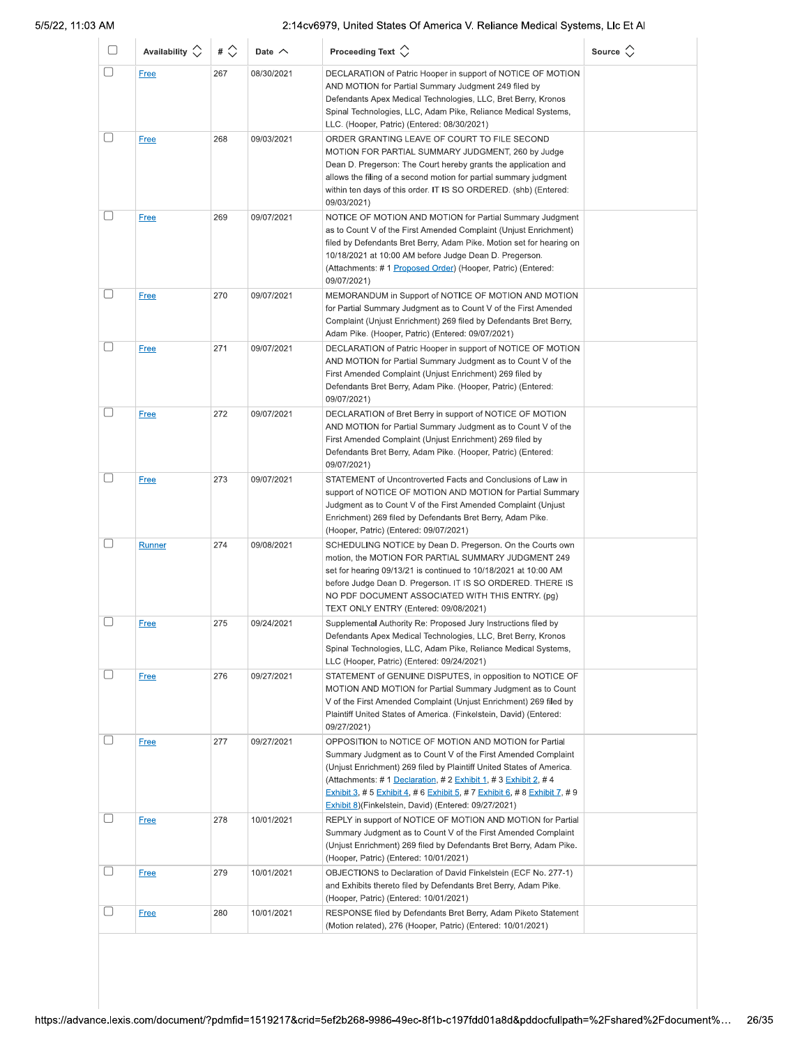| | Availability | # | Date | Proceeding Text | Source |
|---|---|---|---|---|---|
| ☐ | Free | 267 | 08/30/2021 | DECLARATION of Patric Hooper in support of NOTICE OF MOTION AND MOTION for Partial Summary Judgment 249 filed by Defendants Apex Medical Technologies, LLC, Bret Berry, Kronos Spinal Technologies, LLC, Adam Pike, Reliance Medical Systems, LLC. (Hooper, Patric) (Entered: 08/30/2021) | |
| ☐ | Free | 268 | 09/03/2021 | ORDER GRANTING LEAVE OF COURT TO FILE SECOND MOTION FOR PARTIAL SUMMARY JUDGMENT, 260 by Judge Dean D. Pregerson: The Court hereby grants the application and allows the filing of a second motion for partial summary judgment within ten days of this order. IT IS SO ORDERED. (shb) (Entered: 09/03/2021) | |
| ☐ | Free | 269 | 09/07/2021 | NOTICE OF MOTION AND MOTION for Partial Summary Judgment as to Count V of the First Amended Complaint (Unjust Enrichment) filed by Defendants Bret Berry, Adam Pike. Motion set for hearing on 10/18/2021 at 10:00 AM before Judge Dean D. Pregerson. (Attachments: # 1 Proposed Order) (Hooper, Patric) (Entered: 09/07/2021) | |
| ☐ | Free | 270 | 09/07/2021 | MEMORANDUM in Support of NOTICE OF MOTION AND MOTION for Partial Summary Judgment as to Count V of the First Amended Complaint (Unjust Enrichment) 269 filed by Defendants Bret Berry, Adam Pike. (Hooper, Patric) (Entered: 09/07/2021) | |
| ☐ | Free | 271 | 09/07/2021 | DECLARATION of Patric Hooper in support of NOTICE OF MOTION AND MOTION for Partial Summary Judgment as to Count V of the First Amended Complaint (Unjust Enrichment) 269 filed by Defendants Bret Berry, Adam Pike. (Hooper, Patric) (Entered: 09/07/2021) | |
| ☐ | Free | 272 | 09/07/2021 | DECLARATION of Bret Berry in support of NOTICE OF MOTION AND MOTION for Partial Summary Judgment as to Count V of the First Amended Complaint (Unjust Enrichment) 269 filed by Defendants Bret Berry, Adam Pike. (Hooper, Patric) (Entered: 09/07/2021) | |
| ☐ | Free | 273 | 09/07/2021 | STATEMENT of Uncontroverted Facts and Conclusions of Law in support of NOTICE OF MOTION AND MOTION for Partial Summary Judgment as to Count V of the First Amended Complaint (Unjust Enrichment) 269 filed by Defendants Bret Berry, Adam Pike. (Hooper, Patric) (Entered: 09/07/2021) | |
| ☐ | Runner | 274 | 09/08/2021 | SCHEDULING NOTICE by Dean D. Pregerson. On the Courts own motion, the MOTION FOR PARTIAL SUMMARY JUDGMENT 249 set for hearing 09/13/21 is continued to 10/18/2021 at 10:00 AM before Judge Dean D. Pregerson. IT IS SO ORDERED. THERE IS NO PDF DOCUMENT ASSOCIATED WITH THIS ENTRY. (pg) TEXT ONLY ENTRY (Entered: 09/08/2021) | |
| ☐ | Free | 275 | 09/24/2021 | Supplemental Authority Re: Proposed Jury Instructions filed by Defendants Apex Medical Technologies, LLC, Bret Berry, Kronos Spinal Technologies, LLC, Adam Pike, Reliance Medical Systems, LLC (Hooper, Patric) (Entered: 09/24/2021) | |
| ☐ | Free | 276 | 09/27/2021 | STATEMENT of GENUINE DISPUTES, in opposition to NOTICE OF MOTION AND MOTION for Partial Summary Judgment as to Count V of the First Amended Complaint (Unjust Enrichment) 269 filed by Plaintiff United States of America. (Finkelstein, David) (Entered: 09/27/2021) | |
| ☐ | Free | 277 | 09/27/2021 | OPPOSITION to NOTICE OF MOTION AND MOTION for Partial Summary Judgment as to Count V of the First Amended Complaint (Unjust Enrichment) 269 filed by Plaintiff United States of America. (Attachments: # 1 Declaration, # 2 Exhibit 1, # 3 Exhibit 2, # 4 Exhibit 3, # 5 Exhibit 4, # 6 Exhibit 5, # 7 Exhibit 6, # 8 Exhibit 7, # 9 Exhibit 8)(Finkelstein, David) (Entered: 09/27/2021) | |
| ☐ | Free | 278 | 10/01/2021 | REPLY in support of NOTICE OF MOTION AND MOTION for Partial Summary Judgment as to Count V of the First Amended Complaint (Unjust Enrichment) 269 filed by Defendants Bret Berry, Adam Pike. (Hooper, Patric) (Entered: 10/01/2021) | |
| ☐ | Free | 279 | 10/01/2021 | OBJECTIONS to Declaration of David Finkelstein (ECF No. 277-1) and Exhibits thereto filed by Defendants Bret Berry, Adam Pike. (Hooper, Patric) (Entered: 10/01/2021) | |
| ☐ | Free | 280 | 10/01/2021 | RESPONSE filed by Defendants Bret Berry, Adam Piketo Statement (Motion related), 276 (Hooper, Patric) (Entered: 10/01/2021) | |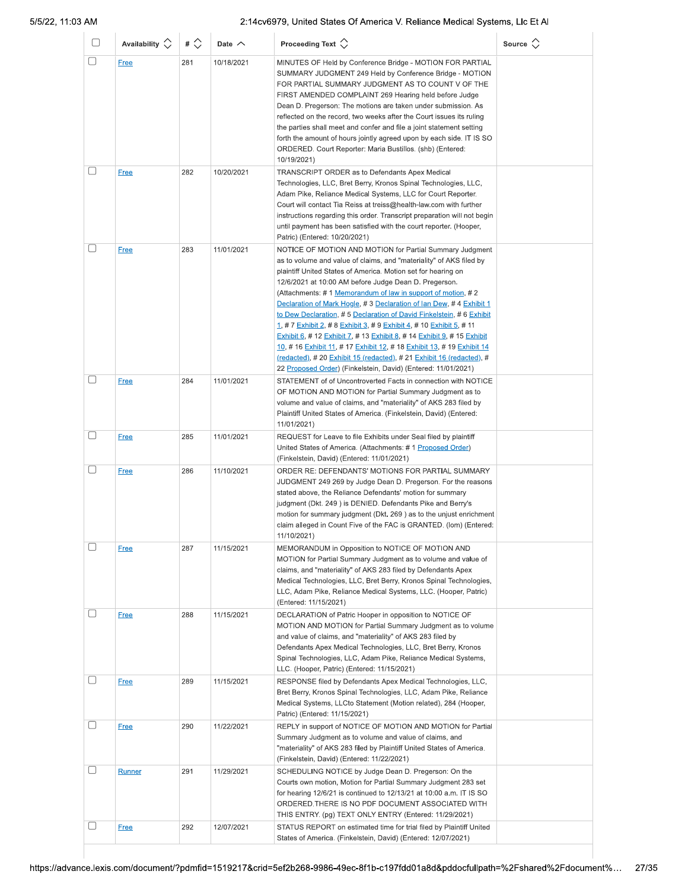| | Availability | # | Date | Proceeding Text | Source |
|---|---|---|---|---|---|
| | Free | 281 | 10/18/2021 | MINUTES OF Held by Conference Bridge - MOTION FOR PARTIAL SUMMARY JUDGMENT 249 Held by Conference Bridge - MOTION FOR PARTIAL SUMMARY JUDGMENT AS TO COUNT V OF THE FIRST AMENDED COMPLAINT 269 Hearing held before Judge Dean D. Pregerson: The motions are taken under submission. As reflected on the record, two weeks after the Court issues its ruling the parties shall meet and confer and file a joint statement setting forth the amount of hours jointly agreed upon by each side. IT IS SO ORDERED. Court Reporter: Maria Bustillos. (shb) (Entered: 10/19/2021) | |
| | Free | 282 | 10/20/2021 | TRANSCRIPT ORDER as to Defendants Apex Medical Technologies, LLC, Bret Berry, Kronos Spinal Technologies, LLC, Adam Pike, Reliance Medical Systems, LLC for Court Reporter. Court will contact Tia Reiss at treiss@health-law.com with further instructions regarding this order. Transcript preparation will not begin until payment has been satisfied with the court reporter. (Hooper, Patric) (Entered: 10/20/2021) | |
| | Free | 283 | 11/01/2021 | NOTICE OF MOTION AND MOTION for Partial Summary Judgment as to volume and value of claims, and "materiality" of AKS filed by plaintiff United States of America. Motion set for hearing on 12/6/2021 at 10:00 AM before Judge Dean D. Pregerson. (Attachments: # 1 Memorandum of law in support of motion, # 2 Declaration of Mark Hogle, # 3 Declaration of Ian Dew, # 4 Exhibit 1 to Dew Declaration, # 5 Declaration of David Finkelstein, # 6 Exhibit 1, # 7 Exhibit 2, # 8 Exhibit 3, # 9 Exhibit 4, # 10 Exhibit 5, # 11 Exhibit 6, # 12 Exhibit 7, # 13 Exhibit 8, # 14 Exhibit 9, # 15 Exhibit 10, # 16 Exhibit 11, # 17 Exhibit 12, # 18 Exhibit 13, # 19 Exhibit 14 (redacted), # 20 Exhibit 15 (redacted), # 21 Exhibit 16 (redacted), # 22 Proposed Order) (Finkelstein, David) (Entered: 11/01/2021) | |
| | Free | 284 | 11/01/2021 | STATEMENT of of Uncontroverted Facts in connection with NOTICE OF MOTION AND MOTION for Partial Summary Judgment as to volume and value of claims, and "materiality" of AKS 283 filed by Plaintiff United States of America. (Finkelstein, David) (Entered: 11/01/2021) | |
| | Free | 285 | 11/01/2021 | REQUEST for Leave to file Exhibits under Seal filed by plaintiff United States of America. (Attachments: # 1 Proposed Order) (Finkelstein, David) (Entered: 11/01/2021) | |
| | Free | 286 | 11/10/2021 | ORDER RE: DEFENDANTS' MOTIONS FOR PARTIAL SUMMARY JUDGMENT 249 269 by Judge Dean D. Pregerson. For the reasons stated above, the Reliance Defendants' motion for summary judgment (Dkt. 249 ) is DENIED. Defendants Pike and Berry's motion for summary judgment (Dkt. 269 ) as to the unjust enrichment claim alleged in Count Five of the FAC is GRANTED. (lom) (Entered: 11/10/2021) | |
| | Free | 287 | 11/15/2021 | MEMORANDUM in Opposition to NOTICE OF MOTION AND MOTION for Partial Summary Judgment as to volume and value of claims, and "materiality" of AKS 283 filed by Defendants Apex Medical Technologies, LLC, Bret Berry, Kronos Spinal Technologies, LLC, Adam Pike, Reliance Medical Systems, LLC. (Hooper, Patric) (Entered: 11/15/2021) | |
| | Free | 288 | 11/15/2021 | DECLARATION of Patric Hooper in opposition to NOTICE OF MOTION AND MOTION for Partial Summary Judgment as to volume and value of claims, and "materiality" of AKS 283 filed by Defendants Apex Medical Technologies, LLC, Bret Berry, Kronos Spinal Technologies, LLC, Adam Pike, Reliance Medical Systems, LLC. (Hooper, Patric) (Entered: 11/15/2021) | |
| | Free | 289 | 11/15/2021 | RESPONSE filed by Defendants Apex Medical Technologies, LLC, Bret Berry, Kronos Spinal Technologies, LLC, Adam Pike, Reliance Medical Systems, LLCto Statement (Motion related), 284 (Hooper, Patric) (Entered: 11/15/2021) | |
| | Free | 290 | 11/22/2021 | REPLY in support of NOTICE OF MOTION AND MOTION for Partial Summary Judgment as to volume and value of claims, and "materiality" of AKS 283 filed by Plaintiff United States of America. (Finkelstein, David) (Entered: 11/22/2021) | |
| | Runner | 291 | 11/29/2021 | SCHEDULING NOTICE by Judge Dean D. Pregerson: On the Courts own motion, Motion for Partial Summary Judgment 283 set for hearing 12/6/21 is continued to 12/13/21 at 10:00 a.m. IT IS SO ORDERED.THERE IS NO PDF DOCUMENT ASSOCIATED WITH THIS ENTRY. (pg) TEXT ONLY ENTRY (Entered: 11/29/2021) | |
| | Free | 292 | 12/07/2021 | STATUS REPORT on estimated time for trial filed by Plaintiff United States of America. (Finkelstein, David) (Entered: 12/07/2021) | |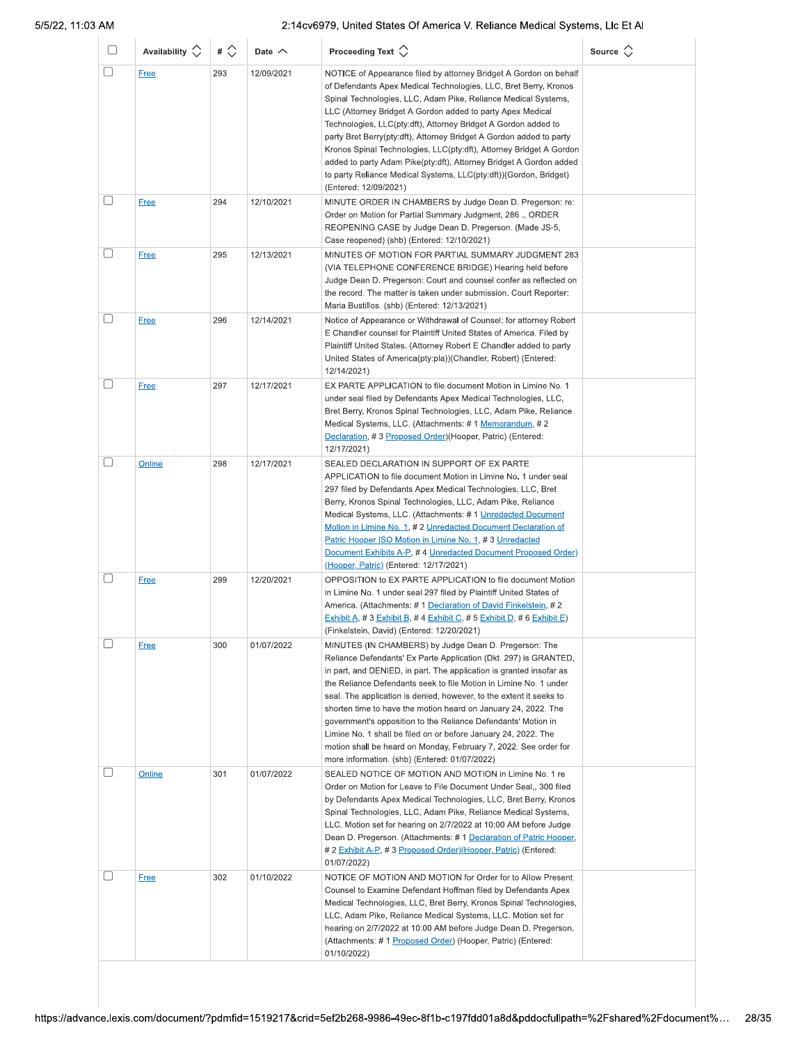| | Availability | # | Date | Proceeding Text | Source |
|---|---|---|---|---|---|
| | Free | 293 | 12/09/2021 | NOTICE of Appearance filed by attorney Bridget A Gordon on behalf of Defendants Apex Medical Technologies, LLC, Bret Berry, Kronos Spinal Technologies, LLC, Adam Pike, Reliance Medical Systems, LLC (Attorney Bridget A Gordon added to party Apex Medical Technologies, LLC(pty:dft), Attorney Bridget A Gordon added to party Bret Berry(pty:dft), Attorney Bridget A Gordon added to party Kronos Spinal Technologies, LLC(pty:dft), Attorney Bridget A Gordon added to party Adam Pike(pty:dft), Attorney Bridget A Gordon added to party Reliance Medical Systems, LLC(pty:dft))(Gordon, Bridget) (Entered: 12/09/2021) | |
| | Free | 294 | 12/10/2021 | MINUTE ORDER IN CHAMBERS by Judge Dean D. Pregerson: re: Order on Motion for Partial Summary Judgment, 286 ., ORDER REOPENING CASE by Judge Dean D. Pregerson. (Made JS-5, Case reopened) (shb) (Entered: 12/10/2021) | |
| | Free | 295 | 12/13/2021 | MINUTES OF MOTION FOR PARTIAL SUMMARY JUDGMENT 283 (VIA TELEPHONE CONFERENCE BRIDGE) Hearing held before Judge Dean D. Pregerson: Court and counsel confer as reflected on the record. The matter is taken under submission. Court Reporter: Maria Bustillos. (shb) (Entered: 12/13/2021) | |
| | Free | 296 | 12/14/2021 | Notice of Appearance or Withdrawal of Counsel: for attorney Robert E Chandler counsel for Plaintiff United States of America. Filed by Plaintiff United States. (Attorney Robert E Chandler added to party United States of America(pty:pla))(Chandler, Robert) (Entered: 12/14/2021) | |
| | Free | 297 | 12/17/2021 | EX PARTE APPLICATION to file document Motion in Limine No. 1 under seal filed by Defendants Apex Medical Technologies, LLC, Bret Berry, Kronos Spinal Technologies, LLC, Adam Pike, Reliance Medical Systems, LLC. (Attachments: # 1 Memorandum, # 2 Declaration, # 3 Proposed Order)(Hooper, Patric) (Entered: 12/17/2021) | |
| | Online | 298 | 12/17/2021 | SEALED DECLARATION IN SUPPORT OF EX PARTE APPLICATION to file document Motion in Limine No. 1 under seal 297 filed by Defendants Apex Medical Technologies, LLC, Bret Berry, Kronos Spinal Technologies, LLC, Adam Pike, Reliance Medical Systems, LLC. (Attachments: # 1 Unredacted Document Motion in Limine No. 1, # 2 Unredacted Document Declaration of Patric Hooper ISO Motion in Limine No. 1, # 3 Unredacted Document Exhibits A-P, # 4 Unredacted Document Proposed Order) (Hooper, Patric) (Entered: 12/17/2021) | |
| | Free | 299 | 12/20/2021 | OPPOSITION to EX PARTE APPLICATION to file document Motion in Limine No. 1 under seal 297 filed by Plaintiff United States of America. (Attachments: # 1 Declaration of David Finkelstein, # 2 Exhibit A, # 3 Exhibit B, # 4 Exhibit C, # 5 Exhibit D, # 6 Exhibit E) (Finkelstein, David) (Entered: 12/20/2021) | |
| | Free | 300 | 01/07/2022 | MINUTES (IN CHAMBERS) by Judge Dean D. Pregerson: The Reliance Defendants' Ex Parte Application (Dkt. 297) is GRANTED, in part, and DENIED, in part. The application is granted insofar as the Reliance Defendants seek to file Motion in Limine No. 1 under seal. The application is denied, however, to the extent it seeks to shorten time to have the motion heard on January 24, 2022. The government's opposition to the Reliance Defendants' Motion in Limine No. 1 shall be filed on or before January 24, 2022. The motion shall be heard on Monday, February 7, 2022. See order for more information. (shb) (Entered: 01/07/2022) | |
| | Online | 301 | 01/07/2022 | SEALED NOTICE OF MOTION AND MOTION in Limine No. 1 re Order on Motion for Leave to File Document Under Seal,, 300 filed by Defendants Apex Medical Technologies, LLC, Bret Berry, Kronos Spinal Technologies, LLC, Adam Pike, Reliance Medical Systems, LLC. Motion set for hearing on 2/7/2022 at 10:00 AM before Judge Dean D. Pregerson. (Attachments: # 1 Declaration of Patric Hooper, # 2 Exhibit A-P, # 3 Proposed Order)(Hooper, Patric) (Entered: 01/07/2022) | |
| | Free | 302 | 01/10/2022 | NOTICE OF MOTION AND MOTION for Order for to Allow Present Counsel to Examine Defendant Hoffman filed by Defendants Apex Medical Technologies, LLC, Bret Berry, Kronos Spinal Technologies, LLC, Adam Pike, Reliance Medical Systems, LLC. Motion set for hearing on 2/7/2022 at 10:00 AM before Judge Dean D. Pregerson. (Attachments: # 1 Proposed Order) (Hooper, Patric) (Entered: 01/10/2022) | |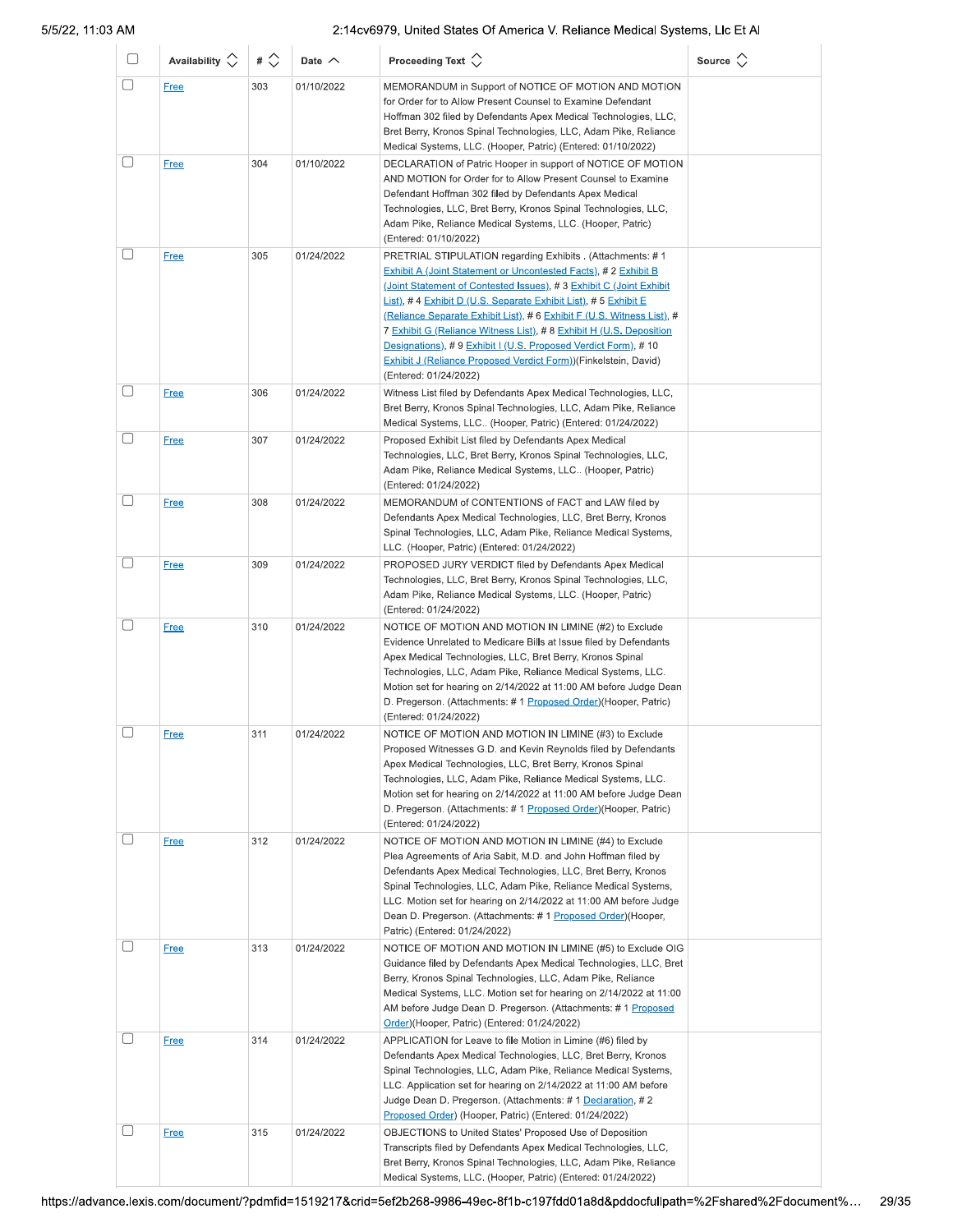| | Availability | # | Date | Proceeding Text | Source |
|---|---|---|---|---|---|
| | Free | 303 | 01/10/2022 | MEMORANDUM in Support of NOTICE OF MOTION AND MOTION for Order for to Allow Present Counsel to Examine Defendant Hoffman 302 filed by Defendants Apex Medical Technologies, LLC, Bret Berry, Kronos Spinal Technologies, LLC, Adam Pike, Reliance Medical Systems, LLC. (Hooper, Patric) (Entered: 01/10/2022) | |
| | Free | 304 | 01/10/2022 | DECLARATION of Patric Hooper in support of NOTICE OF MOTION AND MOTION for Order for to Allow Present Counsel to Examine Defendant Hoffman 302 filed by Defendants Apex Medical Technologies, LLC, Bret Berry, Kronos Spinal Technologies, LLC, Adam Pike, Reliance Medical Systems, LLC. (Hooper, Patric) (Entered: 01/10/2022) | |
| | Free | 305 | 01/24/2022 | PRETRIAL STIPULATION regarding Exhibits . (Attachments: # 1 Exhibit A (Joint Statement or Uncontested Facts), # 2 Exhibit B (Joint Statement of Contested Issues), # 3 Exhibit C (Joint Exhibit List), # 4 Exhibit D (U.S. Separate Exhibit List), # 5 Exhibit E (Reliance Separate Exhibit List), # 6 Exhibit F (U.S. Witness List), # 7 Exhibit G (Reliance Witness List), # 8 Exhibit H (U.S. Deposition Designations), # 9 Exhibit I (U.S. Proposed Verdict Form), # 10 Exhibit J (Reliance Proposed Verdict Form))(Finkelstein, David) (Entered: 01/24/2022) | |
| | Free | 306 | 01/24/2022 | Witness List filed by Defendants Apex Medical Technologies, LLC, Bret Berry, Kronos Spinal Technologies, LLC, Adam Pike, Reliance Medical Systems, LLC.. (Hooper, Patric) (Entered: 01/24/2022) | |
| | Free | 307 | 01/24/2022 | Proposed Exhibit List filed by Defendants Apex Medical Technologies, LLC, Bret Berry, Kronos Spinal Technologies, LLC, Adam Pike, Reliance Medical Systems, LLC.. (Hooper, Patric) (Entered: 01/24/2022) | |
| | Free | 308 | 01/24/2022 | MEMORANDUM of CONTENTIONS of FACT and LAW filed by Defendants Apex Medical Technologies, LLC, Bret Berry, Kronos Spinal Technologies, LLC, Adam Pike, Reliance Medical Systems, LLC. (Hooper, Patric) (Entered: 01/24/2022) | |
| | Free | 309 | 01/24/2022 | PROPOSED JURY VERDICT filed by Defendants Apex Medical Technologies, LLC, Bret Berry, Kronos Spinal Technologies, LLC, Adam Pike, Reliance Medical Systems, LLC. (Hooper, Patric) (Entered: 01/24/2022) | |
| | Free | 310 | 01/24/2022 | NOTICE OF MOTION AND MOTION IN LIMINE (#2) to Exclude Evidence Unrelated to Medicare Bills at Issue filed by Defendants Apex Medical Technologies, LLC, Bret Berry, Kronos Spinal Technologies, LLC, Adam Pike, Reliance Medical Systems, LLC. Motion set for hearing on 2/14/2022 at 11:00 AM before Judge Dean D. Pregerson. (Attachments: # 1 Proposed Order)(Hooper, Patric) (Entered: 01/24/2022) | |
| | Free | 311 | 01/24/2022 | NOTICE OF MOTION AND MOTION IN LIMINE (#3) to Exclude Proposed Witnesses G.D. and Kevin Reynolds filed by Defendants Apex Medical Technologies, LLC, Bret Berry, Kronos Spinal Technologies, LLC, Adam Pike, Reliance Medical Systems, LLC. Motion set for hearing on 2/14/2022 at 11:00 AM before Judge Dean D. Pregerson. (Attachments: # 1 Proposed Order)(Hooper, Patric) (Entered: 01/24/2022) | |
| | Free | 312 | 01/24/2022 | NOTICE OF MOTION AND MOTION IN LIMINE (#4) to Exclude Plea Agreements of Aria Sabit, M.D. and John Hoffman filed by Defendants Apex Medical Technologies, LLC, Bret Berry, Kronos Spinal Technologies, LLC, Adam Pike, Reliance Medical Systems, LLC. Motion set for hearing on 2/14/2022 at 11:00 AM before Judge Dean D. Pregerson. (Attachments: # 1 Proposed Order)(Hooper, Patric) (Entered: 01/24/2022) | |
| | Free | 313 | 01/24/2022 | NOTICE OF MOTION AND MOTION IN LIMINE (#5) to Exclude OIG Guidance filed by Defendants Apex Medical Technologies, LLC, Bret Berry, Kronos Spinal Technologies, LLC, Adam Pike, Reliance Medical Systems, LLC. Motion set for hearing on 2/14/2022 at 11:00 AM before Judge Dean D. Pregerson. (Attachments: # 1 Proposed Order)(Hooper, Patric) (Entered: 01/24/2022) | |
| | Free | 314 | 01/24/2022 | APPLICATION for Leave to file Motion in Limine (#6) filed by Defendants Apex Medical Technologies, LLC, Bret Berry, Kronos Spinal Technologies, LLC, Adam Pike, Reliance Medical Systems, LLC. Application set for hearing on 2/14/2022 at 11:00 AM before Judge Dean D. Pregerson. (Attachments: # 1 Declaration, # 2 Proposed Order) (Hooper, Patric) (Entered: 01/24/2022) | |
| | Free | 315 | 01/24/2022 | OBJECTIONS to United States' Proposed Use of Deposition Transcripts filed by Defendants Apex Medical Technologies, LLC, Bret Berry, Kronos Spinal Technologies, LLC, Adam Pike, Reliance Medical Systems, LLC. (Hooper, Patric) (Entered: 01/24/2022) | |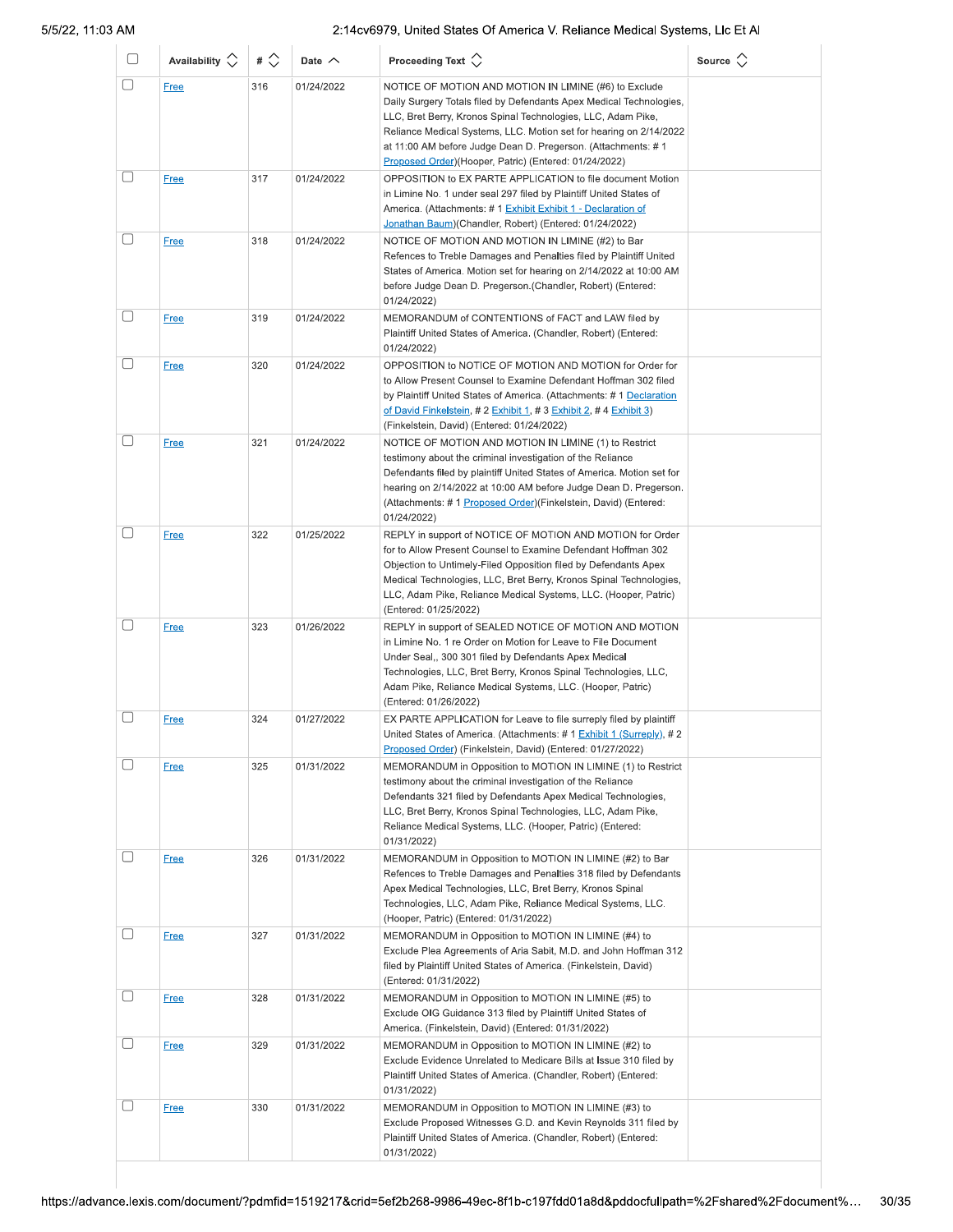| | Availability | # | Date | Proceeding Text | Source |
|---|---|---|---|---|---|
| ☐ | Free | 316 | 01/24/2022 | NOTICE OF MOTION AND MOTION IN LIMINE (#6) to Exclude Daily Surgery Totals filed by Defendants Apex Medical Technologies, LLC, Bret Berry, Kronos Spinal Technologies, LLC, Adam Pike, Reliance Medical Systems, LLC. Motion set for hearing on 2/14/2022 at 11:00 AM before Judge Dean D. Pregerson. (Attachments: # 1 Proposed Order)(Hooper, Patric) (Entered: 01/24/2022) | |
| ☐ | Free | 317 | 01/24/2022 | OPPOSITION to EX PARTE APPLICATION to file document Motion in Limine No. 1 under seal 297 filed by Plaintiff United States of America. (Attachments: # 1 Exhibit Exhibit 1 - Declaration of Jonathan Baum)(Chandler, Robert) (Entered: 01/24/2022) | |
| ☐ | Free | 318 | 01/24/2022 | NOTICE OF MOTION AND MOTION IN LIMINE (#2) to Bar Refences to Treble Damages and Penalties filed by Plaintiff United States of America. Motion set for hearing on 2/14/2022 at 10:00 AM before Judge Dean D. Pregerson.(Chandler, Robert) (Entered: 01/24/2022) | |
| ☐ | Free | 319 | 01/24/2022 | MEMORANDUM of CONTENTIONS of FACT and LAW filed by Plaintiff United States of America. (Chandler, Robert) (Entered: 01/24/2022) | |
| ☐ | Free | 320 | 01/24/2022 | OPPOSITION to NOTICE OF MOTION AND MOTION for Order for to Allow Present Counsel to Examine Defendant Hoffman 302 filed by Plaintiff United States of America. (Attachments: # 1 Declaration of David Finkelstein, # 2 Exhibit 1, # 3 Exhibit 2, # 4 Exhibit 3) (Finkelstein, David) (Entered: 01/24/2022) | |
| ☐ | Free | 321 | 01/24/2022 | NOTICE OF MOTION AND MOTION IN LIMINE (1) to Restrict testimony about the criminal investigation of the Reliance Defendants filed by plaintiff United States of America. Motion set for hearing on 2/14/2022 at 10:00 AM before Judge Dean D. Pregerson. (Attachments: # 1 Proposed Order)(Finkelstein, David) (Entered: 01/24/2022) | |
| ☐ | Free | 322 | 01/25/2022 | REPLY in support of NOTICE OF MOTION AND MOTION for Order for to Allow Present Counsel to Examine Defendant Hoffman 302 Objection to Untimely-Filed Opposition filed by Defendants Apex Medical Technologies, LLC, Bret Berry, Kronos Spinal Technologies, LLC, Adam Pike, Reliance Medical Systems, LLC. (Hooper, Patric) (Entered: 01/25/2022) | |
| ☐ | Free | 323 | 01/26/2022 | REPLY in support of SEALED NOTICE OF MOTION AND MOTION in Limine No. 1 re Order on Motion for Leave to File Document Under Seal,, 300 301 filed by Defendants Apex Medical Technologies, LLC, Bret Berry, Kronos Spinal Technologies, LLC, Adam Pike, Reliance Medical Systems, LLC. (Hooper, Patric) (Entered: 01/26/2022) | |
| ☐ | Free | 324 | 01/27/2022 | EX PARTE APPLICATION for Leave to file surreply filed by plaintiff United States of America. (Attachments: # 1 Exhibit 1 (Surreply), # 2 Proposed Order) (Finkelstein, David) (Entered: 01/27/2022) | |
| ☐ | Free | 325 | 01/31/2022 | MEMORANDUM in Opposition to MOTION IN LIMINE (1) to Restrict testimony about the criminal investigation of the Reliance Defendants 321 filed by Defendants Apex Medical Technologies, LLC, Bret Berry, Kronos Spinal Technologies, LLC, Adam Pike, Reliance Medical Systems, LLC. (Hooper, Patric) (Entered: 01/31/2022) | |
| ☐ | Free | 326 | 01/31/2022 | MEMORANDUM in Opposition to MOTION IN LIMINE (#2) to Bar Refences to Treble Damages and Penalties 318 filed by Defendants Apex Medical Technologies, LLC, Bret Berry, Kronos Spinal Technologies, LLC, Adam Pike, Reliance Medical Systems, LLC. (Hooper, Patric) (Entered: 01/31/2022) | |
| ☐ | Free | 327 | 01/31/2022 | MEMORANDUM in Opposition to MOTION IN LIMINE (#4) to Exclude Plea Agreements of Aria Sabit, M.D. and John Hoffman 312 filed by Plaintiff United States of America. (Finkelstein, David) (Entered: 01/31/2022) | |
| ☐ | Free | 328 | 01/31/2022 | MEMORANDUM in Opposition to MOTION IN LIMINE (#5) to Exclude OIG Guidance 313 filed by Plaintiff United States of America. (Finkelstein, David) (Entered: 01/31/2022) | |
| ☐ | Free | 329 | 01/31/2022 | MEMORANDUM in Opposition to MOTION IN LIMINE (#2) to Exclude Evidence Unrelated to Medicare Bills at Issue 310 filed by Plaintiff United States of America. (Chandler, Robert) (Entered: 01/31/2022) | |
| ☐ | Free | 330 | 01/31/2022 | MEMORANDUM in Opposition to MOTION IN LIMINE (#3) to Exclude Proposed Witnesses G.D. and Kevin Reynolds 311 filed by Plaintiff United States of America. (Chandler, Robert) (Entered: 01/31/2022) | |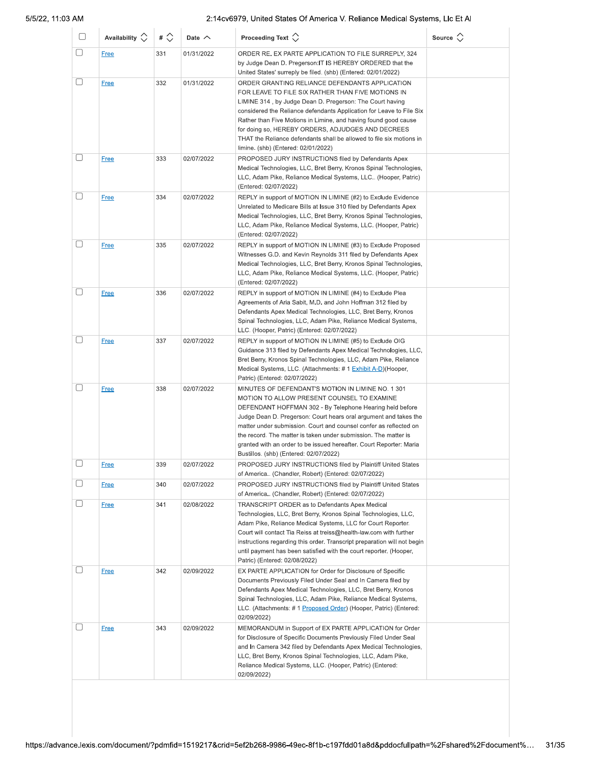| | Availability | # | Date | Proceeding Text | Source |
|---|---|---|---|---|---|
| | Free | 331 | 01/31/2022 | ORDER RE. EX PARTE APPLICATION TO FILE SURREPLY, 324 by Judge Dean D. Pregerson:IT IS HEREBY ORDERED that the United States' surreply be filed. (shb) (Entered: 02/01/2022) | |
| | Free | 332 | 01/31/2022 | ORDER GRANTING RELIANCE DEFENDANTS APPLICATION FOR LEAVE TO FILE SIX RATHER THAN FIVE MOTIONS IN LIMINE 314 , by Judge Dean D. Pregerson: The Court having considered the Reliance defendants Application for Leave to File Six Rather than Five Motions in Limine, and having found good cause for doing so, HEREBY ORDERS, ADJUDGES AND DECREES THAT the Reliance defendants shall be allowed to file six motions in limine. (shb) (Entered: 02/01/2022) | |
| | Free | 333 | 02/07/2022 | PROPOSED JURY INSTRUCTIONS filed by Defendants Apex Medical Technologies, LLC, Bret Berry, Kronos Spinal Technologies, LLC, Adam Pike, Reliance Medical Systems, LLC.. (Hooper, Patric) (Entered: 02/07/2022) | |
| | Free | 334 | 02/07/2022 | REPLY in support of MOTION IN LIMINE (#2) to Exclude Evidence Unrelated to Medicare Bills at Issue 310 filed by Defendants Apex Medical Technologies, LLC, Bret Berry, Kronos Spinal Technologies, LLC, Adam Pike, Reliance Medical Systems, LLC. (Hooper, Patric) (Entered: 02/07/2022) | |
| | Free | 335 | 02/07/2022 | REPLY in support of MOTION IN LIMINE (#3) to Exclude Proposed Witnesses G.D. and Kevin Reynolds 311 filed by Defendants Apex Medical Technologies, LLC, Bret Berry, Kronos Spinal Technologies, LLC, Adam Pike, Reliance Medical Systems, LLC. (Hooper, Patric) (Entered: 02/07/2022) | |
| | Free | 336 | 02/07/2022 | REPLY in support of MOTION IN LIMINE (#4) to Exclude Plea Agreements of Aria Sabit, M.D. and John Hoffman 312 filed by Defendants Apex Medical Technologies, LLC, Bret Berry, Kronos Spinal Technologies, LLC, Adam Pike, Reliance Medical Systems, LLC. (Hooper, Patric) (Entered: 02/07/2022) | |
| | Free | 337 | 02/07/2022 | REPLY in support of MOTION IN LIMINE (#5) to Exclude OIG Guidance 313 filed by Defendants Apex Medical Technologies, LLC, Bret Berry, Kronos Spinal Technologies, LLC, Adam Pike, Reliance Medical Systems, LLC. (Attachments: # 1 Exhibit A-D)(Hooper, Patric) (Entered: 02/07/2022) | |
| | Free | 338 | 02/07/2022 | MINUTES OF DEFENDANT'S MOTION IN LIMINE NO. 1 301 MOTION TO ALLOW PRESENT COUNSEL TO EXAMINE DEFENDANT HOFFMAN 302 - By Telephone Hearing held before Judge Dean D. Pregerson: Court hears oral argument and takes the matter under submission. Court and counsel confer as reflected on the record. The matter is taken under submission. The matter is granted with an order to be issued hereafter. Court Reporter: Maria Bustillos. (shb) (Entered: 02/07/2022) | |
| | Free | 339 | 02/07/2022 | PROPOSED JURY INSTRUCTIONS filed by Plaintiff United States of America.. (Chandler, Robert) (Entered: 02/07/2022) | |
| | Free | 340 | 02/07/2022 | PROPOSED JURY INSTRUCTIONS filed by Plaintiff United States of America.. (Chandler, Robert) (Entered: 02/07/2022) | |
| | Free | 341 | 02/08/2022 | TRANSCRIPT ORDER as to Defendants Apex Medical Technologies, LLC, Bret Berry, Kronos Spinal Technologies, LLC, Adam Pike, Reliance Medical Systems, LLC for Court Reporter. Court will contact Tia Reiss at treiss@health-law.com with further instructions regarding this order. Transcript preparation will not begin until payment has been satisfied with the court reporter. (Hooper, Patric) (Entered: 02/08/2022) | |
| | Free | 342 | 02/09/2022 | EX PARTE APPLICATION for Order for Disclosure of Specific Documents Previously Filed Under Seal and In Camera filed by Defendants Apex Medical Technologies, LLC, Bret Berry, Kronos Spinal Technologies, LLC, Adam Pike, Reliance Medical Systems, LLC. (Attachments: # 1 Proposed Order) (Hooper, Patric) (Entered: 02/09/2022) | |
| | Free | 343 | 02/09/2022 | MEMORANDUM in Support of EX PARTE APPLICATION for Order for Disclosure of Specific Documents Previously Filed Under Seal and In Camera 342 filed by Defendants Apex Medical Technologies, LLC, Bret Berry, Kronos Spinal Technologies, LLC, Adam Pike, Reliance Medical Systems, LLC. (Hooper, Patric) (Entered: 02/09/2022) | |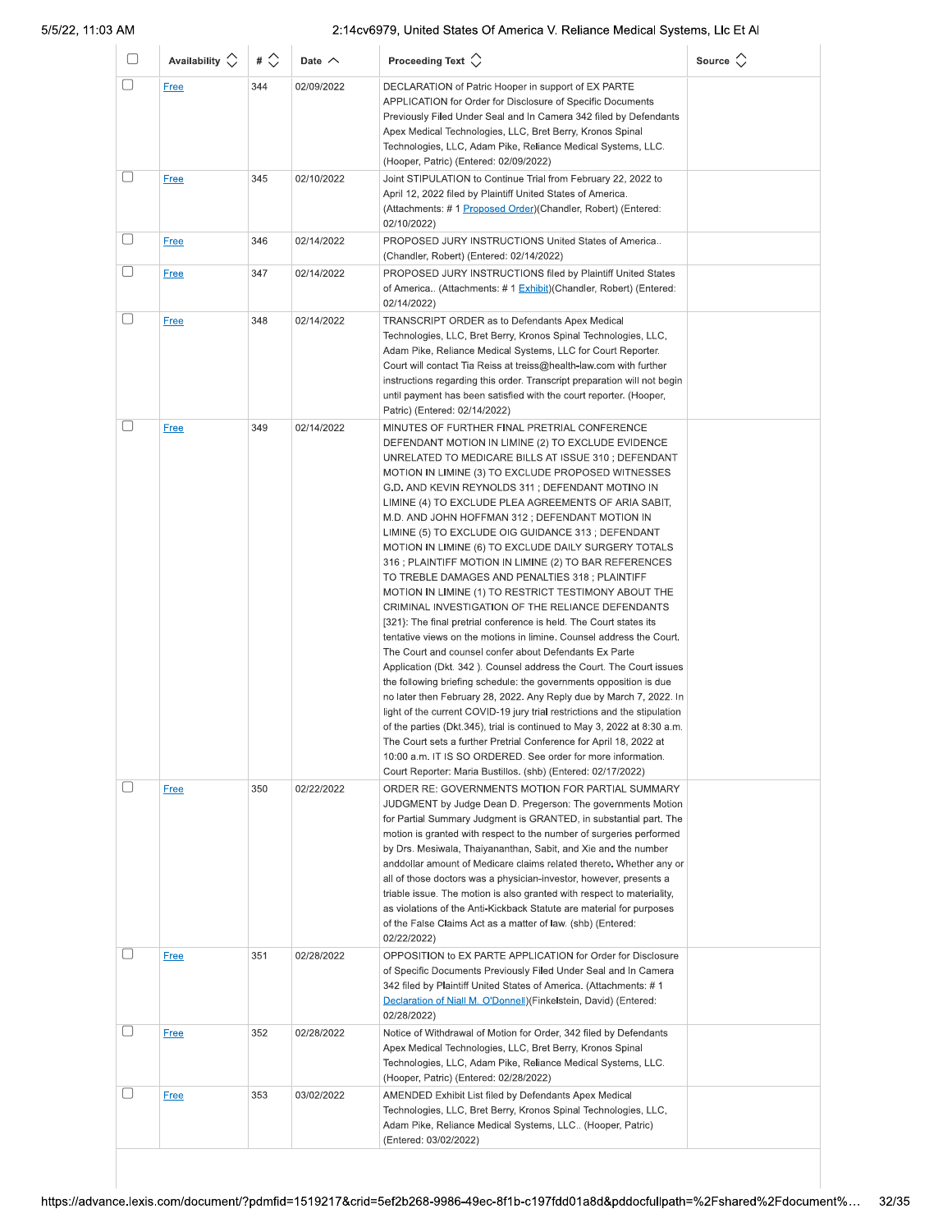| | Availability | # | Date | Proceeding Text | Source |
|---|---|---|---|---|---|
| | Free | 344 | 02/09/2022 | DECLARATION of Patric Hooper in support of EX PARTE APPLICATION for Order for Disclosure of Specific Documents Previously Filed Under Seal and In Camera 342 filed by Defendants Apex Medical Technologies, LLC, Bret Berry, Kronos Spinal Technologies, LLC, Adam Pike, Reliance Medical Systems, LLC. (Hooper, Patric) (Entered: 02/09/2022) | |
| | Free | 345 | 02/10/2022 | Joint STIPULATION to Continue Trial from February 22, 2022 to April 12, 2022 filed by Plaintiff United States of America. (Attachments: # 1 Proposed Order)(Chandler, Robert) (Entered: 02/10/2022) | |
| | Free | 346 | 02/14/2022 | PROPOSED JURY INSTRUCTIONS United States of America.. (Chandler, Robert) (Entered: 02/14/2022) | |
| | Free | 347 | 02/14/2022 | PROPOSED JURY INSTRUCTIONS filed by Plaintiff United States of America.. (Attachments: # 1 Exhibit)(Chandler, Robert) (Entered: 02/14/2022) | |
| | Free | 348 | 02/14/2022 | TRANSCRIPT ORDER as to Defendants Apex Medical Technologies, LLC, Bret Berry, Kronos Spinal Technologies, LLC, Adam Pike, Reliance Medical Systems, LLC for Court Reporter. Court will contact Tia Reiss at treiss@health-law.com with further instructions regarding this order. Transcript preparation will not begin until payment has been satisfied with the court reporter. (Hooper, Patric) (Entered: 02/14/2022) | |
| | Free | 349 | 02/14/2022 | MINUTES OF FURTHER FINAL PRETRIAL CONFERENCE DEFENDANT MOTION IN LIMINE (2) TO EXCLUDE EVIDENCE UNRELATED TO MEDICARE BILLS AT ISSUE 310 ; DEFENDANT MOTION IN LIMINE (3) TO EXCLUDE PROPOSED WITNESSES G.D. AND KEVIN REYNOLDS 311 ; DEFENDANT MOTINO IN LIMINE (4) TO EXCLUDE PLEA AGREEMENTS OF ARIA SABIT, M.D. AND JOHN HOFFMAN 312 ; DEFENDANT MOTION IN LIMINE (5) TO EXCLUDE OIG GUIDANCE 313 ; DEFENDANT MOTION IN LIMINE (6) TO EXCLUDE DAILY SURGERY TOTALS 316 ; PLAINTIFF MOTION IN LIMINE (2) TO BAR REFERENCES TO TREBLE DAMAGES AND PENALTIES 318 ; PLAINTIFF MOTION IN LIMINE (1) TO RESTRICT TESTIMONY ABOUT THE CRIMINAL INVESTIGATION OF THE RELIANCE DEFENDANTS [321}: The final pretrial conference is held. The Court states its tentative views on the motions in limine. Counsel address the Court. The Court and counsel confer about Defendants Ex Parte Application (Dkt. 342 ). Counsel address the Court. The Court issues the following briefing schedule: the governments opposition is due no later then February 28, 2022. Any Reply due by March 7, 2022. In light of the current COVID-19 jury trial restrictions and the stipulation of the parties (Dkt.345), trial is continued to May 3, 2022 at 8:30 a.m. The Court sets a further Pretrial Conference for April 18, 2022 at 10:00 a.m. IT IS SO ORDERED. See order for more information. Court Reporter: Maria Bustillos. (shb) (Entered: 02/17/2022) | |
| | Free | 350 | 02/22/2022 | ORDER RE: GOVERNMENTS MOTION FOR PARTIAL SUMMARY JUDGMENT by Judge Dean D. Pregerson: The governments Motion for Partial Summary Judgment is GRANTED, in substantial part. The motion is granted with respect to the number of surgeries performed by Drs. Mesiwala, Thaiyananthan, Sabit, and Xie and the number anddollar amount of Medicare claims related thereto. Whether any or all of those doctors was a physician-investor, however, presents a triable issue. The motion is also granted with respect to materiality, as violations of the Anti-Kickback Statute are material for purposes of the False Claims Act as a matter of law. (shb) (Entered: 02/22/2022) | |
| | Free | 351 | 02/28/2022 | OPPOSITION to EX PARTE APPLICATION for Order for Disclosure of Specific Documents Previously Filed Under Seal and In Camera 342 filed by Plaintiff United States of America. (Attachments: # 1 Declaration of Niall M. O'Donnell)(Finkelstein, David) (Entered: 02/28/2022) | |
| | Free | 352 | 02/28/2022 | Notice of Withdrawal of Motion for Order, 342 filed by Defendants Apex Medical Technologies, LLC, Bret Berry, Kronos Spinal Technologies, LLC, Adam Pike, Reliance Medical Systems, LLC. (Hooper, Patric) (Entered: 02/28/2022) | |
| | Free | 353 | 03/02/2022 | AMENDED Exhibit List filed by Defendants Apex Medical Technologies, LLC, Bret Berry, Kronos Spinal Technologies, LLC, Adam Pike, Reliance Medical Systems, LLC.. (Hooper, Patric) (Entered: 03/02/2022) | |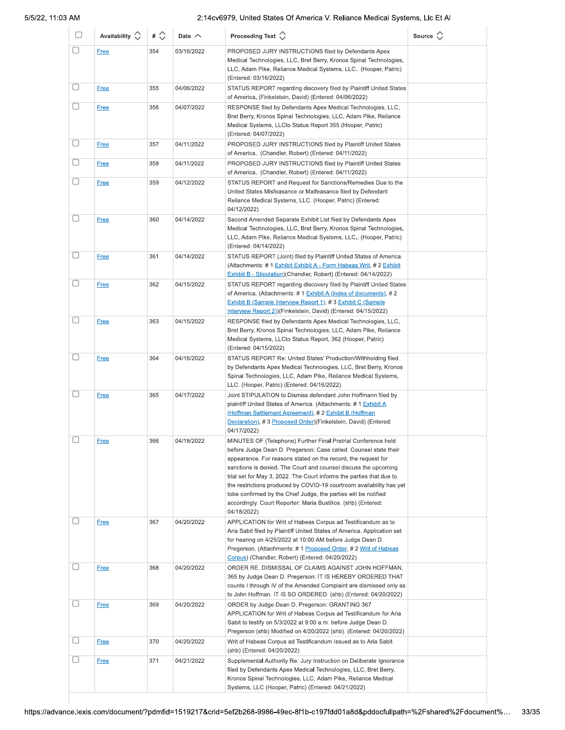| | Availability | # | Date | Proceeding Text | Source |
|---|---|---|---|---|---|
| | Free | 354 | 03/16/2022 | PROPOSED JURY INSTRUCTIONS filed by Defendants Apex Medical Technologies, LLC, Bret Berry, Kronos Spinal Technologies, LLC, Adam Pike, Reliance Medical Systems, LLC.. (Hooper, Patric) (Entered: 03/16/2022) | |
| | Free | 355 | 04/06/2022 | STATUS REPORT regarding discovery filed by Plaintiff United States of America. (Finkelstein, David) (Entered: 04/06/2022) | |
| | Free | 356 | 04/07/2022 | RESPONSE filed by Defendants Apex Medical Technologies, LLC, Bret Berry, Kronos Spinal Technologies, LLC, Adam Pike, Reliance Medical Systems, LLCto Status Report 355 (Hooper, Patric) (Entered: 04/07/2022) | |
| | Free | 357 | 04/11/2022 | PROPOSED JURY INSTRUCTIONS filed by Plaintiff United States of America.. (Chandler, Robert) (Entered: 04/11/2022) | |
| | Free | 358 | 04/11/2022 | PROPOSED JURY INSTRUCTIONS filed by Plaintiff United States of America.. (Chandler, Robert) (Entered: 04/11/2022) | |
| | Free | 359 | 04/12/2022 | STATUS REPORT and Request for Sanctions/Remedies Due to the United States Misfeasance or Malfeasance filed by Defendant Reliance Medical Systems, LLC. (Hooper, Patric) (Entered: 04/12/2022) | |
| | Free | 360 | 04/14/2022 | Second Amended Separate Exhibit List filed by Defendants Apex Medical Technologies, LLC, Bret Berry, Kronos Spinal Technologies, LLC, Adam Pike, Reliance Medical Systems, LLC.. (Hooper, Patric) (Entered: 04/14/2022) | |
| | Free | 361 | 04/14/2022 | STATUS REPORT (Joint) filed by Plaintiff United States of America. (Attachments: # 1 Exhibit Exhibit A - Form Habeas Writ, # 2 Exhibit Exhibit B - Stipulation)(Chandler, Robert) (Entered: 04/14/2022) | |
| | Free | 362 | 04/15/2022 | STATUS REPORT regarding discovery filed by Plaintiff United States of America. (Attachments: # 1 Exhibit A (index of documents), # 2 Exhibit B (Sample Interview Report 1), # 3 Exhibit C (Sample Interview Report 2))(Finkelstein, David) (Entered: 04/15/2022) | |
| | Free | 363 | 04/15/2022 | RESPONSE filed by Defendants Apex Medical Technologies, LLC, Bret Berry, Kronos Spinal Technologies, LLC, Adam Pike, Reliance Medical Systems, LLCto Status Report, 362 (Hooper, Patric) (Entered: 04/15/2022) | |
| | Free | 364 | 04/16/2022 | STATUS REPORT Re: United States' Production/Withholding filed by Defendants Apex Medical Technologies, LLC, Bret Berry, Kronos Spinal Technologies, LLC, Adam Pike, Reliance Medical Systems, LLC. (Hooper, Patric) (Entered: 04/16/2022) | |
| | Free | 365 | 04/17/2022 | Joint STIPULATION to Dismiss defendant John Hoffmann filed by plaintiff United States of America. (Attachments: # 1 Exhibit A (Hoffman Settlement Agreement), # 2 Exhibit B (Hoffman Declaration), # 3 Proposed Order)(Finkelstein, David) (Entered: 04/17/2022) | |
| | Free | 366 | 04/18/2022 | MINUTES OF (Telephone) Further Final Pretrial Conference held before Judge Dean D. Pregerson: Case called. Counsel state their appearance. For reasons stated on the record, the request for sanctions is denied. The Court and counsel discuss the upcoming trial set for May 3, 2022. The Court informs the parties that due to the restrictions produced by COVID-19 courtroom availability has yet tobe confirmed by the Chief Judge, the parties will be notified accordingly. Court Reporter: Maria Bustillos. (shb) (Entered: 04/18/2022) | |
| | Free | 367 | 04/20/2022 | APPLICATION for Writ of Habeas Corpus ad Testificandum as to Aria Sabit filed by Plaintiff United States of America. Application set for hearing on 4/25/2022 at 10:00 AM before Judge Dean D. Pregerson. (Attachments: # 1 Proposed Order, # 2 Writ of Habeas Corpus) (Chandler, Robert) (Entered: 04/20/2022) | |
| | Free | 368 | 04/20/2022 | ORDER RE. DISMISSAL OF CLAIMS AGAINST JOHN HOFFMAN, 365 by Judge Dean D. Pregerson: IT IS HEREBY ORDERED THAT counts I through IV of the Amended Complaint are dismissed only as to John Hoffman. IT IS SO ORDERED. (shb) (Entered: 04/20/2022) | |
| | Free | 369 | 04/20/2022 | ORDER by Judge Dean D. Pregerson: GRANTING 367 APPLICATION for Writ of Habeas Corpus ad Testificandum for Aria Sabit to testify on 5/3/2022 at 9:00 a.m. before Judge Dean D. Pregerson (shb) Modified on 4/20/2022 (shb). (Entered: 04/20/2022) | |
| | Free | 370 | 04/20/2022 | Writ of Habeas Corpus ad Testificandum Issued as to Aria Sabit. (shb) (Entered: 04/20/2022) | |
| | Free | 371 | 04/21/2022 | Supplemental Authority Re: Jury Instruction on Deliberate Ignorance filed by Defendants Apex Medical Technologies, LLC, Bret Berry, Kronos Spinal Technologies, LLC, Adam Pike, Reliance Medical Systems, LLC (Hooper, Patric) (Entered: 04/21/2022) | |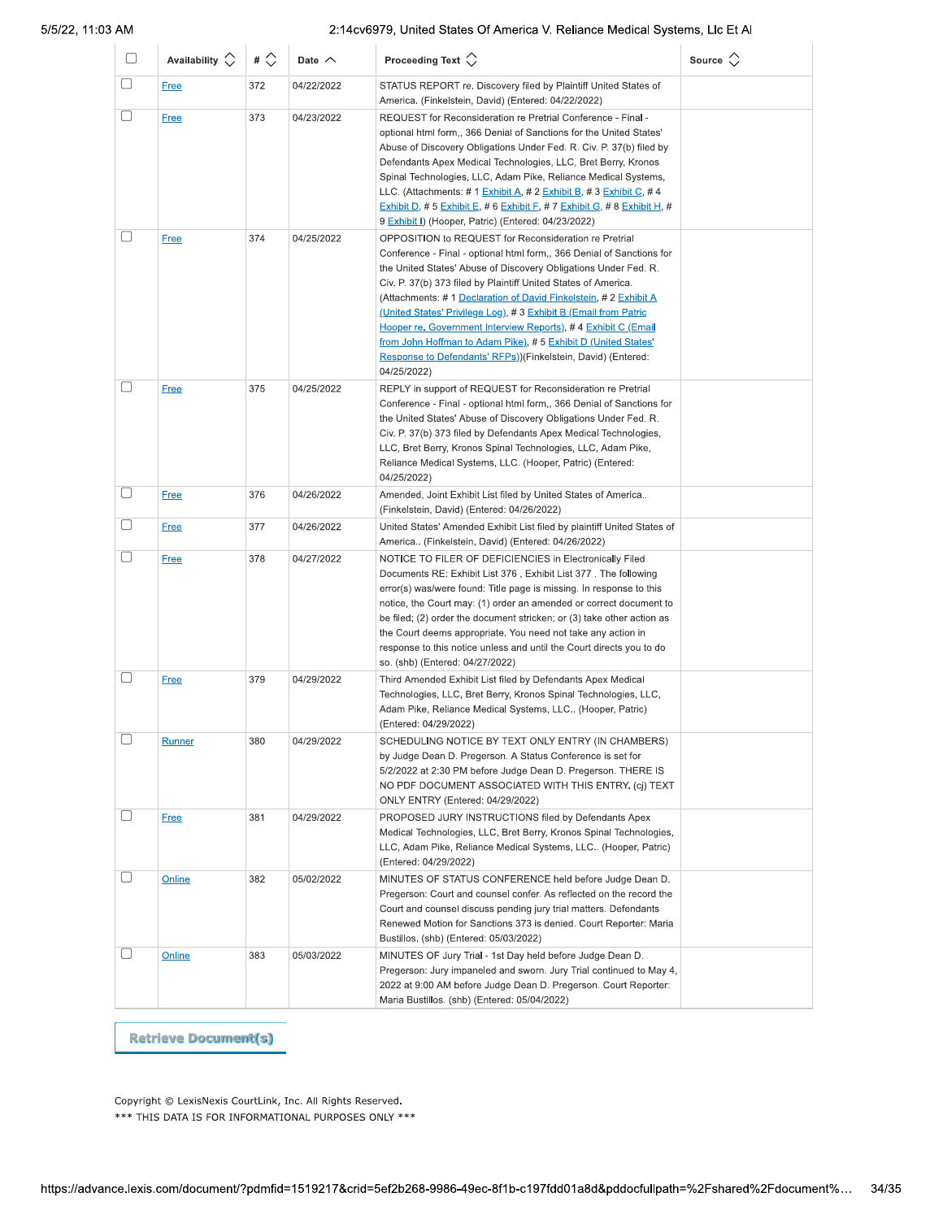| | Availability | # | Date | Proceeding Text | Source |
|---|---|---|---|---|---|
| | Free | 372 | 04/22/2022 | STATUS REPORT re. Discovery filed by Plaintiff United States of America. (Finkelstein, David) (Entered: 04/22/2022) | |
| | Free | 373 | 04/23/2022 | REQUEST for Reconsideration re Pretrial Conference - Final - optional html form,, 366 Denial of Sanctions for the United States' Abuse of Discovery Obligations Under Fed. R. Civ. P. 37(b) filed by Defendants Apex Medical Technologies, LLC, Bret Berry, Kronos Spinal Technologies, LLC, Adam Pike, Reliance Medical Systems, LLC. (Attachments: # 1 Exhibit A, # 2 Exhibit B, # 3 Exhibit C, # 4 Exhibit D, # 5 Exhibit E, # 6 Exhibit F, # 7 Exhibit G, # 8 Exhibit H, # 9 Exhibit I) (Hooper, Patric) (Entered: 04/23/2022) | |
| | Free | 374 | 04/25/2022 | OPPOSITION to REQUEST for Reconsideration re Pretrial Conference - Final - optional html form,, 366 Denial of Sanctions for the United States' Abuse of Discovery Obligations Under Fed. R. Civ. P. 37(b) 373 filed by Plaintiff United States of America. (Attachments: # 1 Declaration of David Finkelstein, # 2 Exhibit A (United States' Privilege Log), # 3 Exhibit B (Email from Patric Hooper re. Government Interview Reports), # 4 Exhibit C (Email from John Hoffman to Adam Pike), # 5 Exhibit D (United States' Response to Defendants' RFPs))(Finkelstein, David) (Entered: 04/25/2022) | |
| | Free | 375 | 04/25/2022 | REPLY in support of REQUEST for Reconsideration re Pretrial Conference - Final - optional html form,, 366 Denial of Sanctions for the United States' Abuse of Discovery Obligations Under Fed. R. Civ. P. 37(b) 373 filed by Defendants Apex Medical Technologies, LLC, Bret Berry, Kronos Spinal Technologies, LLC, Adam Pike, Reliance Medical Systems, LLC. (Hooper, Patric) (Entered: 04/25/2022) | |
| | Free | 376 | 04/26/2022 | Amended, Joint Exhibit List filed by United States of America.. (Finkelstein, David) (Entered: 04/26/2022) | |
| | Free | 377 | 04/26/2022 | United States' Amended Exhibit List filed by plaintiff United States of America.. (Finkelstein, David) (Entered: 04/26/2022) | |
| | Free | 378 | 04/27/2022 | NOTICE TO FILER OF DEFICIENCIES in Electronically Filed Documents RE: Exhibit List 376 , Exhibit List 377 . The following error(s) was/were found: Title page is missing. In response to this notice, the Court may: (1) order an amended or correct document to be filed; (2) order the document stricken; or (3) take other action as the Court deems appropriate. You need not take any action in response to this notice unless and until the Court directs you to do so. (shb) (Entered: 04/27/2022) | |
| | Free | 379 | 04/29/2022 | Third Amended Exhibit List filed by Defendants Apex Medical Technologies, LLC, Bret Berry, Kronos Spinal Technologies, LLC, Adam Pike, Reliance Medical Systems, LLC.. (Hooper, Patric) (Entered: 04/29/2022) | |
| | Runner | 380 | 04/29/2022 | SCHEDULING NOTICE BY TEXT ONLY ENTRY (IN CHAMBERS) by Judge Dean D. Pregerson. A Status Conference is set for 5/2/2022 at 2:30 PM before Judge Dean D. Pregerson. THERE IS NO PDF DOCUMENT ASSOCIATED WITH THIS ENTRY. (cj) TEXT ONLY ENTRY (Entered: 04/29/2022) | |
| | Free | 381 | 04/29/2022 | PROPOSED JURY INSTRUCTIONS filed by Defendants Apex Medical Technologies, LLC, Bret Berry, Kronos Spinal Technologies, LLC, Adam Pike, Reliance Medical Systems, LLC.. (Hooper, Patric) (Entered: 04/29/2022) | |
| | Online | 382 | 05/02/2022 | MINUTES OF STATUS CONFERENCE held before Judge Dean D. Pregerson: Court and counsel confer. As reflected on the record the Court and counsel discuss pending jury trial matters. Defendants Renewed Motion for Sanctions 373 is denied. Court Reporter: Maria Bustillos. (shb) (Entered: 05/03/2022) | |
| | Online | 383 | 05/03/2022 | MINUTES OF Jury Trial - 1st Day held before Judge Dean D. Pregerson: Jury impaneled and sworn. Jury Trial continued to May 4, 2022 at 9:00 AM before Judge Dean D. Pregerson. Court Reporter: Maria Bustillos. (shb) (Entered: 05/04/2022) | |

Retrieve Document(s)

Copyright © LexisNexis CourtLink, Inc. All Rights Reserved.
*** THIS DATA IS FOR INFORMATIONAL PURPOSES ONLY ***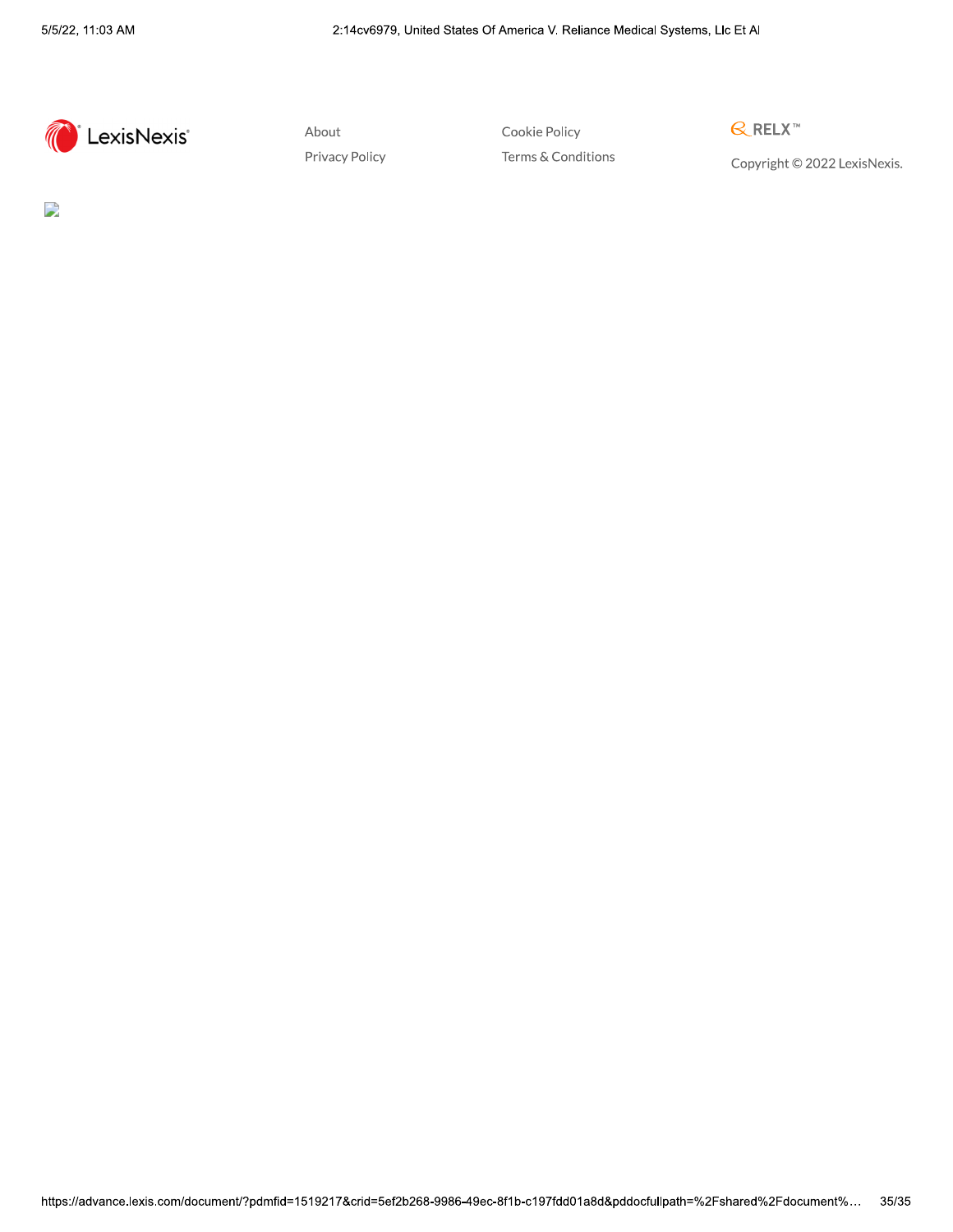LexisNexis

About

Privacy Policy

Cookie Policy

Terms & Conditions

RELX™

Copyright © 2022 LexisNexis.